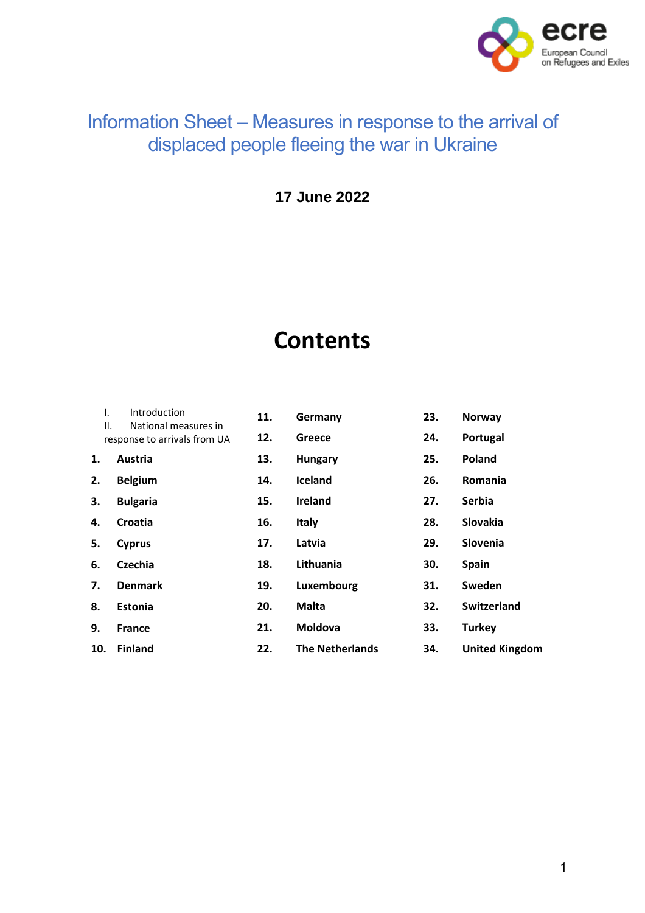ecre
European Council
on Refugees and Exiles

# Information Sheet – Measures in response to the arrival of displaced people fleeing the war in Ukraine

**17 June 2022**

## Contents

I. Introduction

II. National measures in response to arrivals from UA

1. **Austria**
2. **Belgium**
3. **Bulgaria**
4. **Croatia**
5. **Cyprus**
6. **Czechia**
7. **Denmark**
8. **Estonia**
9. **France**
10. **Finland**
11. **Germany**
12. **Greece**
13. **Hungary**
14. **Iceland**
15. **Ireland**
16. **Italy**
17. **Latvia**
18. **Lithuania**
19. **Luxembourg**
20. **Malta**
21. **Moldova**
22. **The Netherlands**
23. **Norway**
24. **Portugal**
25. **Poland**
26. **Romania**
27. **Serbia**
28. **Slovakia**
29. **Slovenia**
30. **Spain**
31. **Sweden**
32. **Switzerland**
33. **Turkey**
34. **United Kingdom**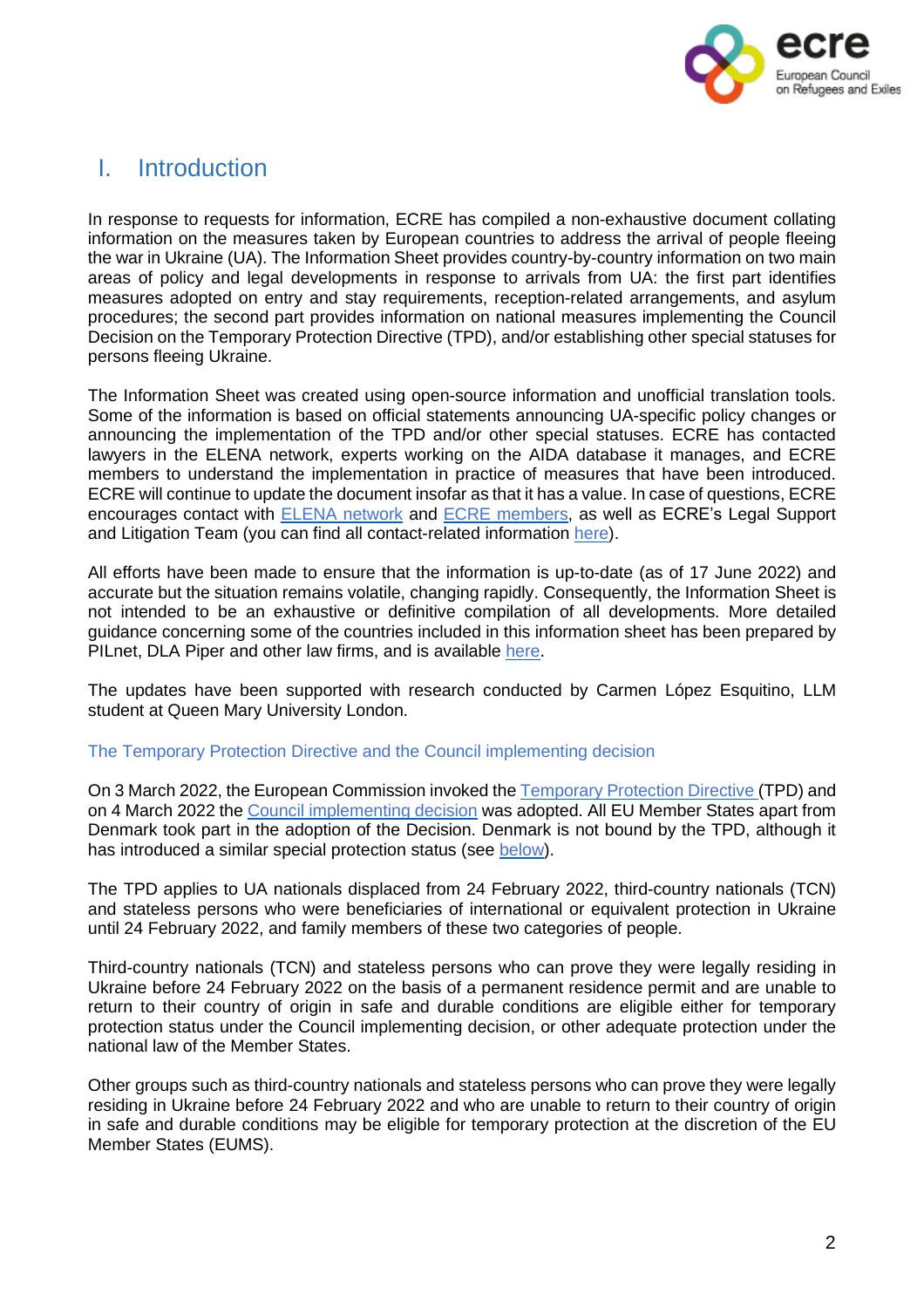# I. Introduction

In response to requests for information, ECRE has compiled a non-exhaustive document collating information on the measures taken by European countries to address the arrival of people fleeing the war in Ukraine (UA). The Information Sheet provides country-by-country information on two main areas of policy and legal developments in response to arrivals from UA: the first part identifies measures adopted on entry and stay requirements, reception-related arrangements, and asylum procedures; the second part provides information on national measures implementing the Council Decision on the Temporary Protection Directive (TPD), and/or establishing other special statuses for persons fleeing Ukraine.

The Information Sheet was created using open-source information and unofficial translation tools. Some of the information is based on official statements announcing UA-specific policy changes or announcing the implementation of the TPD and/or other special statuses. ECRE has contacted lawyers in the ELENA network, experts working on the AIDA database it manages, and ECRE members to understand the implementation in practice of measures that have been introduced. ECRE will continue to update the document insofar as that it has a value. In case of questions, ECRE encourages contact with ELENA network and ECRE members, as well as ECRE's Legal Support and Litigation Team (you can find all contact-related information here).

All efforts have been made to ensure that the information is up-to-date (as of 17 June 2022) and accurate but the situation remains volatile, changing rapidly. Consequently, the Information Sheet is not intended to be an exhaustive or definitive compilation of all developments. More detailed guidance concerning some of the countries included in this information sheet has been prepared by PILnet, DLA Piper and other law firms, and is available here.

The updates have been supported with research conducted by Carmen López Esquitino, LLM student at Queen Mary University London.

### The Temporary Protection Directive and the Council implementing decision

On 3 March 2022, the European Commission invoked the Temporary Protection Directive (TPD) and on 4 March 2022 the Council implementing decision was adopted. All EU Member States apart from Denmark took part in the adoption of the Decision. Denmark is not bound by the TPD, although it has introduced a similar special protection status (see below).

The TPD applies to UA nationals displaced from 24 February 2022, third-country nationals (TCN) and stateless persons who were beneficiaries of international or equivalent protection in Ukraine until 24 February 2022, and family members of these two categories of people.

Third-country nationals (TCN) and stateless persons who can prove they were legally residing in Ukraine before 24 February 2022 on the basis of a permanent residence permit and are unable to return to their country of origin in safe and durable conditions are eligible either for temporary protection status under the Council implementing decision, or other adequate protection under the national law of the Member States.

Other groups such as third-country nationals and stateless persons who can prove they were legally residing in Ukraine before 24 February 2022 and who are unable to return to their country of origin in safe and durable conditions may be eligible for temporary protection at the discretion of the EU Member States (EUMS).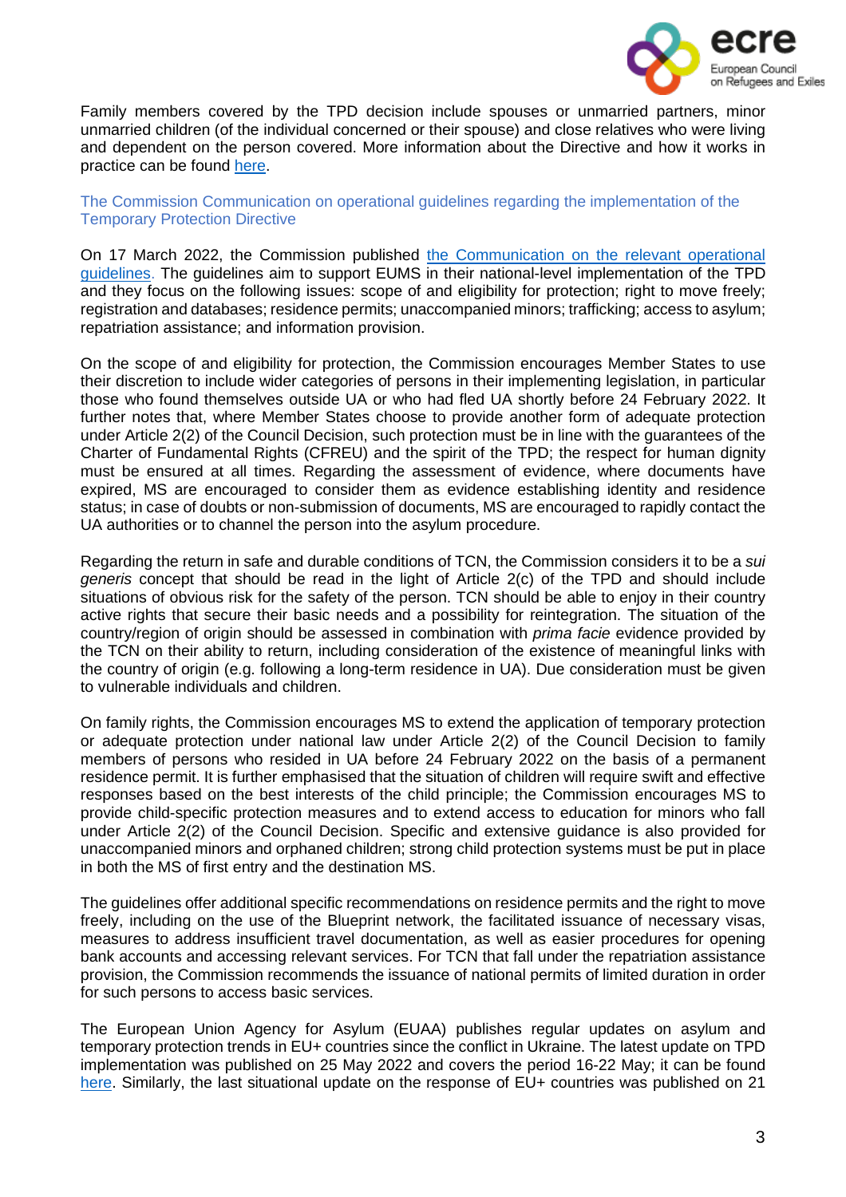Family members covered by the TPD decision include spouses or unmarried partners, minor unmarried children (of the individual concerned or their spouse) and close relatives who were living and dependent on the person covered. More information about the Directive and how it works in practice can be found [here](#).

### The Commission Communication on operational guidelines regarding the implementation of the Temporary Protection Directive

On 17 March 2022, the Commission published [the Communication on the relevant operational guidelines](#). The guidelines aim to support EUMS in their national-level implementation of the TPD and they focus on the following issues: scope of and eligibility for protection; right to move freely; registration and databases; residence permits; unaccompanied minors; trafficking; access to asylum; repatriation assistance; and information provision.

On the scope of and eligibility for protection, the Commission encourages Member States to use their discretion to include wider categories of persons in their implementing legislation, in particular those who found themselves outside UA or who had fled UA shortly before 24 February 2022. It further notes that, where Member States choose to provide another form of adequate protection under Article 2(2) of the Council Decision, such protection must be in line with the guarantees of the Charter of Fundamental Rights (CFREU) and the spirit of the TPD; the respect for human dignity must be ensured at all times. Regarding the assessment of evidence, where documents have expired, MS are encouraged to consider them as evidence establishing identity and residence status; in case of doubts or non-submission of documents, MS are encouraged to rapidly contact the UA authorities or to channel the person into the asylum procedure.

Regarding the return in safe and durable conditions of TCN, the Commission considers it to be a *sui generis* concept that should be read in the light of Article 2(c) of the TPD and should include situations of obvious risk for the safety of the person. TCN should be able to enjoy in their country active rights that secure their basic needs and a possibility for reintegration. The situation of the country/region of origin should be assessed in combination with *prima facie* evidence provided by the TCN on their ability to return, including consideration of the existence of meaningful links with the country of origin (e.g. following a long-term residence in UA). Due consideration must be given to vulnerable individuals and children.

On family rights, the Commission encourages MS to extend the application of temporary protection or adequate protection under national law under Article 2(2) of the Council Decision to family members of persons who resided in UA before 24 February 2022 on the basis of a permanent residence permit. It is further emphasised that the situation of children will require swift and effective responses based on the best interests of the child principle; the Commission encourages MS to provide child-specific protection measures and to extend access to education for minors who fall under Article 2(2) of the Council Decision. Specific and extensive guidance is also provided for unaccompanied minors and orphaned children; strong child protection systems must be put in place in both the MS of first entry and the destination MS.

The guidelines offer additional specific recommendations on residence permits and the right to move freely, including on the use of the Blueprint network, the facilitated issuance of necessary visas, measures to address insufficient travel documentation, as well as easier procedures for opening bank accounts and accessing relevant services. For TCN that fall under the repatriation assistance provision, the Commission recommends the issuance of national permits of limited duration in order for such persons to access basic services.

The European Union Agency for Asylum (EUAA) publishes regular updates on asylum and temporary protection trends in EU+ countries since the conflict in Ukraine. The latest update on TPD implementation was published on 25 May 2022 and covers the period 16-22 May; it can be found [here](#). Similarly, the last situational update on the response of EU+ countries was published on 21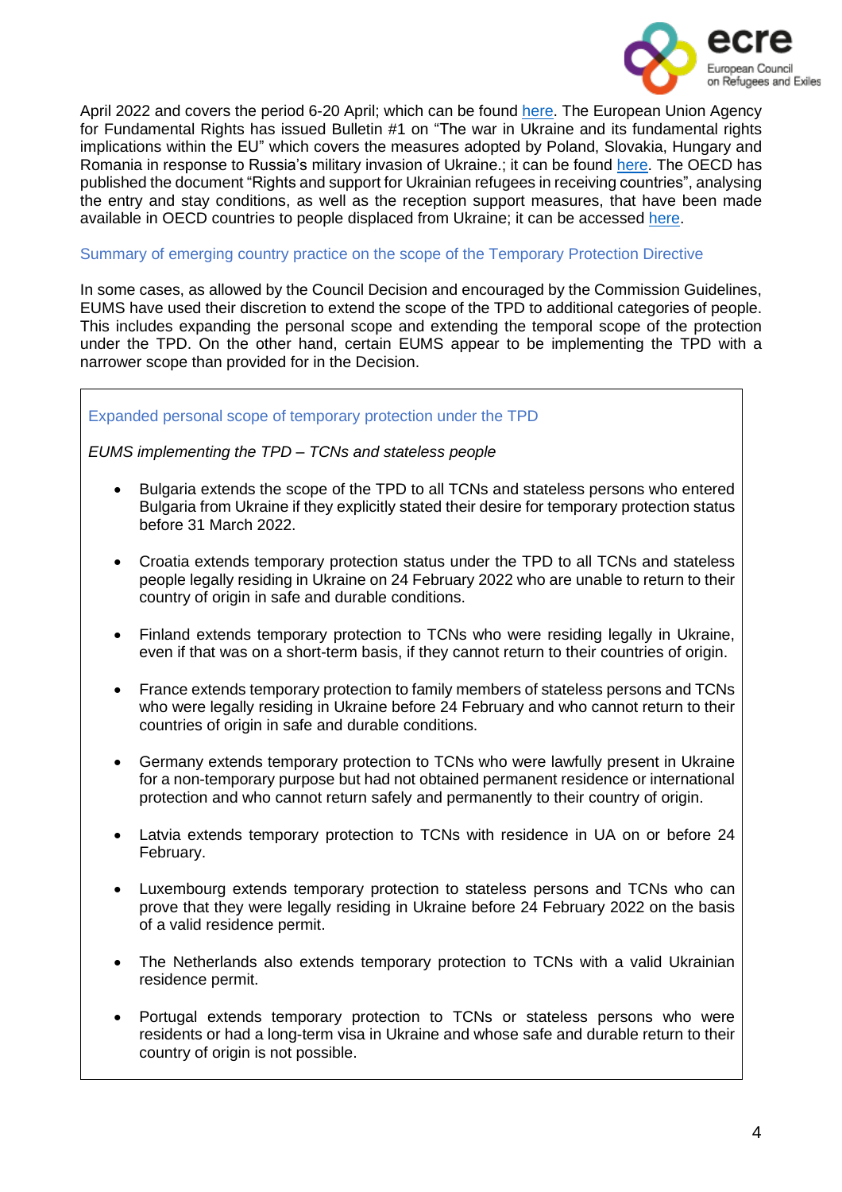April 2022 and covers the period 6-20 April; which can be found here. The European Union Agency for Fundamental Rights has issued Bulletin #1 on "The war in Ukraine and its fundamental rights implications within the EU" which covers the measures adopted by Poland, Slovakia, Hungary and Romania in response to Russia's military invasion of Ukraine.; it can be found here. The OECD has published the document "Rights and support for Ukrainian refugees in receiving countries", analysing the entry and stay conditions, as well as the reception support measures, that have been made available in OECD countries to people displaced from Ukraine; it can be accessed here.

## Summary of emerging country practice on the scope of the Temporary Protection Directive

In some cases, as allowed by the Council Decision and encouraged by the Commission Guidelines, EUMS have used their discretion to extend the scope of the TPD to additional categories of people. This includes expanding the personal scope and extending the temporal scope of the protection under the TPD. On the other hand, certain EUMS appear to be implementing the TPD with a narrower scope than provided for in the Decision.

### Expanded personal scope of temporary protection under the TPD

*EUMS implementing the TPD – TCNs and stateless people*

- Bulgaria extends the scope of the TPD to all TCNs and stateless persons who entered Bulgaria from Ukraine if they explicitly stated their desire for temporary protection status before 31 March 2022.
- Croatia extends temporary protection status under the TPD to all TCNs and stateless people legally residing in Ukraine on 24 February 2022 who are unable to return to their country of origin in safe and durable conditions.
- Finland extends temporary protection to TCNs who were residing legally in Ukraine, even if that was on a short-term basis, if they cannot return to their countries of origin.
- France extends temporary protection to family members of stateless persons and TCNs who were legally residing in Ukraine before 24 February and who cannot return to their countries of origin in safe and durable conditions.
- Germany extends temporary protection to TCNs who were lawfully present in Ukraine for a non-temporary purpose but had not obtained permanent residence or international protection and who cannot return safely and permanently to their country of origin.
- Latvia extends temporary protection to TCNs with residence in UA on or before 24 February.
- Luxembourg extends temporary protection to stateless persons and TCNs who can prove that they were legally residing in Ukraine before 24 February 2022 on the basis of a valid residence permit.
- The Netherlands also extends temporary protection to TCNs with a valid Ukrainian residence permit.
- Portugal extends temporary protection to TCNs or stateless persons who were residents or had a long-term visa in Ukraine and whose safe and durable return to their country of origin is not possible.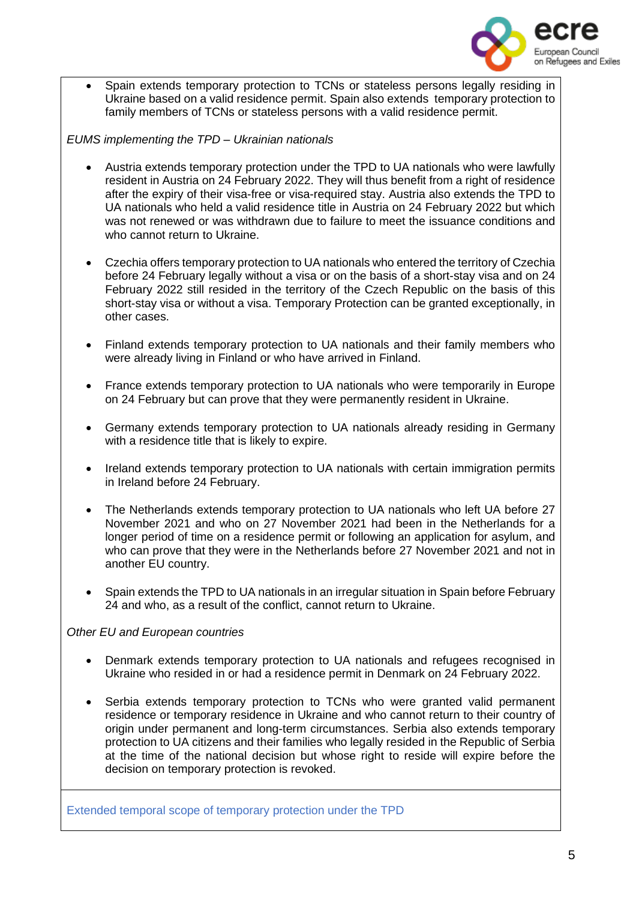- Spain extends temporary protection to TCNs or stateless persons legally residing in Ukraine based on a valid residence permit. Spain also extends temporary protection to family members of TCNs or stateless persons with a valid residence permit.

*EUMS implementing the TPD – Ukrainian nationals*

- Austria extends temporary protection under the TPD to UA nationals who were lawfully resident in Austria on 24 February 2022. They will thus benefit from a right of residence after the expiry of their visa-free or visa-required stay. Austria also extends the TPD to UA nationals who held a valid residence title in Austria on 24 February 2022 but which was not renewed or was withdrawn due to failure to meet the issuance conditions and who cannot return to Ukraine.

- Czechia offers temporary protection to UA nationals who entered the territory of Czechia before 24 February legally without a visa or on the basis of a short-stay visa and on 24 February 2022 still resided in the territory of the Czech Republic on the basis of this short-stay visa or without a visa. Temporary Protection can be granted exceptionally, in other cases.

- Finland extends temporary protection to UA nationals and their family members who were already living in Finland or who have arrived in Finland.

- France extends temporary protection to UA nationals who were temporarily in Europe on 24 February but can prove that they were permanently resident in Ukraine.

- Germany extends temporary protection to UA nationals already residing in Germany with a residence title that is likely to expire.

- Ireland extends temporary protection to UA nationals with certain immigration permits in Ireland before 24 February.

- The Netherlands extends temporary protection to UA nationals who left UA before 27 November 2021 and who on 27 November 2021 had been in the Netherlands for a longer period of time on a residence permit or following an application for asylum, and who can prove that they were in the Netherlands before 27 November 2021 and not in another EU country.

- Spain extends the TPD to UA nationals in an irregular situation in Spain before February 24 and who, as a result of the conflict, cannot return to Ukraine.

*Other EU and European countries*

- Denmark extends temporary protection to UA nationals and refugees recognised in Ukraine who resided in or had a residence permit in Denmark on 24 February 2022.

- Serbia extends temporary protection to TCNs who were granted valid permanent residence or temporary residence in Ukraine and who cannot return to their country of origin under permanent and long-term circumstances. Serbia also extends temporary protection to UA citizens and their families who legally resided in the Republic of Serbia at the time of the national decision but whose right to reside will expire before the decision on temporary protection is revoked.

Extended temporal scope of temporary protection under the TPD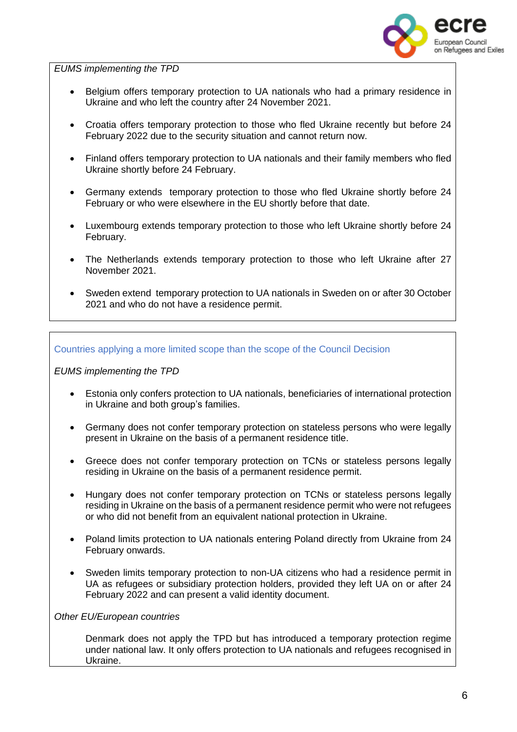*EUMS implementing the TPD*

- Belgium offers temporary protection to UA nationals who had a primary residence in Ukraine and who left the country after 24 November 2021.
- Croatia offers temporary protection to those who fled Ukraine recently but before 24 February 2022 due to the security situation and cannot return now.
- Finland offers temporary protection to UA nationals and their family members who fled Ukraine shortly before 24 February.
- Germany extends temporary protection to those who fled Ukraine shortly before 24 February or who were elsewhere in the EU shortly before that date.
- Luxembourg extends temporary protection to those who left Ukraine shortly before 24 February.
- The Netherlands extends temporary protection to those who left Ukraine after 27 November 2021.
- Sweden extend temporary protection to UA nationals in Sweden on or after 30 October 2021 and who do not have a residence permit.

Countries applying a more limited scope than the scope of the Council Decision

*EUMS implementing the TPD*

- Estonia only confers protection to UA nationals, beneficiaries of international protection in Ukraine and both group's families.
- Germany does not confer temporary protection on stateless persons who were legally present in Ukraine on the basis of a permanent residence title.
- Greece does not confer temporary protection on TCNs or stateless persons legally residing in Ukraine on the basis of a permanent residence permit.
- Hungary does not confer temporary protection on TCNs or stateless persons legally residing in Ukraine on the basis of a permanent residence permit who were not refugees or who did not benefit from an equivalent national protection in Ukraine.
- Poland limits protection to UA nationals entering Poland directly from Ukraine from 24 February onwards.
- Sweden limits temporary protection to non-UA citizens who had a residence permit in UA as refugees or subsidiary protection holders, provided they left UA on or after 24 February 2022 and can present a valid identity document.

*Other EU/European countries*

Denmark does not apply the TPD but has introduced a temporary protection regime under national law. It only offers protection to UA nationals and refugees recognised in Ukraine.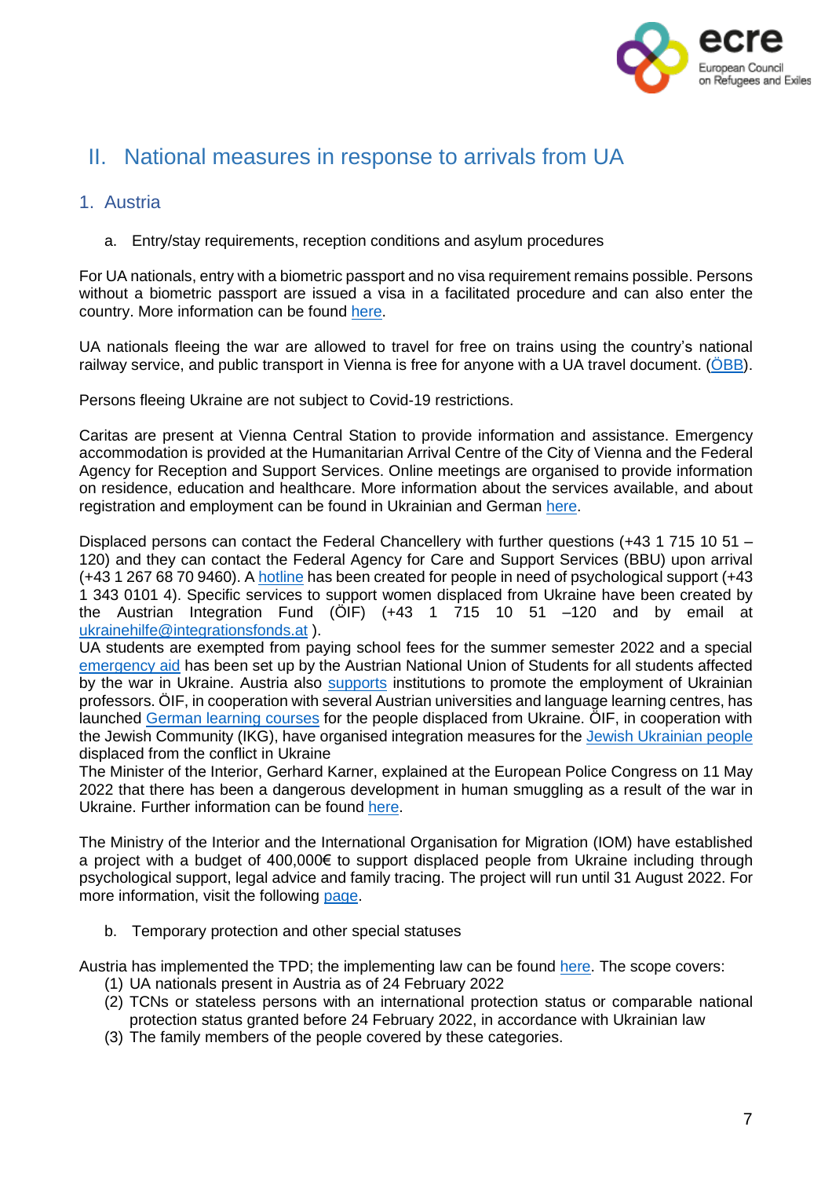## II. National measures in response to arrivals from UA

### 1. Austria

a. Entry/stay requirements, reception conditions and asylum procedures

For UA nationals, entry with a biometric passport and no visa requirement remains possible. Persons without a biometric passport are issued a visa in a facilitated procedure and can also enter the country. More information can be found here.

UA nationals fleeing the war are allowed to travel for free on trains using the country's national railway service, and public transport in Vienna is free for anyone with a UA travel document. (ÖBB).

Persons fleeing Ukraine are not subject to Covid-19 restrictions.

Caritas are present at Vienna Central Station to provide information and assistance. Emergency accommodation is provided at the Humanitarian Arrival Centre of the City of Vienna and the Federal Agency for Reception and Support Services. Online meetings are organised to provide information on residence, education and healthcare. More information about the services available, and about registration and employment can be found in Ukrainian and German here.

Displaced persons can contact the Federal Chancellery with further questions (+43 1 715 10 51 – 120) and they can contact the Federal Agency for Care and Support Services (BBU) upon arrival (+43 1 267 68 70 9460). A hotline has been created for people in need of psychological support (+43 1 343 0101 4). Specific services to support women displaced from Ukraine have been created by the Austrian Integration Fund (ÖIF) (+43 1 715 10 51 –120 and by email at ukrainehilfe@integrationsfonds.at ).
UA students are exempted from paying school fees for the summer semester 2022 and a special emergency aid has been set up by the Austrian National Union of Students for all students affected by the war in Ukraine. Austria also supports institutions to promote the employment of Ukrainian professors. ÖIF, in cooperation with several Austrian universities and language learning centres, has launched German learning courses for the people displaced from Ukraine. ÖIF, in cooperation with the Jewish Community (IKG), have organised integration measures for the Jewish Ukrainian people displaced from the conflict in Ukraine
The Minister of the Interior, Gerhard Karner, explained at the European Police Congress on 11 May 2022 that there has been a dangerous development in human smuggling as a result of the war in Ukraine. Further information can be found here.

The Ministry of the Interior and the International Organisation for Migration (IOM) have established a project with a budget of 400,000€ to support displaced people from Ukraine including through psychological support, legal advice and family tracing. The project will run until 31 August 2022. For more information, visit the following page.

b. Temporary protection and other special statuses

Austria has implemented the TPD; the implementing law can be found here. The scope covers:

(1) UA nationals present in Austria as of 24 February 2022
(2) TCNs or stateless persons with an international protection status or comparable national protection status granted before 24 February 2022, in accordance with Ukrainian law
(3) The family members of the people covered by these categories.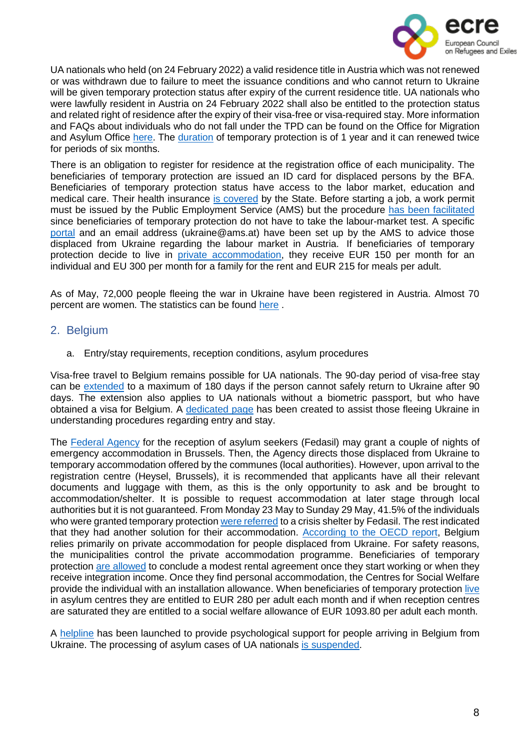UA nationals who held (on 24 February 2022) a valid residence title in Austria which was not renewed or was withdrawn due to failure to meet the issuance conditions and who cannot return to Ukraine will be given temporary protection status after expiry of the current residence title. UA nationals who were lawfully resident in Austria on 24 February 2022 shall also be entitled to the protection status and related right of residence after the expiry of their visa-free or visa-required stay. More information and FAQs about individuals who do not fall under the TPD can be found on the Office for Migration and Asylum Office here. The duration of temporary protection is of 1 year and it can renewed twice for periods of six months.

There is an obligation to register for residence at the registration office of each municipality. The beneficiaries of temporary protection are issued an ID card for displaced persons by the BFA. Beneficiaries of temporary protection status have access to the labor market, education and medical care. Their health insurance is covered by the State. Before starting a job, a work permit must be issued by the Public Employment Service (AMS) but the procedure has been facilitated since beneficiaries of temporary protection do not have to take the labour-market test. A specific portal and an email address (ukraine@ams.at) have been set up by the AMS to advice those displaced from Ukraine regarding the labour market in Austria. If beneficiaries of temporary protection decide to live in private accommodation, they receive EUR 150 per month for an individual and EU 300 per month for a family for the rent and EUR 215 for meals per adult.

As of May, 72,000 people fleeing the war in Ukraine have been registered in Austria. Almost 70 percent are women. The statistics can be found here .

## 2. Belgium

a. Entry/stay requirements, reception conditions, asylum procedures

Visa-free travel to Belgium remains possible for UA nationals. The 90-day period of visa-free stay can be extended to a maximum of 180 days if the person cannot safely return to Ukraine after 90 days. The extension also applies to UA nationals without a biometric passport, but who have obtained a visa for Belgium. A dedicated page has been created to assist those fleeing Ukraine in understanding procedures regarding entry and stay.

The Federal Agency for the reception of asylum seekers (Fedasil) may grant a couple of nights of emergency accommodation in Brussels. Then, the Agency directs those displaced from Ukraine to temporary accommodation offered by the communes (local authorities). However, upon arrival to the registration centre (Heysel, Brussels), it is recommended that applicants have all their relevant documents and luggage with them, as this is the only opportunity to ask and be brought to accommodation/shelter. It is possible to request accommodation at later stage through local authorities but it is not guaranteed. From Monday 23 May to Sunday 29 May, 41.5% of the individuals who were granted temporary protection were referred to a crisis shelter by Fedasil. The rest indicated that they had another solution for their accommodation. According to the OECD report, Belgium relies primarily on private accommodation for people displaced from Ukraine. For safety reasons, the municipalities control the private accommodation programme. Beneficiaries of temporary protection are allowed to conclude a modest rental agreement once they start working or when they receive integration income. Once they find personal accommodation, the Centres for Social Welfare provide the individual with an installation allowance. When beneficiaries of temporary protection live in asylum centres they are entitled to EUR 280 per adult each month and if when reception centres are saturated they are entitled to a social welfare allowance of EUR 1093.80 per adult each month.

A helpline has been launched to provide psychological support for people arriving in Belgium from Ukraine. The processing of asylum cases of UA nationals is suspended.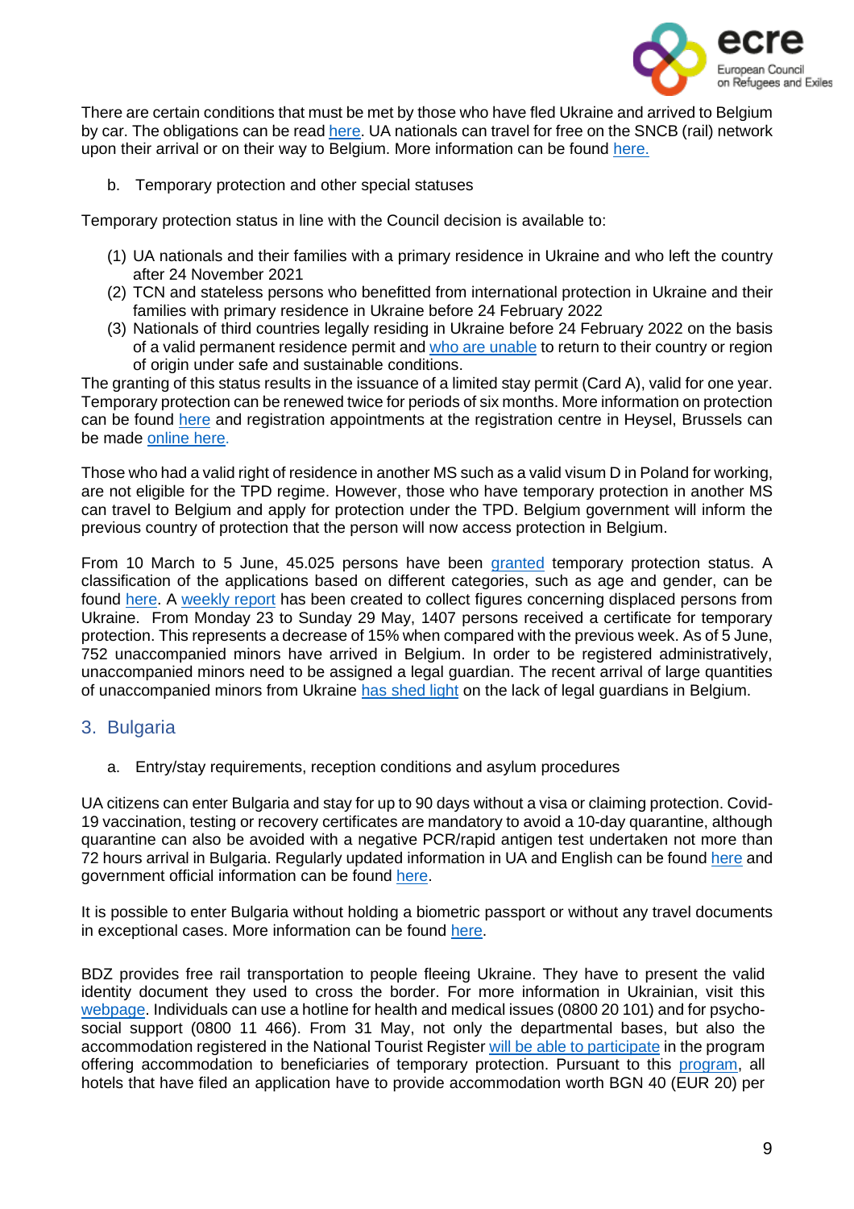There are certain conditions that must be met by those who have fled Ukraine and arrived to Belgium by car. The obligations can be read here. UA nationals can travel for free on the SNCB (rail) network upon their arrival or on their way to Belgium. More information can be found here.

b. Temporary protection and other special statuses

Temporary protection status in line with the Council decision is available to:

(1) UA nationals and their families with a primary residence in Ukraine and who left the country after 24 November 2021
(2) TCN and stateless persons who benefitted from international protection in Ukraine and their families with primary residence in Ukraine before 24 February 2022
(3) Nationals of third countries legally residing in Ukraine before 24 February 2022 on the basis of a valid permanent residence permit and who are unable to return to their country or region of origin under safe and sustainable conditions.

The granting of this status results in the issuance of a limited stay permit (Card A), valid for one year. Temporary protection can be renewed twice for periods of six months. More information on protection can be found here and registration appointments at the registration centre in Heysel, Brussels can be made online here.

Those who had a valid right of residence in another MS such as a valid visum D in Poland for working, are not eligible for the TPD regime. However, those who have temporary protection in another MS can travel to Belgium and apply for protection under the TPD. Belgium government will inform the previous country of protection that the person will now access protection in Belgium.

From 10 March to 5 June, 45.025 persons have been granted temporary protection status. A classification of the applications based on different categories, such as age and gender, can be found here. A weekly report has been created to collect figures concerning displaced persons from Ukraine. From Monday 23 to Sunday 29 May, 1407 persons received a certificate for temporary protection. This represents a decrease of 15% when compared with the previous week. As of 5 June, 752 unaccompanied minors have arrived in Belgium. In order to be registered administratively, unaccompanied minors need to be assigned a legal guardian. The recent arrival of large quantities of unaccompanied minors from Ukraine has shed light on the lack of legal guardians in Belgium.

## 3. Bulgaria

a. Entry/stay requirements, reception conditions and asylum procedures

UA citizens can enter Bulgaria and stay for up to 90 days without a visa or claiming protection. Covid-19 vaccination, testing or recovery certificates are mandatory to avoid a 10-day quarantine, although quarantine can also be avoided with a negative PCR/rapid antigen test undertaken not more than 72 hours arrival in Bulgaria. Regularly updated information in UA and English can be found here and government official information can be found here.

It is possible to enter Bulgaria without holding a biometric passport or without any travel documents in exceptional cases. More information can be found here.

BDZ provides free rail transportation to people fleeing Ukraine. They have to present the valid identity document they used to cross the border. For more information in Ukrainian, visit this webpage. Individuals can use a hotline for health and medical issues (0800 20 101) and for psycho-social support (0800 11 466). From 31 May, not only the departmental bases, but also the accommodation registered in the National Tourist Register will be able to participate in the program offering accommodation to beneficiaries of temporary protection. Pursuant to this program, all hotels that have filed an application have to provide accommodation worth BGN 40 (EUR 20) per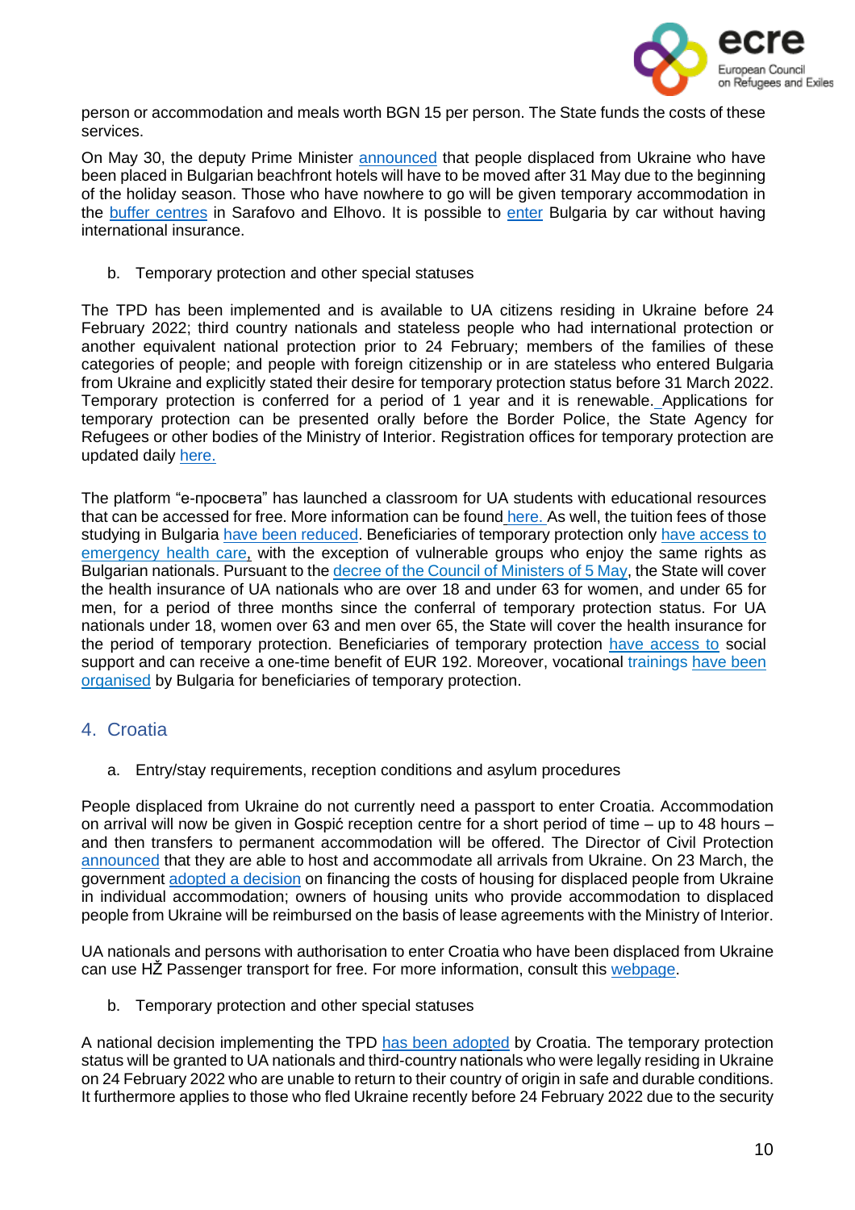person or accommodation and meals worth BGN 15 per person. The State funds the costs of these services.

On May 30, the deputy Prime Minister announced that people displaced from Ukraine who have been placed in Bulgarian beachfront hotels will have to be moved after 31 May due to the beginning of the holiday season. Those who have nowhere to go will be given temporary accommodation in the buffer centres in Sarafovo and Elhovo. It is possible to enter Bulgaria by car without having international insurance.

b. Temporary protection and other special statuses

The TPD has been implemented and is available to UA citizens residing in Ukraine before 24 February 2022; third country nationals and stateless people who had international protection or another equivalent national protection prior to 24 February; members of the families of these categories of people; and people with foreign citizenship or in are stateless who entered Bulgaria from Ukraine and explicitly stated their desire for temporary protection status before 31 March 2022. Temporary protection is conferred for a period of 1 year and it is renewable. Applications for temporary protection can be presented orally before the Border Police, the State Agency for Refugees or other bodies of the Ministry of Interior. Registration offices for temporary protection are updated daily here.

The platform "е-просвета" has launched a classroom for UA students with educational resources that can be accessed for free. More information can be found here. As well, the tuition fees of those studying in Bulgaria have been reduced. Beneficiaries of temporary protection only have access to emergency health care, with the exception of vulnerable groups who enjoy the same rights as Bulgarian nationals. Pursuant to the decree of the Council of Ministers of 5 May, the State will cover the health insurance of UA nationals who are over 18 and under 63 for women, and under 65 for men, for a period of three months since the conferral of temporary protection status. For UA nationals under 18, women over 63 and men over 65, the State will cover the health insurance for the period of temporary protection. Beneficiaries of temporary protection have access to social support and can receive a one-time benefit of EUR 192. Moreover, vocational trainings have been organised by Bulgaria for beneficiaries of temporary protection.

## 4. Croatia

a. Entry/stay requirements, reception conditions and asylum procedures

People displaced from Ukraine do not currently need a passport to enter Croatia. Accommodation on arrival will now be given in Gospić reception centre for a short period of time – up to 48 hours – and then transfers to permanent accommodation will be offered. The Director of Civil Protection announced that they are able to host and accommodate all arrivals from Ukraine. On 23 March, the government adopted a decision on financing the costs of housing for displaced people from Ukraine in individual accommodation; owners of housing units who provide accommodation to displaced people from Ukraine will be reimbursed on the basis of lease agreements with the Ministry of Interior.

UA nationals and persons with authorisation to enter Croatia who have been displaced from Ukraine can use HŽ Passenger transport for free. For more information, consult this webpage.

b. Temporary protection and other special statuses

A national decision implementing the TPD has been adopted by Croatia. The temporary protection status will be granted to UA nationals and third-country nationals who were legally residing in Ukraine on 24 February 2022 who are unable to return to their country of origin in safe and durable conditions. It furthermore applies to those who fled Ukraine recently before 24 February 2022 due to the security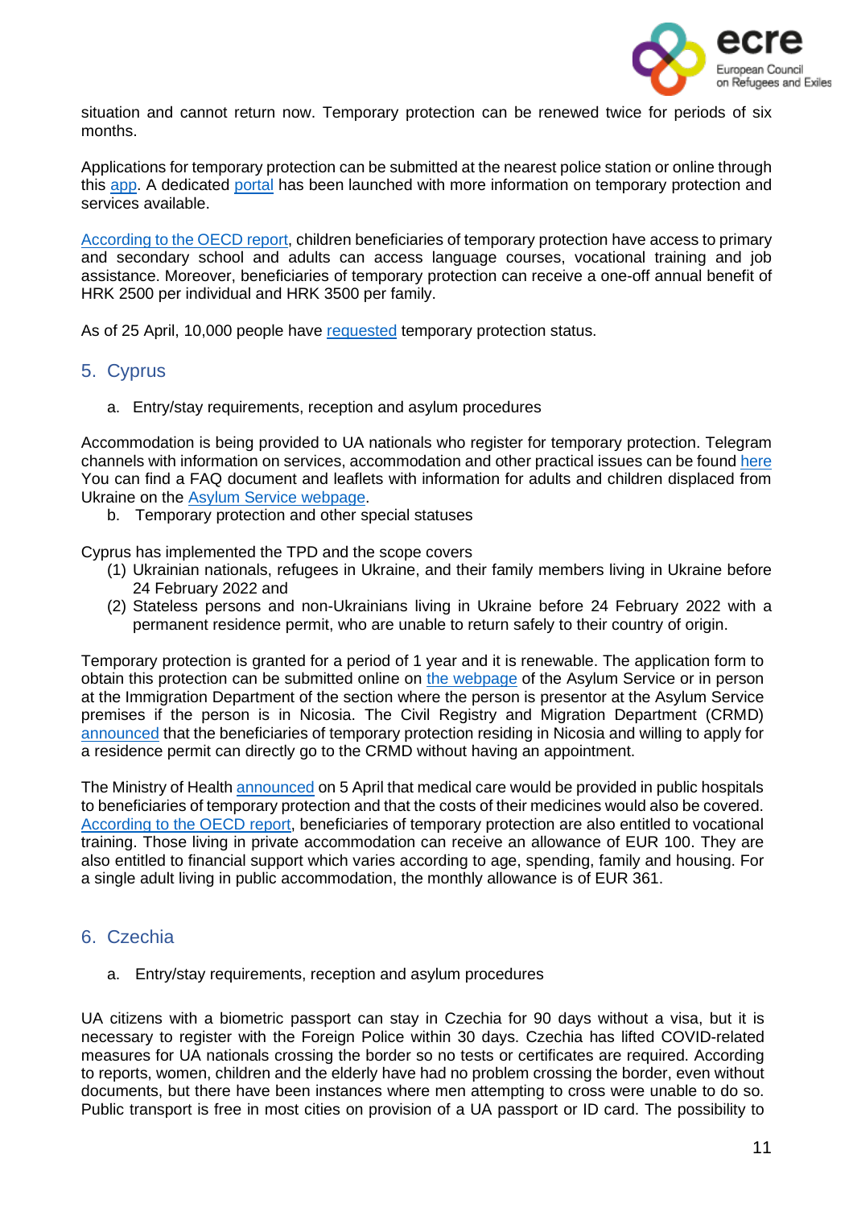situation and cannot return now. Temporary protection can be renewed twice for periods of six months.

Applications for temporary protection can be submitted at the nearest police station or online through this app. A dedicated portal has been launched with more information on temporary protection and services available.

According to the OECD report, children beneficiaries of temporary protection have access to primary and secondary school and adults can access language courses, vocational training and job assistance. Moreover, beneficiaries of temporary protection can receive a one-off annual benefit of HRK 2500 per individual and HRK 3500 per family.

As of 25 April, 10,000 people have requested temporary protection status.

## 5. Cyprus

a. Entry/stay requirements, reception and asylum procedures

Accommodation is being provided to UA nationals who register for temporary protection. Telegram channels with information on services, accommodation and other practical issues can be found here You can find a FAQ document and leaflets with information for adults and children displaced from Ukraine on the Asylum Service webpage.

b. Temporary protection and other special statuses

Cyprus has implemented the TPD and the scope covers

(1) Ukrainian nationals, refugees in Ukraine, and their family members living in Ukraine before 24 February 2022 and
(2) Stateless persons and non-Ukrainians living in Ukraine before 24 February 2022 with a permanent residence permit, who are unable to return safely to their country of origin.

Temporary protection is granted for a period of 1 year and it is renewable. The application form to obtain this protection can be submitted online on the webpage of the Asylum Service or in person at the Immigration Department of the section where the person is presentor at the Asylum Service premises if the person is in Nicosia. The Civil Registry and Migration Department (CRMD) announced that the beneficiaries of temporary protection residing in Nicosia and willing to apply for a residence permit can directly go to the CRMD without having an appointment.

The Ministry of Health announced on 5 April that medical care would be provided in public hospitals to beneficiaries of temporary protection and that the costs of their medicines would also be covered. According to the OECD report, beneficiaries of temporary protection are also entitled to vocational training. Those living in private accommodation can receive an allowance of EUR 100. They are also entitled to financial support which varies according to age, spending, family and housing. For a single adult living in public accommodation, the monthly allowance is of EUR 361.

## 6. Czechia

a. Entry/stay requirements, reception and asylum procedures

UA citizens with a biometric passport can stay in Czechia for 90 days without a visa, but it is necessary to register with the Foreign Police within 30 days. Czechia has lifted COVID-related measures for UA nationals crossing the border so no tests or certificates are required. According to reports, women, children and the elderly have had no problem crossing the border, even without documents, but there have been instances where men attempting to cross were unable to do so. Public transport is free in most cities on provision of a UA passport or ID card. The possibility to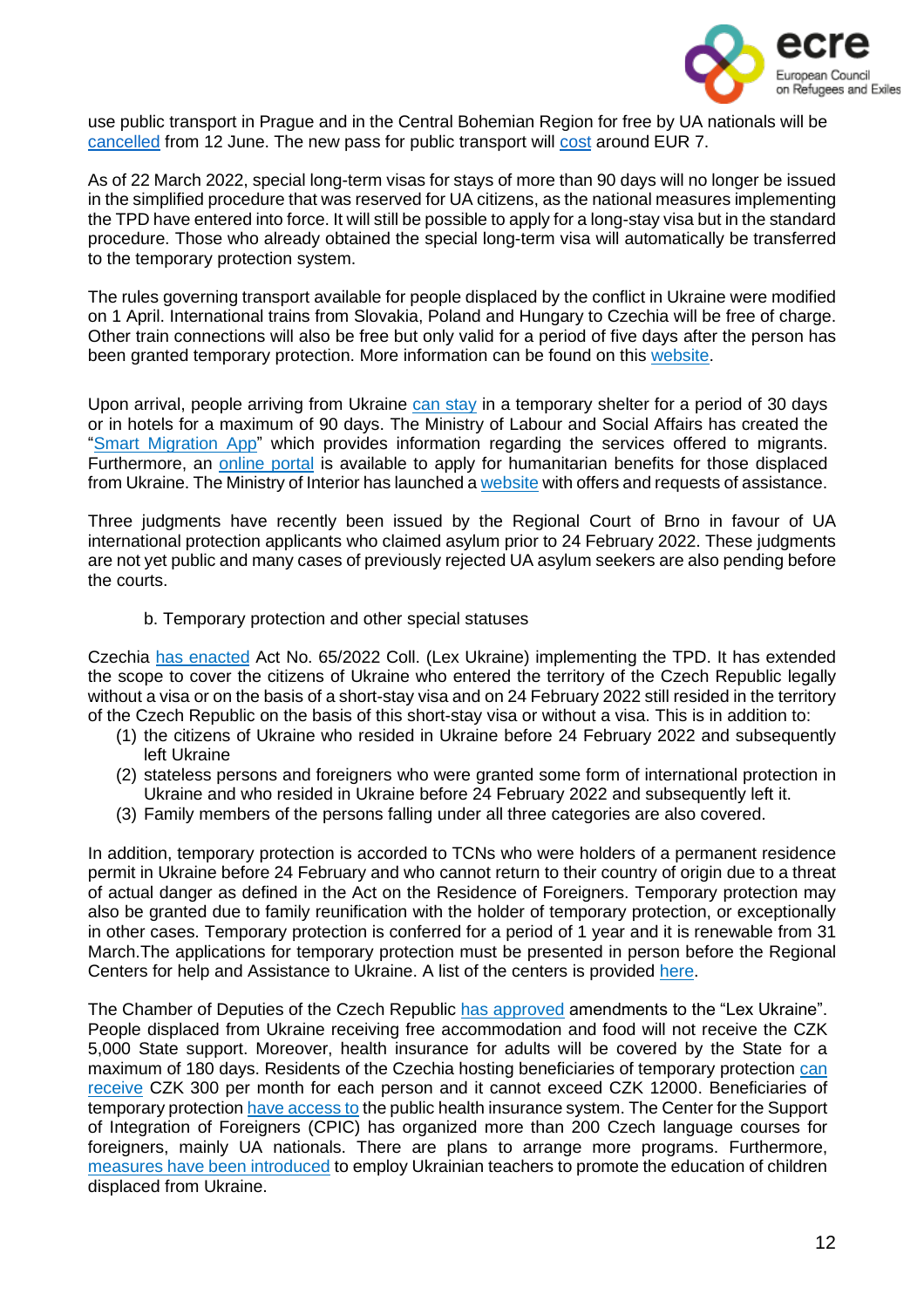use public transport in Prague and in the Central Bohemian Region for free by UA nationals will be cancelled from 12 June. The new pass for public transport will cost around EUR 7.

As of 22 March 2022, special long-term visas for stays of more than 90 days will no longer be issued in the simplified procedure that was reserved for UA citizens, as the national measures implementing the TPD have entered into force. It will still be possible to apply for a long-stay visa but in the standard procedure. Those who already obtained the special long-term visa will automatically be transferred to the temporary protection system.

The rules governing transport available for people displaced by the conflict in Ukraine were modified on 1 April. International trains from Slovakia, Poland and Hungary to Czechia will be free of charge. Other train connections will also be free but only valid for a period of five days after the person has been granted temporary protection. More information can be found on this website.

Upon arrival, people arriving from Ukraine can stay in a temporary shelter for a period of 30 days or in hotels for a maximum of 90 days. The Ministry of Labour and Social Affairs has created the "Smart Migration App" which provides information regarding the services offered to migrants. Furthermore, an online portal is available to apply for humanitarian benefits for those displaced from Ukraine. The Ministry of Interior has launched a website with offers and requests of assistance.

Three judgments have recently been issued by the Regional Court of Brno in favour of UA international protection applicants who claimed asylum prior to 24 February 2022. These judgments are not yet public and many cases of previously rejected UA asylum seekers are also pending before the courts.

b. Temporary protection and other special statuses

Czechia has enacted Act No. 65/2022 Coll. (Lex Ukraine) implementing the TPD. It has extended the scope to cover the citizens of Ukraine who entered the territory of the Czech Republic legally without a visa or on the basis of a short-stay visa and on 24 February 2022 still resided in the territory of the Czech Republic on the basis of this short-stay visa or without a visa. This is in addition to:

(1) the citizens of Ukraine who resided in Ukraine before 24 February 2022 and subsequently left Ukraine
(2) stateless persons and foreigners who were granted some form of international protection in Ukraine and who resided in Ukraine before 24 February 2022 and subsequently left it.
(3) Family members of the persons falling under all three categories are also covered.

In addition, temporary protection is accorded to TCNs who were holders of a permanent residence permit in Ukraine before 24 February and who cannot return to their country of origin due to a threat of actual danger as defined in the Act on the Residence of Foreigners. Temporary protection may also be granted due to family reunification with the holder of temporary protection, or exceptionally in other cases. Temporary protection is conferred for a period of 1 year and it is renewable from 31 March.The applications for temporary protection must be presented in person before the Regional Centers for help and Assistance to Ukraine. A list of the centers is provided here.

The Chamber of Deputies of the Czech Republic has approved amendments to the "Lex Ukraine". People displaced from Ukraine receiving free accommodation and food will not receive the CZK 5,000 State support. Moreover, health insurance for adults will be covered by the State for a maximum of 180 days. Residents of the Czechia hosting beneficiaries of temporary protection can receive CZK 300 per month for each person and it cannot exceed CZK 12000. Beneficiaries of temporary protection have access to the public health insurance system. The Center for the Support of Integration of Foreigners (CPIC) has organized more than 200 Czech language courses for foreigners, mainly UA nationals. There are plans to arrange more programs. Furthermore, measures have been introduced to employ Ukrainian teachers to promote the education of children displaced from Ukraine.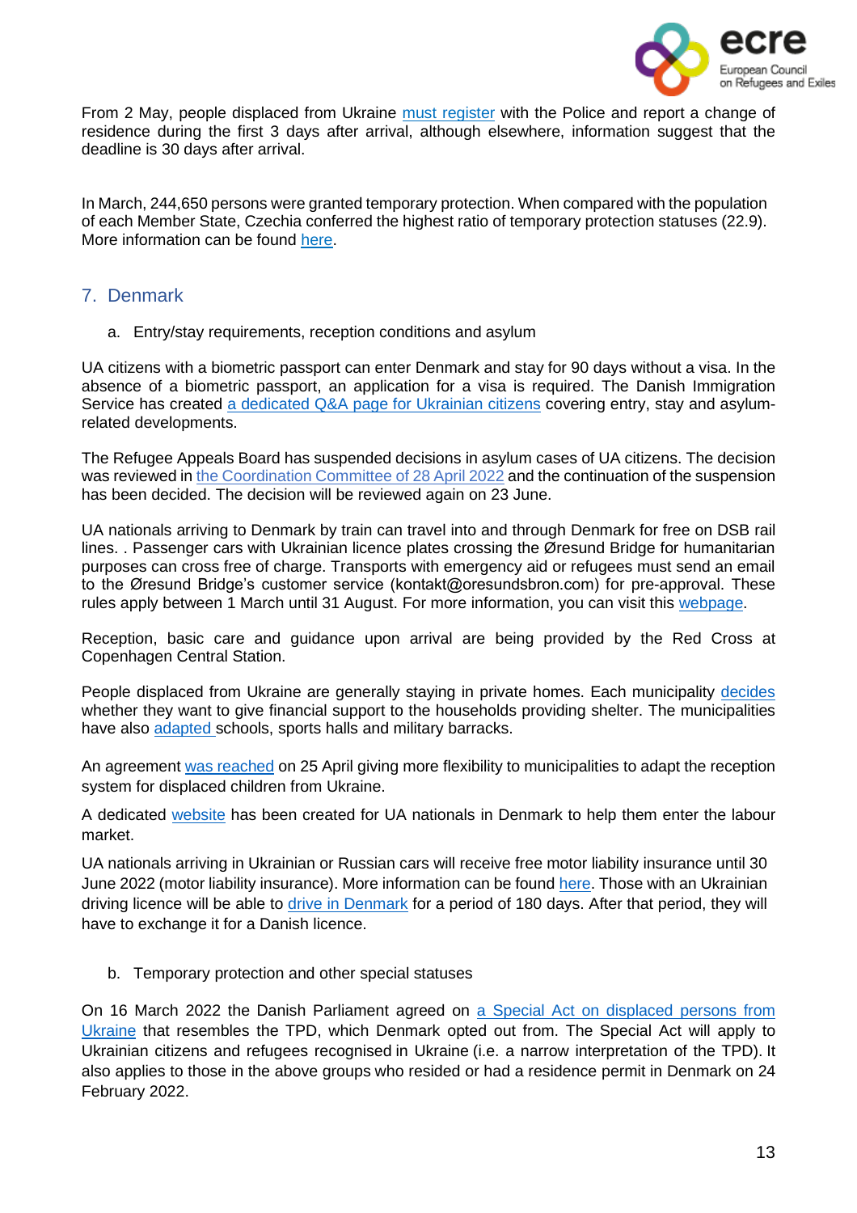From 2 May, people displaced from Ukraine must register with the Police and report a change of residence during the first 3 days after arrival, although elsewhere, information suggest that the deadline is 30 days after arrival.

In March, 244,650 persons were granted temporary protection. When compared with the population of each Member State, Czechia conferred the highest ratio of temporary protection statuses (22.9). More information can be found here.

## 7. Denmark

### a. Entry/stay requirements, reception conditions and asylum

UA citizens with a biometric passport can enter Denmark and stay for 90 days without a visa. In the absence of a biometric passport, an application for a visa is required. The Danish Immigration Service has created a dedicated Q&A page for Ukrainian citizens covering entry, stay and asylum-related developments.

The Refugee Appeals Board has suspended decisions in asylum cases of UA citizens. The decision was reviewed in the Coordination Committee of 28 April 2022 and the continuation of the suspension has been decided. The decision will be reviewed again on 23 June.

UA nationals arriving to Denmark by train can travel into and through Denmark for free on DSB rail lines. . Passenger cars with Ukrainian licence plates crossing the Øresund Bridge for humanitarian purposes can cross free of charge. Transports with emergency aid or refugees must send an email to the Øresund Bridge's customer service (kontakt@oresundsbron.com) for pre-approval. These rules apply between 1 March until 31 August. For more information, you can visit this webpage.

Reception, basic care and guidance upon arrival are being provided by the Red Cross at Copenhagen Central Station.

People displaced from Ukraine are generally staying in private homes. Each municipality decides whether they want to give financial support to the households providing shelter. The municipalities have also adapted schools, sports halls and military barracks.

An agreement was reached on 25 April giving more flexibility to municipalities to adapt the reception system for displaced children from Ukraine.

A dedicated website has been created for UA nationals in Denmark to help them enter the labour market.

UA nationals arriving in Ukrainian or Russian cars will receive free motor liability insurance until 30 June 2022 (motor liability insurance). More information can be found here. Those with an Ukrainian driving licence will be able to drive in Denmark for a period of 180 days. After that period, they will have to exchange it for a Danish licence.

### b. Temporary protection and other special statuses

On 16 March 2022 the Danish Parliament agreed on a Special Act on displaced persons from Ukraine that resembles the TPD, which Denmark opted out from. The Special Act will apply to Ukrainian citizens and refugees recognised in Ukraine (i.e. a narrow interpretation of the TPD). It also applies to those in the above groups who resided or had a residence permit in Denmark on 24 February 2022.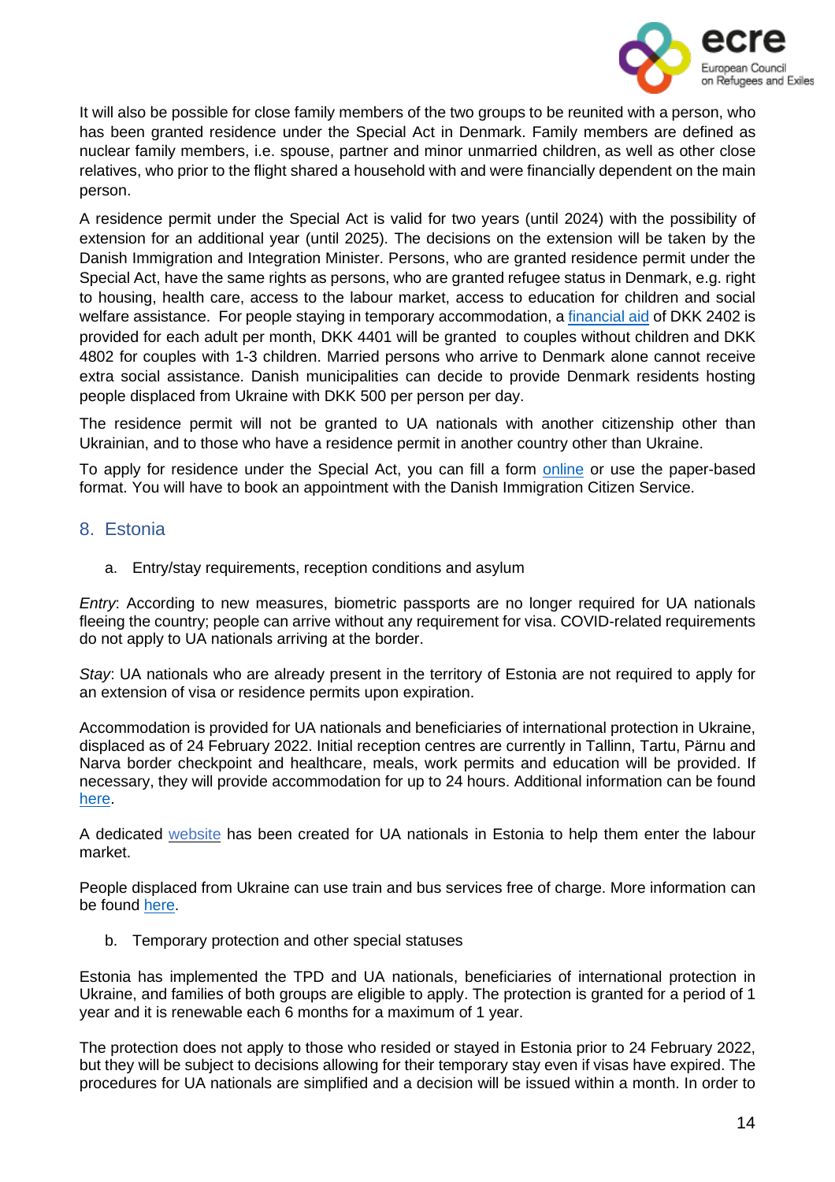It will also be possible for close family members of the two groups to be reunited with a person, who has been granted residence under the Special Act in Denmark. Family members are defined as nuclear family members, i.e. spouse, partner and minor unmarried children, as well as other close relatives, who prior to the flight shared a household with and were financially dependent on the main person.

A residence permit under the Special Act is valid for two years (until 2024) with the possibility of extension for an additional year (until 2025). The decisions on the extension will be taken by the Danish Immigration and Integration Minister. Persons, who are granted residence permit under the Special Act, have the same rights as persons, who are granted refugee status in Denmark, e.g. right to housing, health care, access to the labour market, access to education for children and social welfare assistance. For people staying in temporary accommodation, a financial aid of DKK 2402 is provided for each adult per month, DKK 4401 will be granted to couples without children and DKK 4802 for couples with 1-3 children. Married persons who arrive to Denmark alone cannot receive extra social assistance. Danish municipalities can decide to provide Denmark residents hosting people displaced from Ukraine with DKK 500 per person per day.

The residence permit will not be granted to UA nationals with another citizenship other than Ukrainian, and to those who have a residence permit in another country other than Ukraine.

To apply for residence under the Special Act, you can fill a form online or use the paper-based format. You will have to book an appointment with the Danish Immigration Citizen Service.

## 8. Estonia

### a. Entry/stay requirements, reception conditions and asylum

*Entry*: According to new measures, biometric passports are no longer required for UA nationals fleeing the country; people can arrive without any requirement for visa. COVID-related requirements do not apply to UA nationals arriving at the border.

*Stay*: UA nationals who are already present in the territory of Estonia are not required to apply for an extension of visa or residence permits upon expiration.

Accommodation is provided for UA nationals and beneficiaries of international protection in Ukraine, displaced as of 24 February 2022. Initial reception centres are currently in Tallinn, Tartu, Pärnu and Narva border checkpoint and healthcare, meals, work permits and education will be provided. If necessary, they will provide accommodation for up to 24 hours. Additional information can be found here.

A dedicated website has been created for UA nationals in Estonia to help them enter the labour market.

People displaced from Ukraine can use train and bus services free of charge. More information can be found here.

### b. Temporary protection and other special statuses

Estonia has implemented the TPD and UA nationals, beneficiaries of international protection in Ukraine, and families of both groups are eligible to apply. The protection is granted for a period of 1 year and it is renewable each 6 months for a maximum of 1 year.

The protection does not apply to those who resided or stayed in Estonia prior to 24 February 2022, but they will be subject to decisions allowing for their temporary stay even if visas have expired. The procedures for UA nationals are simplified and a decision will be issued within a month. In order to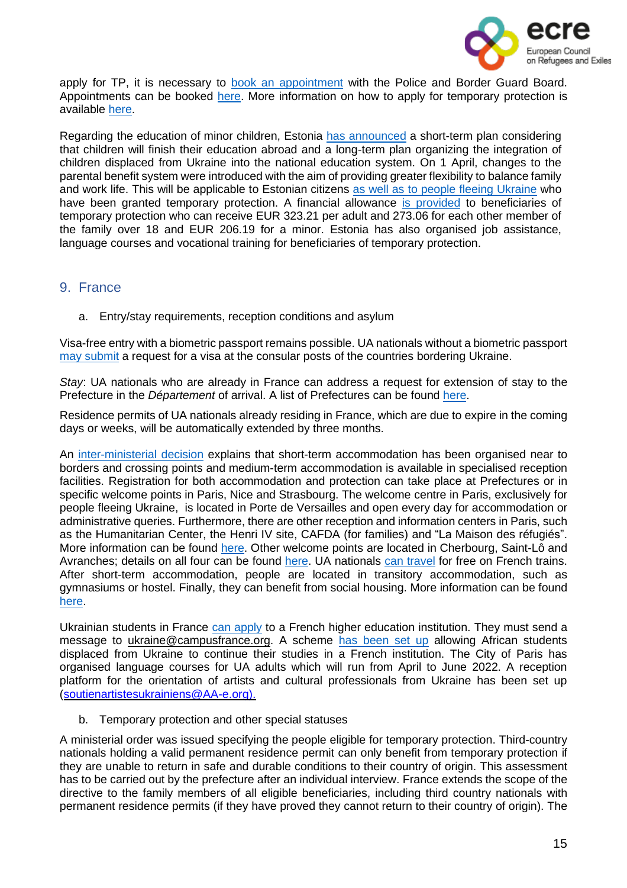apply for TP, it is necessary to book an appointment with the Police and Border Guard Board. Appointments can be booked here. More information on how to apply for temporary protection is available here.

Regarding the education of minor children, Estonia has announced a short-term plan considering that children will finish their education abroad and a long-term plan organizing the integration of children displaced from Ukraine into the national education system. On 1 April, changes to the parental benefit system were introduced with the aim of providing greater flexibility to balance family and work life. This will be applicable to Estonian citizens as well as to people fleeing Ukraine who have been granted temporary protection. A financial allowance is provided to beneficiaries of temporary protection who can receive EUR 323.21 per adult and 273.06 for each other member of the family over 18 and EUR 206.19 for a minor. Estonia has also organised job assistance, language courses and vocational training for beneficiaries of temporary protection.

## 9. France

### a. Entry/stay requirements, reception conditions and asylum

Visa-free entry with a biometric passport remains possible. UA nationals without a biometric passport may submit a request for a visa at the consular posts of the countries bordering Ukraine.

*Stay*: UA nationals who are already in France can address a request for extension of stay to the Prefecture in the *Département* of arrival. A list of Prefectures can be found here.

Residence permits of UA nationals already residing in France, which are due to expire in the coming days or weeks, will be automatically extended by three months.

An inter-ministerial decision explains that short-term accommodation has been organised near to borders and crossing points and medium-term accommodation is available in specialised reception facilities. Registration for both accommodation and protection can take place at Prefectures or in specific welcome points in Paris, Nice and Strasbourg. The welcome centre in Paris, exclusively for people fleeing Ukraine, is located in Porte de Versailles and open every day for accommodation or administrative queries. Furthermore, there are other reception and information centers in Paris, such as the Humanitarian Center, the Henri IV site, CAFDA (for families) and "La Maison des réfugiés". More information can be found here. Other welcome points are located in Cherbourg, Saint-Lô and Avranches; details on all four can be found here. UA nationals can travel for free on French trains. After short-term accommodation, people are located in transitory accommodation, such as gymnasiums or hostel. Finally, they can benefit from social housing. More information can be found here.

Ukrainian students in France can apply to a French higher education institution. They must send a message to ukraine@campusfrance.org. A scheme has been set up allowing African students displaced from Ukraine to continue their studies in a French institution. The City of Paris has organised language courses for UA adults which will run from April to June 2022. A reception platform for the orientation of artists and cultural professionals from Ukraine has been set up (soutienartistesukrainiens@AA-e.org).

### b. Temporary protection and other special statuses

A ministerial order was issued specifying the people eligible for temporary protection. Third-country nationals holding a valid permanent residence permit can only benefit from temporary protection if they are unable to return in safe and durable conditions to their country of origin. This assessment has to be carried out by the prefecture after an individual interview. France extends the scope of the directive to the family members of all eligible beneficiaries, including third country nationals with permanent residence permits (if they have proved they cannot return to their country of origin). The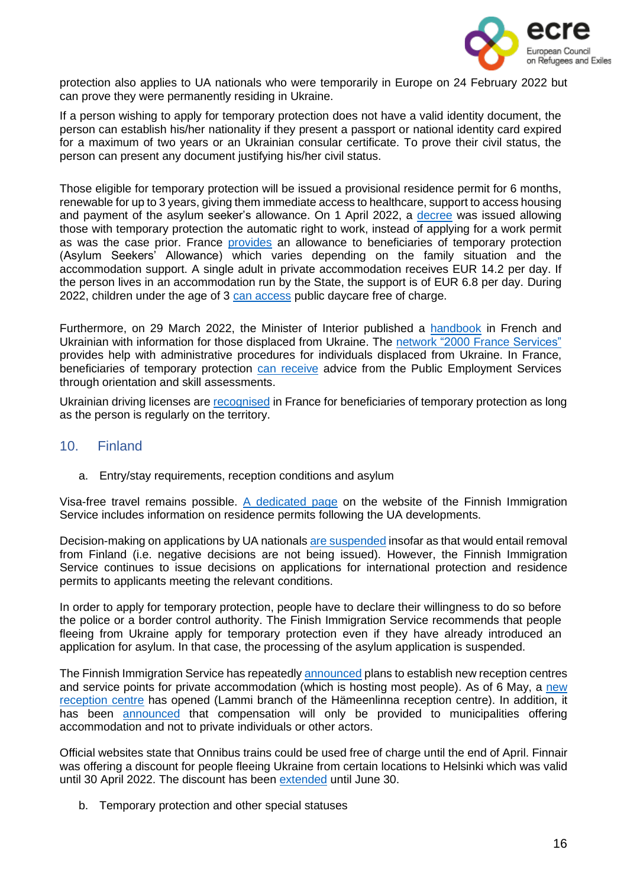protection also applies to UA nationals who were temporarily in Europe on 24 February 2022 but can prove they were permanently residing in Ukraine.

If a person wishing to apply for temporary protection does not have a valid identity document, the person can establish his/her nationality if they present a passport or national identity card expired for a maximum of two years or an Ukrainian consular certificate. To prove their civil status, the person can present any document justifying his/her civil status.

Those eligible for temporary protection will be issued a provisional residence permit for 6 months, renewable for up to 3 years, giving them immediate access to healthcare, support to access housing and payment of the asylum seeker's allowance. On 1 April 2022, a decree was issued allowing those with temporary protection the automatic right to work, instead of applying for a work permit as was the case prior. France provides an allowance to beneficiaries of temporary protection (Asylum Seekers' Allowance) which varies depending on the family situation and the accommodation support. A single adult in private accommodation receives EUR 14.2 per day. If the person lives in an accommodation run by the State, the support is of EUR 6.8 per day. During 2022, children under the age of 3 can access public daycare free of charge.

Furthermore, on 29 March 2022, the Minister of Interior published a handbook in French and Ukrainian with information for those displaced from Ukraine. The network "2000 France Services" provides help with administrative procedures for individuals displaced from Ukraine. In France, beneficiaries of temporary protection can receive advice from the Public Employment Services through orientation and skill assessments.

Ukrainian driving licenses are recognised in France for beneficiaries of temporary protection as long as the person is regularly on the territory.

## 10. Finland

### a. Entry/stay requirements, reception conditions and asylum

Visa-free travel remains possible. A dedicated page on the website of the Finnish Immigration Service includes information on residence permits following the UA developments.

Decision-making on applications by UA nationals are suspended insofar as that would entail removal from Finland (i.e. negative decisions are not being issued). However, the Finnish Immigration Service continues to issue decisions on applications for international protection and residence permits to applicants meeting the relevant conditions.

In order to apply for temporary protection, people have to declare their willingness to do so before the police or a border control authority. The Finish Immigration Service recommends that people fleeing from Ukraine apply for temporary protection even if they have already introduced an application for asylum. In that case, the processing of the asylum application is suspended.

The Finnish Immigration Service has repeatedly announced plans to establish new reception centres and service points for private accommodation (which is hosting most people). As of 6 May, a new reception centre has opened (Lammi branch of the Hämeenlinna reception centre). In addition, it has been announced that compensation will only be provided to municipalities offering accommodation and not to private individuals or other actors.

Official websites state that Onnibus trains could be used free of charge until the end of April. Finnair was offering a discount for people fleeing Ukraine from certain locations to Helsinki which was valid until 30 April 2022. The discount has been extended until June 30.

### b. Temporary protection and other special statuses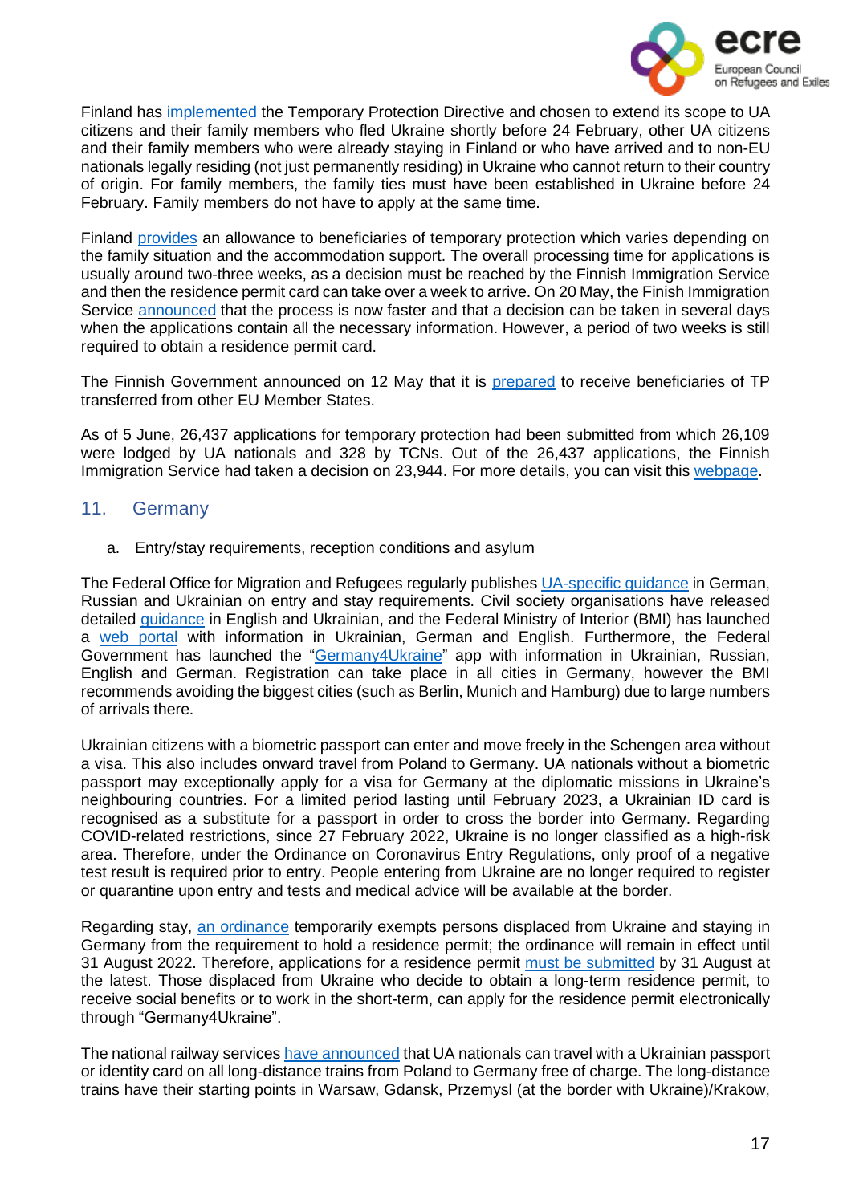Finland has implemented the Temporary Protection Directive and chosen to extend its scope to UA citizens and their family members who fled Ukraine shortly before 24 February, other UA citizens and their family members who were already staying in Finland or who have arrived and to non-EU nationals legally residing (not just permanently residing) in Ukraine who cannot return to their country of origin. For family members, the family ties must have been established in Ukraine before 24 February. Family members do not have to apply at the same time.

Finland provides an allowance to beneficiaries of temporary protection which varies depending on the family situation and the accommodation support. The overall processing time for applications is usually around two-three weeks, as a decision must be reached by the Finnish Immigration Service and then the residence permit card can take over a week to arrive. On 20 May, the Finish Immigration Service announced that the process is now faster and that a decision can be taken in several days when the applications contain all the necessary information. However, a period of two weeks is still required to obtain a residence permit card.

The Finnish Government announced on 12 May that it is prepared to receive beneficiaries of TP transferred from other EU Member States.

As of 5 June, 26,437 applications for temporary protection had been submitted from which 26,109 were lodged by UA nationals and 328 by TCNs. Out of the 26,437 applications, the Finnish Immigration Service had taken a decision on 23,944. For more details, you can visit this webpage.

## 11. Germany

a. Entry/stay requirements, reception conditions and asylum

The Federal Office for Migration and Refugees regularly publishes UA-specific guidance in German, Russian and Ukrainian on entry and stay requirements. Civil society organisations have released detailed guidance in English and Ukrainian, and the Federal Ministry of Interior (BMI) has launched a web portal with information in Ukrainian, German and English. Furthermore, the Federal Government has launched the "Germany4Ukraine" app with information in Ukrainian, Russian, English and German. Registration can take place in all cities in Germany, however the BMI recommends avoiding the biggest cities (such as Berlin, Munich and Hamburg) due to large numbers of arrivals there.

Ukrainian citizens with a biometric passport can enter and move freely in the Schengen area without a visa. This also includes onward travel from Poland to Germany. UA nationals without a biometric passport may exceptionally apply for a visa for Germany at the diplomatic missions in Ukraine's neighbouring countries. For a limited period lasting until February 2023, a Ukrainian ID card is recognised as a substitute for a passport in order to cross the border into Germany. Regarding COVID-related restrictions, since 27 February 2022, Ukraine is no longer classified as a high-risk area. Therefore, under the Ordinance on Coronavirus Entry Regulations, only proof of a negative test result is required prior to entry. People entering from Ukraine are no longer required to register or quarantine upon entry and tests and medical advice will be available at the border.

Regarding stay, an ordinance temporarily exempts persons displaced from Ukraine and staying in Germany from the requirement to hold a residence permit; the ordinance will remain in effect until 31 August 2022. Therefore, applications for a residence permit must be submitted by 31 August at the latest. Those displaced from Ukraine who decide to obtain a long-term residence permit, to receive social benefits or to work in the short-term, can apply for the residence permit electronically through "Germany4Ukraine".

The national railway services have announced that UA nationals can travel with a Ukrainian passport or identity card on all long-distance trains from Poland to Germany free of charge. The long-distance trains have their starting points in Warsaw, Gdansk, Przemysl (at the border with Ukraine)/Krakow,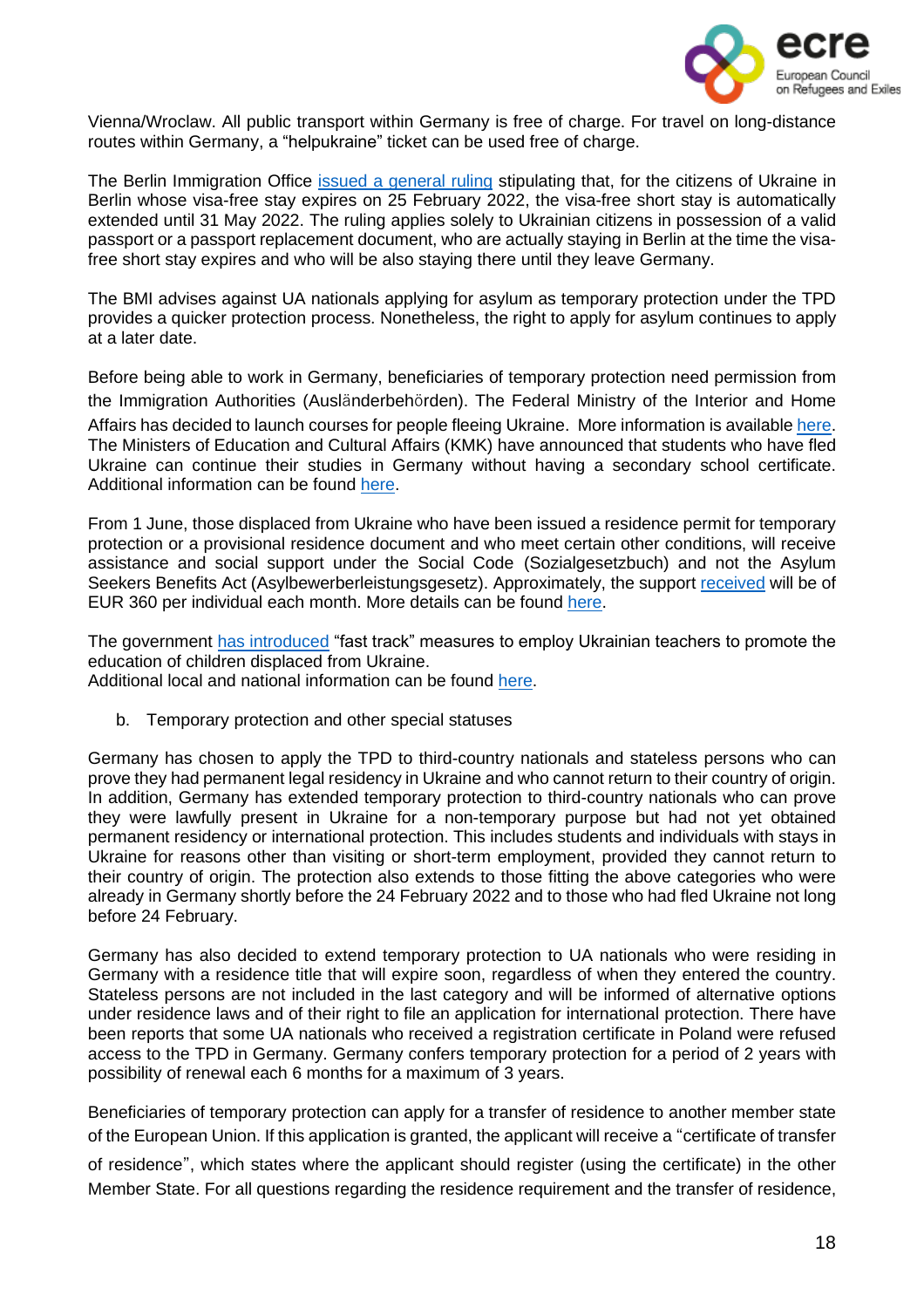Vienna/Wroclaw. All public transport within Germany is free of charge. For travel on long-distance routes within Germany, a "helpukraine" ticket can be used free of charge.

The Berlin Immigration Office issued a general ruling stipulating that, for the citizens of Ukraine in Berlin whose visa-free stay expires on 25 February 2022, the visa-free short stay is automatically extended until 31 May 2022. The ruling applies solely to Ukrainian citizens in possession of a valid passport or a passport replacement document, who are actually staying in Berlin at the time the visa-free short stay expires and who will be also staying there until they leave Germany.

The BMI advises against UA nationals applying for asylum as temporary protection under the TPD provides a quicker protection process. Nonetheless, the right to apply for asylum continues to apply at a later date.

Before being able to work in Germany, beneficiaries of temporary protection need permission from the Immigration Authorities (Ausländerbehörden). The Federal Ministry of the Interior and Home Affairs has decided to launch courses for people fleeing Ukraine. More information is available here. The Ministers of Education and Cultural Affairs (KMK) have announced that students who have fled Ukraine can continue their studies in Germany without having a secondary school certificate. Additional information can be found here.

From 1 June, those displaced from Ukraine who have been issued a residence permit for temporary protection or a provisional residence document and who meet certain other conditions, will receive assistance and social support under the Social Code (Sozialgesetzbuch) and not the Asylum Seekers Benefits Act (Asylbewerberleistungsgesetz). Approximately, the support received will be of EUR 360 per individual each month. More details can be found here.

The government has introduced "fast track" measures to employ Ukrainian teachers to promote the education of children displaced from Ukraine.
Additional local and national information can be found here.

b. Temporary protection and other special statuses

Germany has chosen to apply the TPD to third-country nationals and stateless persons who can prove they had permanent legal residency in Ukraine and who cannot return to their country of origin. In addition, Germany has extended temporary protection to third-country nationals who can prove they were lawfully present in Ukraine for a non-temporary purpose but had not yet obtained permanent residency or international protection. This includes students and individuals with stays in Ukraine for reasons other than visiting or short-term employment, provided they cannot return to their country of origin. The protection also extends to those fitting the above categories who were already in Germany shortly before the 24 February 2022 and to those who had fled Ukraine not long before 24 February.

Germany has also decided to extend temporary protection to UA nationals who were residing in Germany with a residence title that will expire soon, regardless of when they entered the country. Stateless persons are not included in the last category and will be informed of alternative options under residence laws and of their right to file an application for international protection. There have been reports that some UA nationals who received a registration certificate in Poland were refused access to the TPD in Germany. Germany confers temporary protection for a period of 2 years with possibility of renewal each 6 months for a maximum of 3 years.

Beneficiaries of temporary protection can apply for a transfer of residence to another member state of the European Union. If this application is granted, the applicant will receive a "certificate of transfer of residence", which states where the applicant should register (using the certificate) in the other Member State. For all questions regarding the residence requirement and the transfer of residence,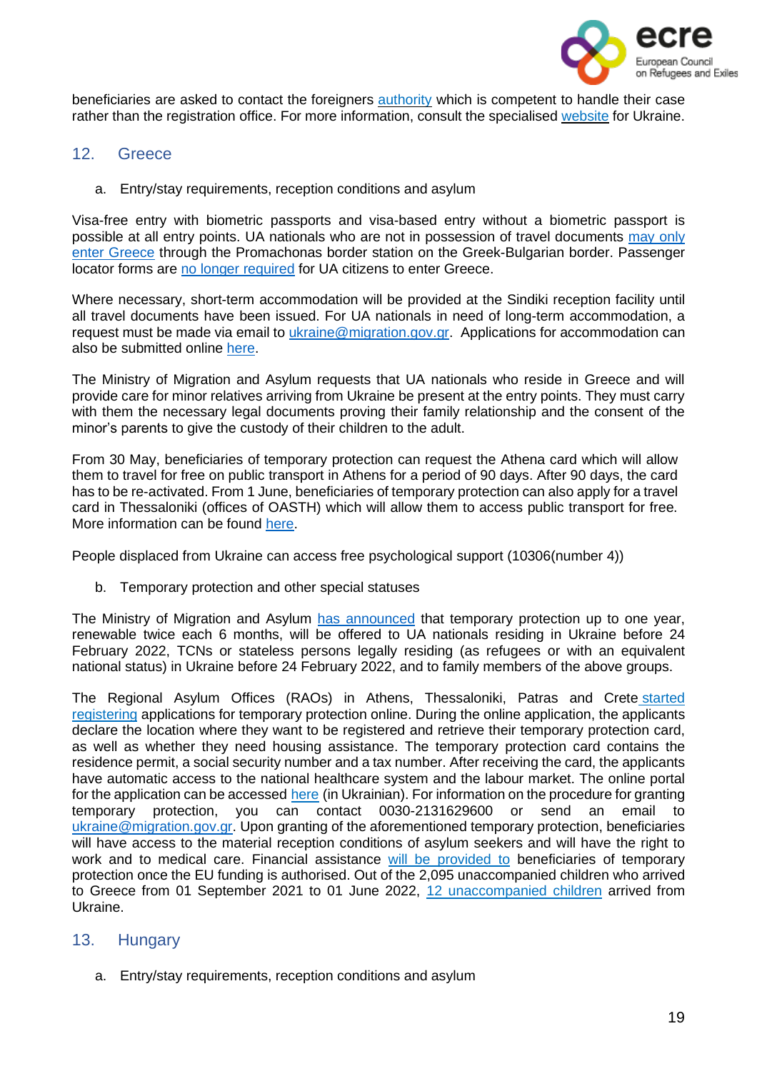beneficiaries are asked to contact the foreigners authority which is competent to handle their case rather than the registration office. For more information, consult the specialised website for Ukraine.

## 12. Greece

### a. Entry/stay requirements, reception conditions and asylum

Visa-free entry with biometric passports and visa-based entry without a biometric passport is possible at all entry points. UA nationals who are not in possession of travel documents may only enter Greece through the Promachonas border station on the Greek-Bulgarian border. Passenger locator forms are no longer required for UA citizens to enter Greece.

Where necessary, short-term accommodation will be provided at the Sindiki reception facility until all travel documents have been issued. For UA nationals in need of long-term accommodation, a request must be made via email to ukraine@migration.gov.gr. Applications for accommodation can also be submitted online here.

The Ministry of Migration and Asylum requests that UA nationals who reside in Greece and will provide care for minor relatives arriving from Ukraine be present at the entry points. They must carry with them the necessary legal documents proving their family relationship and the consent of the minor's parents to give the custody of their children to the adult.

From 30 May, beneficiaries of temporary protection can request the Athena card which will allow them to travel for free on public transport in Athens for a period of 90 days. After 90 days, the card has to be re-activated. From 1 June, beneficiaries of temporary protection can also apply for a travel card in Thessaloniki (offices of OASTH) which will allow them to access public transport for free. More information can be found here.

People displaced from Ukraine can access free psychological support (10306(number 4))

### b. Temporary protection and other special statuses

The Ministry of Migration and Asylum has announced that temporary protection up to one year, renewable twice each 6 months, will be offered to UA nationals residing in Ukraine before 24 February 2022, TCNs or stateless persons legally residing (as refugees or with an equivalent national status) in Ukraine before 24 February 2022, and to family members of the above groups.

The Regional Asylum Offices (RAOs) in Athens, Thessaloniki, Patras and Crete started registering applications for temporary protection online. During the online application, the applicants declare the location where they want to be registered and retrieve their temporary protection card, as well as whether they need housing assistance. The temporary protection card contains the residence permit, a social security number and a tax number. After receiving the card, the applicants have automatic access to the national healthcare system and the labour market. The online portal for the application can be accessed here (in Ukrainian). For information on the procedure for granting temporary protection, you can contact 0030-2131629600 or send an email to ukraine@migration.gov.gr. Upon granting of the aforementioned temporary protection, beneficiaries will have access to the material reception conditions of asylum seekers and will have the right to work and to medical care. Financial assistance will be provided to beneficiaries of temporary protection once the EU funding is authorised. Out of the 2,095 unaccompanied children who arrived to Greece from 01 September 2021 to 01 June 2022, 12 unaccompanied children arrived from Ukraine.

## 13. Hungary

### a. Entry/stay requirements, reception conditions and asylum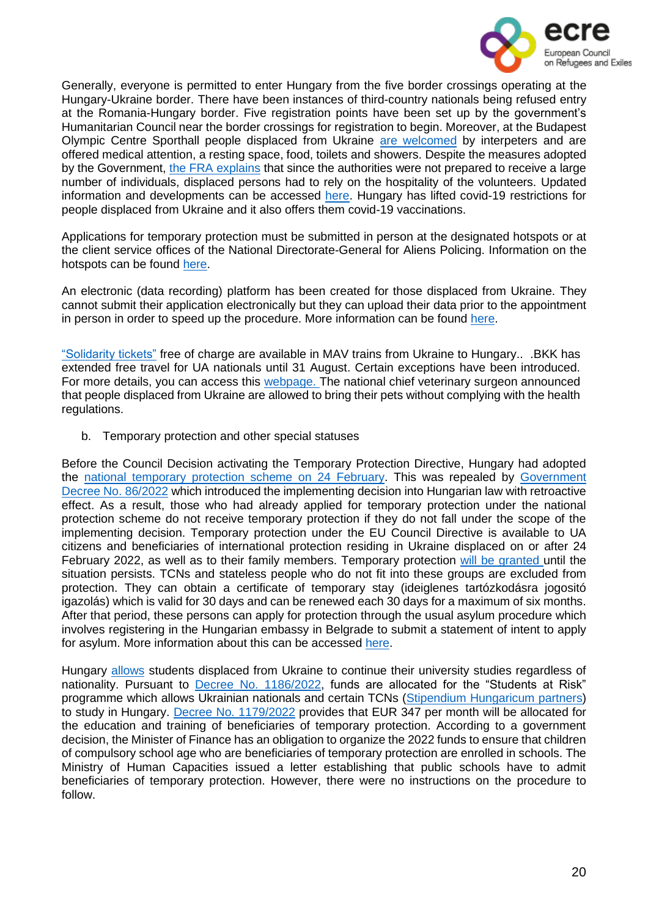Generally, everyone is permitted to enter Hungary from the five border crossings operating at the Hungary-Ukraine border. There have been instances of third-country nationals being refused entry at the Romania-Hungary border. Five registration points have been set up by the government's Humanitarian Council near the border crossings for registration to begin. Moreover, at the Budapest Olympic Centre Sporthall people displaced from Ukraine are welcomed by interpeters and are offered medical attention, a resting space, food, toilets and showers. Despite the measures adopted by the Government, the FRA explains that since the authorities were not prepared to receive a large number of individuals, displaced persons had to rely on the hospitality of the volunteers. Updated information and developments can be accessed here. Hungary has lifted covid-19 restrictions for people displaced from Ukraine and it also offers them covid-19 vaccinations.

Applications for temporary protection must be submitted in person at the designated hotspots or at the client service offices of the National Directorate-General for Aliens Policing. Information on the hotspots can be found here.

An electronic (data recording) platform has been created for those displaced from Ukraine. They cannot submit their application electronically but they can upload their data prior to the appointment in person in order to speed up the procedure. More information can be found here.

"Solidarity tickets" free of charge are available in MAV trains from Ukraine to Hungary.. .BKK has extended free travel for UA nationals until 31 August. Certain exceptions have been introduced. For more details, you can access this webpage. The national chief veterinary surgeon announced that people displaced from Ukraine are allowed to bring their pets without complying with the health regulations.

b. Temporary protection and other special statuses

Before the Council Decision activating the Temporary Protection Directive, Hungary had adopted the national temporary protection scheme on 24 February. This was repealed by Government Decree No. 86/2022 which introduced the implementing decision into Hungarian law with retroactive effect. As a result, those who had already applied for temporary protection under the national protection scheme do not receive temporary protection if they do not fall under the scope of the implementing decision. Temporary protection under the EU Council Directive is available to UA citizens and beneficiaries of international protection residing in Ukraine displaced on or after 24 February 2022, as well as to their family members. Temporary protection will be granted until the situation persists. TCNs and stateless people who do not fit into these groups are excluded from protection. They can obtain a certificate of temporary stay (ideiglenes tartózkodásra jogosító igazolás) which is valid for 30 days and can be renewed each 30 days for a maximum of six months. After that period, these persons can apply for protection through the usual asylum procedure which involves registering in the Hungarian embassy in Belgrade to submit a statement of intent to apply for asylum. More information about this can be accessed here.

Hungary allows students displaced from Ukraine to continue their university studies regardless of nationality. Pursuant to Decree No. 1186/2022, funds are allocated for the "Students at Risk" programme which allows Ukrainian nationals and certain TCNs (Stipendium Hungaricum partners) to study in Hungary. Decree No. 1179/2022 provides that EUR 347 per month will be allocated for the education and training of beneficiaries of temporary protection. According to a government decision, the Minister of Finance has an obligation to organize the 2022 funds to ensure that children of compulsory school age who are beneficiaries of temporary protection are enrolled in schools. The Ministry of Human Capacities issued a letter establishing that public schools have to admit beneficiaries of temporary protection. However, there were no instructions on the procedure to follow.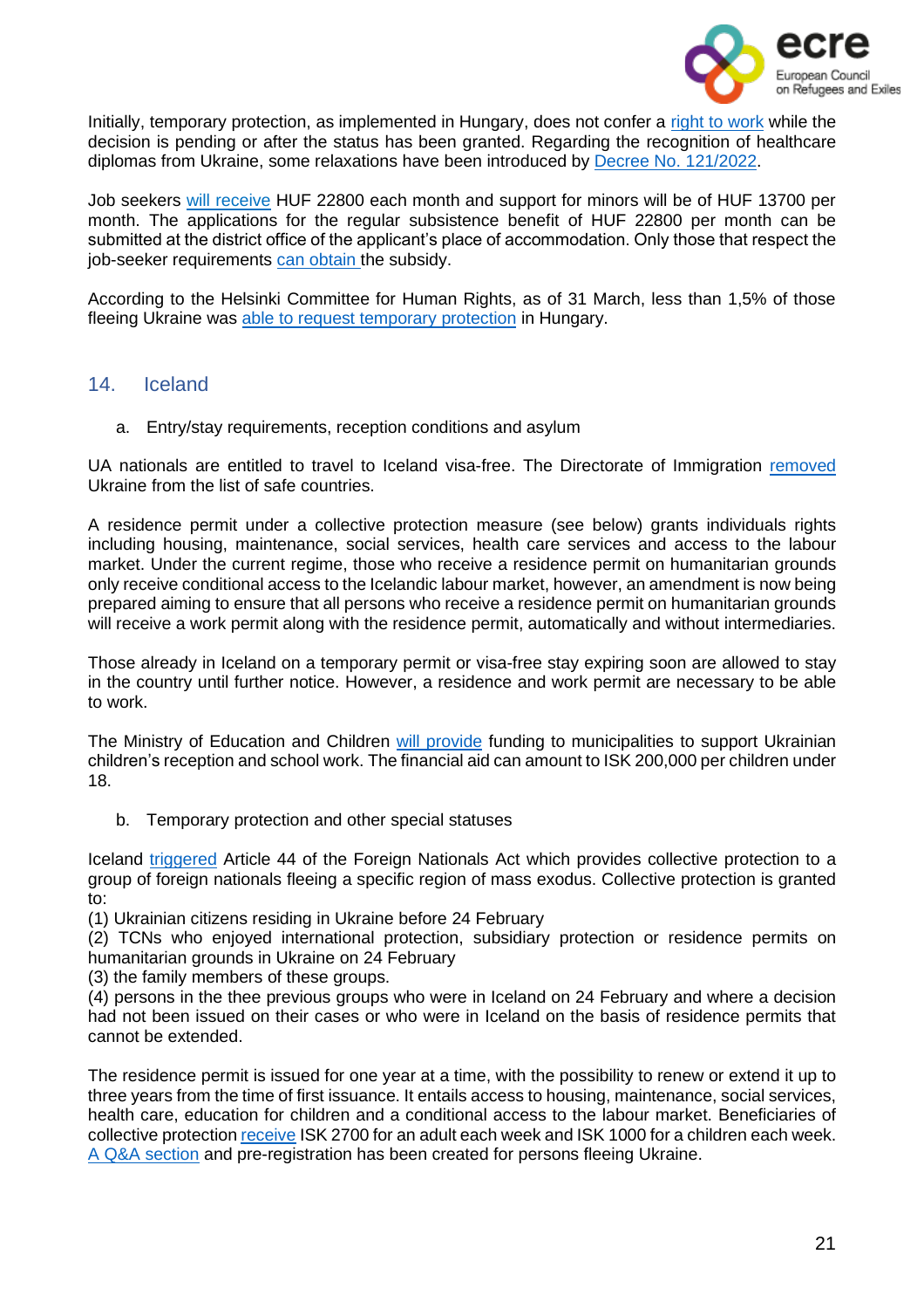Initially, temporary protection, as implemented in Hungary, does not confer a [right to work] while the decision is pending or after the status has been granted. Regarding the recognition of healthcare diplomas from Ukraine, some relaxations have been introduced by [Decree No. 121/2022].

Job seekers [will receive] HUF 22800 each month and support for minors will be of HUF 13700 per month. The applications for the regular subsistence benefit of HUF 22800 per month can be submitted at the district office of the applicant's place of accommodation. Only those that respect the job-seeker requirements [can obtain] the subsidy.

According to the Helsinki Committee for Human Rights, as of 31 March, less than 1,5% of those fleeing Ukraine was [able to request temporary protection] in Hungary.

## 14. Iceland

### a. Entry/stay requirements, reception conditions and asylum

UA nationals are entitled to travel to Iceland visa-free. The Directorate of Immigration [removed] Ukraine from the list of safe countries.

A residence permit under a collective protection measure (see below) grants individuals rights including housing, maintenance, social services, health care services and access to the labour market. Under the current regime, those who receive a residence permit on humanitarian grounds only receive conditional access to the Icelandic labour market, however, an amendment is now being prepared aiming to ensure that all persons who receive a residence permit on humanitarian grounds will receive a work permit along with the residence permit, automatically and without intermediaries.

Those already in Iceland on a temporary permit or visa-free stay expiring soon are allowed to stay in the country until further notice. However, a residence and work permit are necessary to be able to work.

The Ministry of Education and Children [will provide] funding to municipalities to support Ukrainian children's reception and school work. The financial aid can amount to ISK 200,000 per children under 18.

### b. Temporary protection and other special statuses

Iceland [triggered] Article 44 of the Foreign Nationals Act which provides collective protection to a group of foreign nationals fleeing a specific region of mass exodus. Collective protection is granted to:
(1) Ukrainian citizens residing in Ukraine before 24 February
(2) TCNs who enjoyed international protection, subsidiary protection or residence permits on humanitarian grounds in Ukraine on 24 February
(3) the family members of these groups.
(4) persons in the thee previous groups who were in Iceland on 24 February and where a decision had not been issued on their cases or who were in Iceland on the basis of residence permits that cannot be extended.

The residence permit is issued for one year at a time, with the possibility to renew or extend it up to three years from the time of first issuance. It entails access to housing, maintenance, social services, health care, education for children and a conditional access to the labour market. Beneficiaries of collective protection [receive] ISK 2700 for an adult each week and ISK 1000 for a children each week. [A Q&A section] and pre-registration has been created for persons fleeing Ukraine.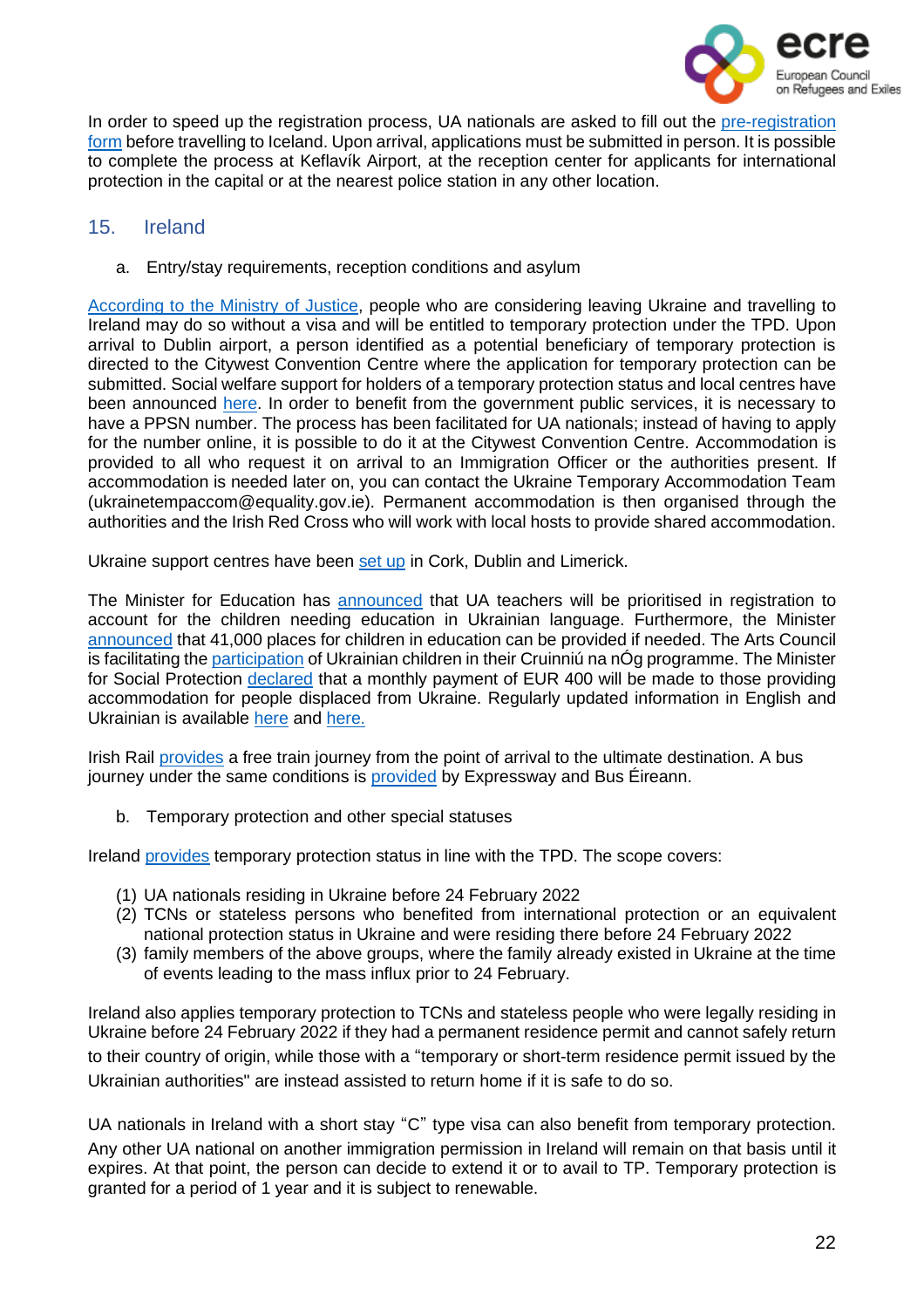In order to speed up the registration process, UA nationals are asked to fill out the pre-registration form before travelling to Iceland. Upon arrival, applications must be submitted in person. It is possible to complete the process at Keflavík Airport, at the reception center for applicants for international protection in the capital or at the nearest police station in any other location.

## 15. Ireland

### a. Entry/stay requirements, reception conditions and asylum

According to the Ministry of Justice, people who are considering leaving Ukraine and travelling to Ireland may do so without a visa and will be entitled to temporary protection under the TPD. Upon arrival to Dublin airport, a person identified as a potential beneficiary of temporary protection is directed to the Citywest Convention Centre where the application for temporary protection can be submitted. Social welfare support for holders of a temporary protection status and local centres have been announced here. In order to benefit from the government public services, it is necessary to have a PPSN number. The process has been facilitated for UA nationals; instead of having to apply for the number online, it is possible to do it at the Citywest Convention Centre. Accommodation is provided to all who request it on arrival to an Immigration Officer or the authorities present. If accommodation is needed later on, you can contact the Ukraine Temporary Accommodation Team (ukrainetempaccom@equality.gov.ie). Permanent accommodation is then organised through the authorities and the Irish Red Cross who will work with local hosts to provide shared accommodation.

Ukraine support centres have been set up in Cork, Dublin and Limerick.

The Minister for Education has announced that UA teachers will be prioritised in registration to account for the children needing education in Ukrainian language. Furthermore, the Minister announced that 41,000 places for children in education can be provided if needed. The Arts Council is facilitating the participation of Ukrainian children in their Cruinniú na nÓg programme. The Minister for Social Protection declared that a monthly payment of EUR 400 will be made to those providing accommodation for people displaced from Ukraine. Regularly updated information in English and Ukrainian is available here and here.

Irish Rail provides a free train journey from the point of arrival to the ultimate destination. A bus journey under the same conditions is provided by Expressway and Bus Éireann.

### b. Temporary protection and other special statuses

Ireland provides temporary protection status in line with the TPD. The scope covers:

(1) UA nationals residing in Ukraine before 24 February 2022
(2) TCNs or stateless persons who benefited from international protection or an equivalent national protection status in Ukraine and were residing there before 24 February 2022
(3) family members of the above groups, where the family already existed in Ukraine at the time of events leading to the mass influx prior to 24 February.

Ireland also applies temporary protection to TCNs and stateless people who were legally residing in Ukraine before 24 February 2022 if they had a permanent residence permit and cannot safely return to their country of origin, while those with a "temporary or short-term residence permit issued by the Ukrainian authorities" are instead assisted to return home if it is safe to do so.

UA nationals in Ireland with a short stay "C" type visa can also benefit from temporary protection. Any other UA national on another immigration permission in Ireland will remain on that basis until it expires. At that point, the person can decide to extend it or to avail to TP. Temporary protection is granted for a period of 1 year and it is subject to renewable.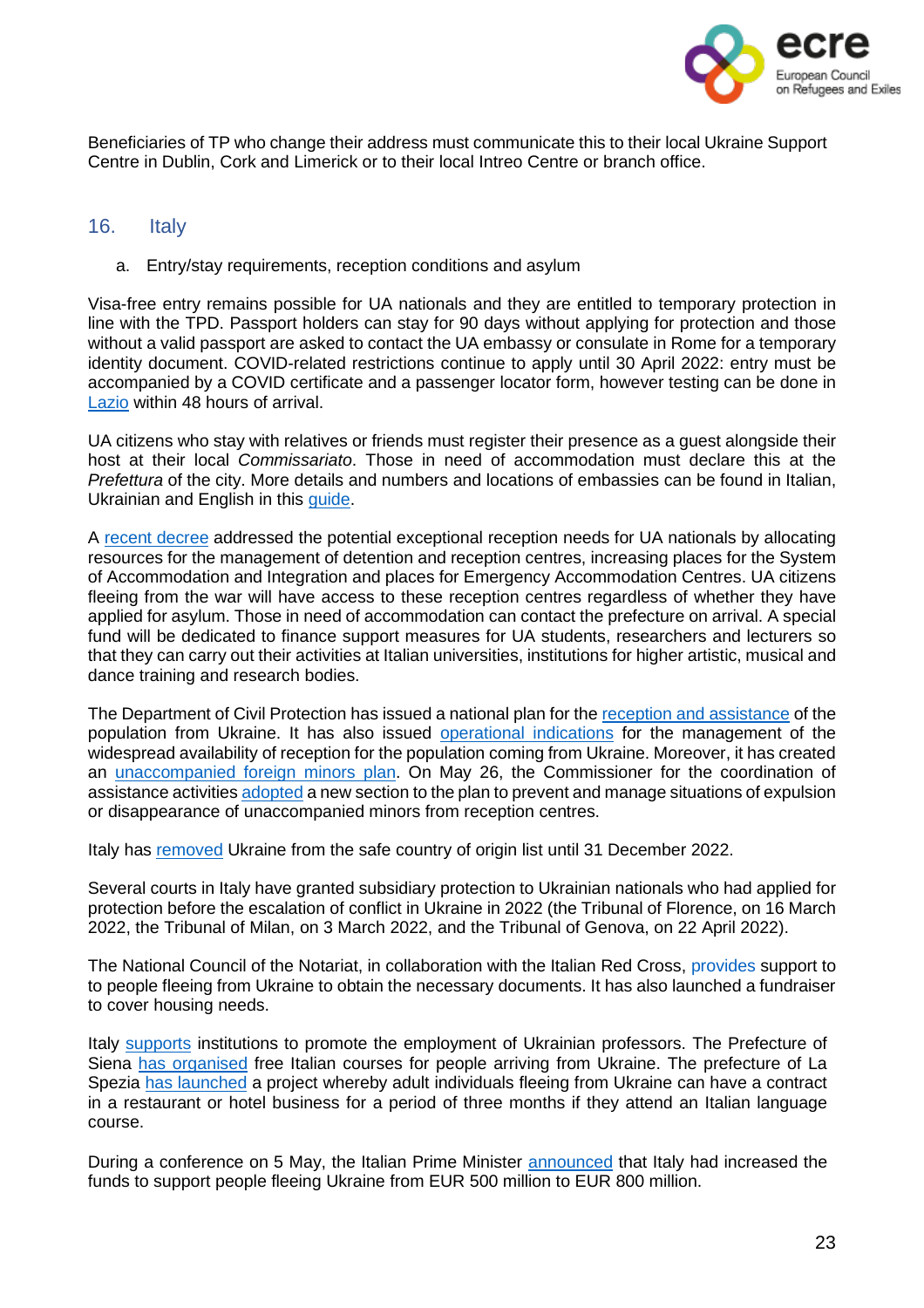Beneficiaries of TP who change their address must communicate this to their local Ukraine Support Centre in Dublin, Cork and Limerick or to their local Intreo Centre or branch office.

## 16. Italy

a. Entry/stay requirements, reception conditions and asylum

Visa-free entry remains possible for UA nationals and they are entitled to temporary protection in line with the TPD. Passport holders can stay for 90 days without applying for protection and those without a valid passport are asked to contact the UA embassy or consulate in Rome for a temporary identity document. COVID-related restrictions continue to apply until 30 April 2022: entry must be accompanied by a COVID certificate and a passenger locator form, however testing can be done in Lazio within 48 hours of arrival.

UA citizens who stay with relatives or friends must register their presence as a guest alongside their host at their local *Commissariato*. Those in need of accommodation must declare this at the *Prefettura* of the city. More details and numbers and locations of embassies can be found in Italian, Ukrainian and English in this guide.

A recent decree addressed the potential exceptional reception needs for UA nationals by allocating resources for the management of detention and reception centres, increasing places for the System of Accommodation and Integration and places for Emergency Accommodation Centres. UA citizens fleeing from the war will have access to these reception centres regardless of whether they have applied for asylum. Those in need of accommodation can contact the prefecture on arrival. A special fund will be dedicated to finance support measures for UA students, researchers and lecturers so that they can carry out their activities at Italian universities, institutions for higher artistic, musical and dance training and research bodies.

The Department of Civil Protection has issued a national plan for the reception and assistance of the population from Ukraine. It has also issued operational indications for the management of the widespread availability of reception for the population coming from Ukraine. Moreover, it has created an unaccompanied foreign minors plan. On May 26, the Commissioner for the coordination of assistance activities adopted a new section to the plan to prevent and manage situations of expulsion or disappearance of unaccompanied minors from reception centres.

Italy has removed Ukraine from the safe country of origin list until 31 December 2022.

Several courts in Italy have granted subsidiary protection to Ukrainian nationals who had applied for protection before the escalation of conflict in Ukraine in 2022 (the Tribunal of Florence, on 16 March 2022, the Tribunal of Milan, on 3 March 2022, and the Tribunal of Genova, on 22 April 2022).

The National Council of the Notariat, in collaboration with the Italian Red Cross, provides support to to people fleeing from Ukraine to obtain the necessary documents. It has also launched a fundraiser to cover housing needs.

Italy supports institutions to promote the employment of Ukrainian professors. The Prefecture of Siena has organised free Italian courses for people arriving from Ukraine. The prefecture of La Spezia has launched a project whereby adult individuals fleeing from Ukraine can have a contract in a restaurant or hotel business for a period of three months if they attend an Italian language course.

During a conference on 5 May, the Italian Prime Minister announced that Italy had increased the funds to support people fleeing Ukraine from EUR 500 million to EUR 800 million.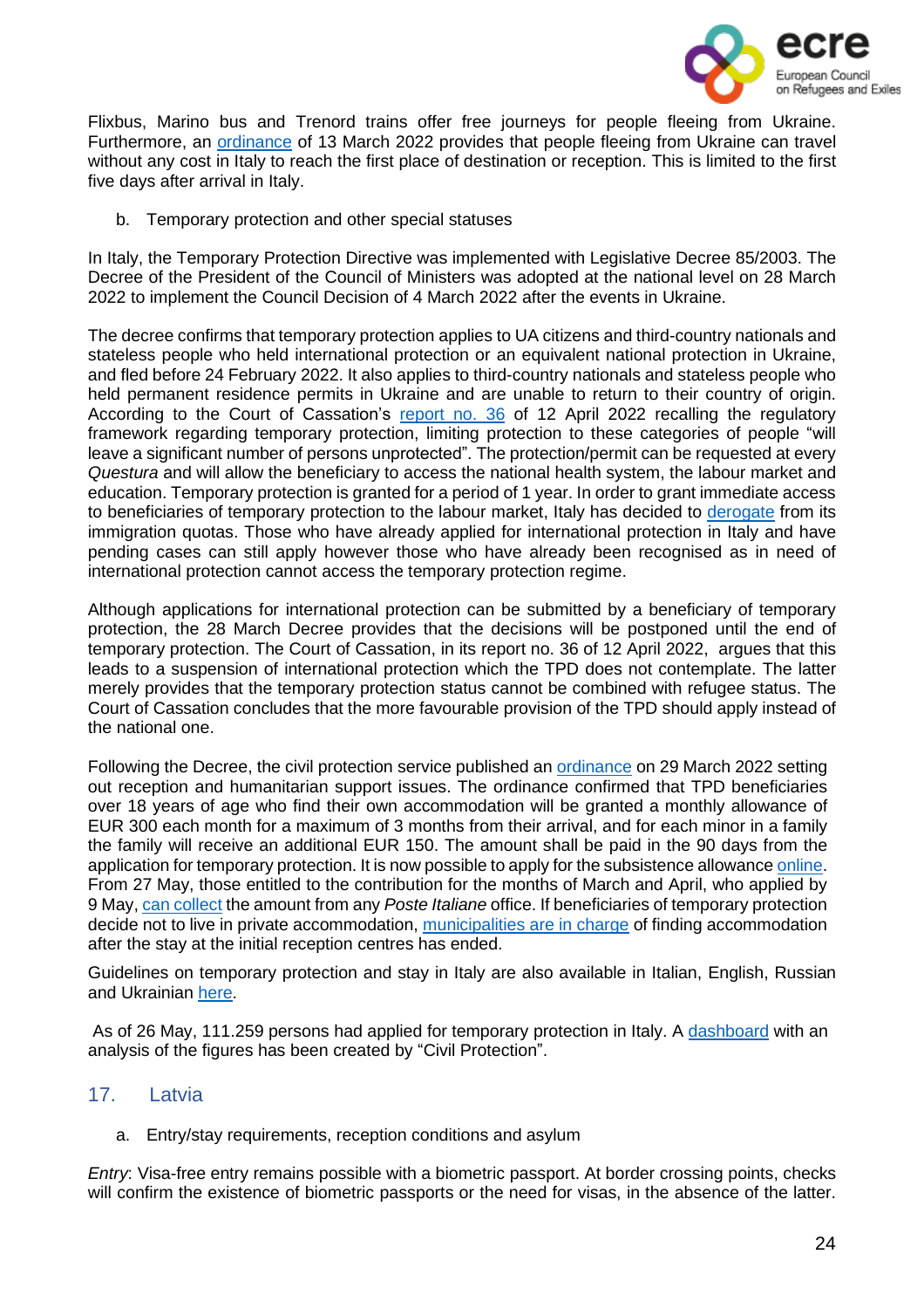Flixbus, Marino bus and Trenord trains offer free journeys for people fleeing from Ukraine. Furthermore, an ordinance of 13 March 2022 provides that people fleeing from Ukraine can travel without any cost in Italy to reach the first place of destination or reception. This is limited to the first five days after arrival in Italy.

b. Temporary protection and other special statuses

In Italy, the Temporary Protection Directive was implemented with Legislative Decree 85/2003. The Decree of the President of the Council of Ministers was adopted at the national level on 28 March 2022 to implement the Council Decision of 4 March 2022 after the events in Ukraine.

The decree confirms that temporary protection applies to UA citizens and third-country nationals and stateless people who held international protection or an equivalent national protection in Ukraine, and fled before 24 February 2022. It also applies to third-country nationals and stateless people who held permanent residence permits in Ukraine and are unable to return to their country of origin. According to the Court of Cassation's report no. 36 of 12 April 2022 recalling the regulatory framework regarding temporary protection, limiting protection to these categories of people "will leave a significant number of persons unprotected". The protection/permit can be requested at every *Questura* and will allow the beneficiary to access the national health system, the labour market and education. Temporary protection is granted for a period of 1 year. In order to grant immediate access to beneficiaries of temporary protection to the labour market, Italy has decided to derogate from its immigration quotas. Those who have already applied for international protection in Italy and have pending cases can still apply however those who have already been recognised as in need of international protection cannot access the temporary protection regime.

Although applications for international protection can be submitted by a beneficiary of temporary protection, the 28 March Decree provides that the decisions will be postponed until the end of temporary protection. The Court of Cassation, in its report no. 36 of 12 April 2022, argues that this leads to a suspension of international protection which the TPD does not contemplate. The latter merely provides that the temporary protection status cannot be combined with refugee status. The Court of Cassation concludes that the more favourable provision of the TPD should apply instead of the national one.

Following the Decree, the civil protection service published an ordinance on 29 March 2022 setting out reception and humanitarian support issues. The ordinance confirmed that TPD beneficiaries over 18 years of age who find their own accommodation will be granted a monthly allowance of EUR 300 each month for a maximum of 3 months from their arrival, and for each minor in a family the family will receive an additional EUR 150. The amount shall be paid in the 90 days from the application for temporary protection. It is now possible to apply for the subsistence allowance online. From 27 May, those entitled to the contribution for the months of March and April, who applied by 9 May, can collect the amount from any *Poste Italiane* office. If beneficiaries of temporary protection decide not to live in private accommodation, municipalities are in charge of finding accommodation after the stay at the initial reception centres has ended.

Guidelines on temporary protection and stay in Italy are also available in Italian, English, Russian and Ukrainian here.

As of 26 May, 111.259 persons had applied for temporary protection in Italy. A dashboard with an analysis of the figures has been created by "Civil Protection".

## 17. Latvia

a. Entry/stay requirements, reception conditions and asylum

*Entry*: Visa-free entry remains possible with a biometric passport. At border crossing points, checks will confirm the existence of biometric passports or the need for visas, in the absence of the latter.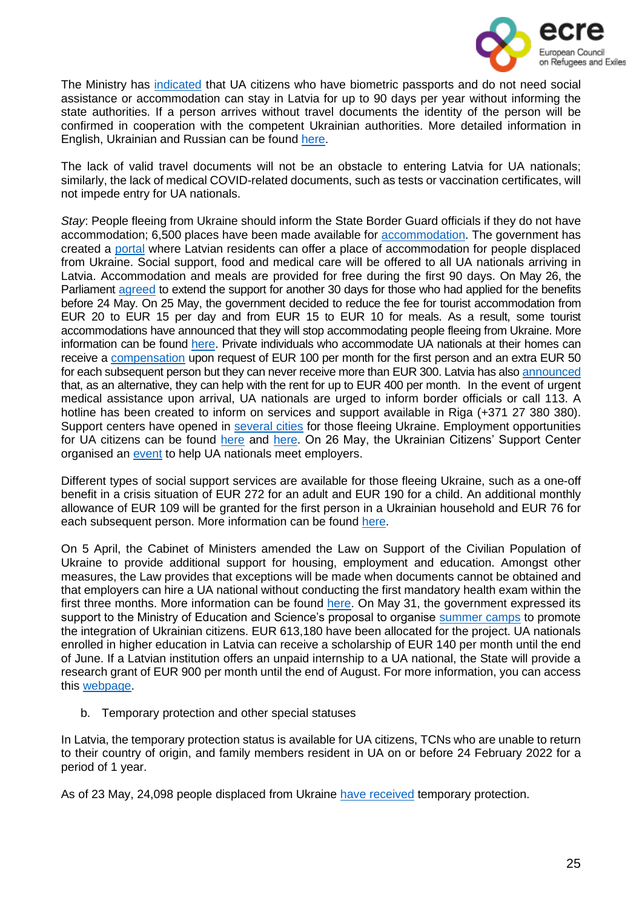The Ministry has indicated that UA citizens who have biometric passports and do not need social assistance or accommodation can stay in Latvia for up to 90 days per year without informing the state authorities. If a person arrives without travel documents the identity of the person will be confirmed in cooperation with the competent Ukrainian authorities. More detailed information in English, Ukrainian and Russian can be found here.

The lack of valid travel documents will not be an obstacle to entering Latvia for UA nationals; similarly, the lack of medical COVID-related documents, such as tests or vaccination certificates, will not impede entry for UA nationals.

*Stay*: People fleeing from Ukraine should inform the State Border Guard officials if they do not have accommodation; 6,500 places have been made available for accommodation. The government has created a portal where Latvian residents can offer a place of accommodation for people displaced from Ukraine. Social support, food and medical care will be offered to all UA nationals arriving in Latvia. Accommodation and meals are provided for free during the first 90 days. On May 26, the Parliament agreed to extend the support for another 30 days for those who had applied for the benefits before 24 May. On 25 May, the government decided to reduce the fee for tourist accommodation from EUR 20 to EUR 15 per day and from EUR 15 to EUR 10 for meals. As a result, some tourist accommodations have announced that they will stop accommodating people fleeing from Ukraine. More information can be found here. Private individuals who accommodate UA nationals at their homes can receive a compensation upon request of EUR 100 per month for the first person and an extra EUR 50 for each subsequent person but they can never receive more than EUR 300. Latvia has also announced that, as an alternative, they can help with the rent for up to EUR 400 per month. In the event of urgent medical assistance upon arrival, UA nationals are urged to inform border officials or call 113. A hotline has been created to inform on services and support available in Riga (+371 27 380 380). Support centers have opened in several cities for those fleeing Ukraine. Employment opportunities for UA citizens can be found here and here. On 26 May, the Ukrainian Citizens' Support Center organised an event to help UA nationals meet employers.

Different types of social support services are available for those fleeing Ukraine, such as a one-off benefit in a crisis situation of EUR 272 for an adult and EUR 190 for a child. An additional monthly allowance of EUR 109 will be granted for the first person in a Ukrainian household and EUR 76 for each subsequent person. More information can be found here.

On 5 April, the Cabinet of Ministers amended the Law on Support of the Civilian Population of Ukraine to provide additional support for housing, employment and education. Amongst other measures, the Law provides that exceptions will be made when documents cannot be obtained and that employers can hire a UA national without conducting the first mandatory health exam within the first three months. More information can be found here. On May 31, the government expressed its support to the Ministry of Education and Science's proposal to organise summer camps to promote the integration of Ukrainian citizens. EUR 613,180 have been allocated for the project. UA nationals enrolled in higher education in Latvia can receive a scholarship of EUR 140 per month until the end of June. If a Latvian institution offers an unpaid internship to a UA national, the State will provide a research grant of EUR 900 per month until the end of August. For more information, you can access this webpage.

b. Temporary protection and other special statuses

In Latvia, the temporary protection status is available for UA citizens, TCNs who are unable to return to their country of origin, and family members resident in UA on or before 24 February 2022 for a period of 1 year.

As of 23 May, 24,098 people displaced from Ukraine have received temporary protection.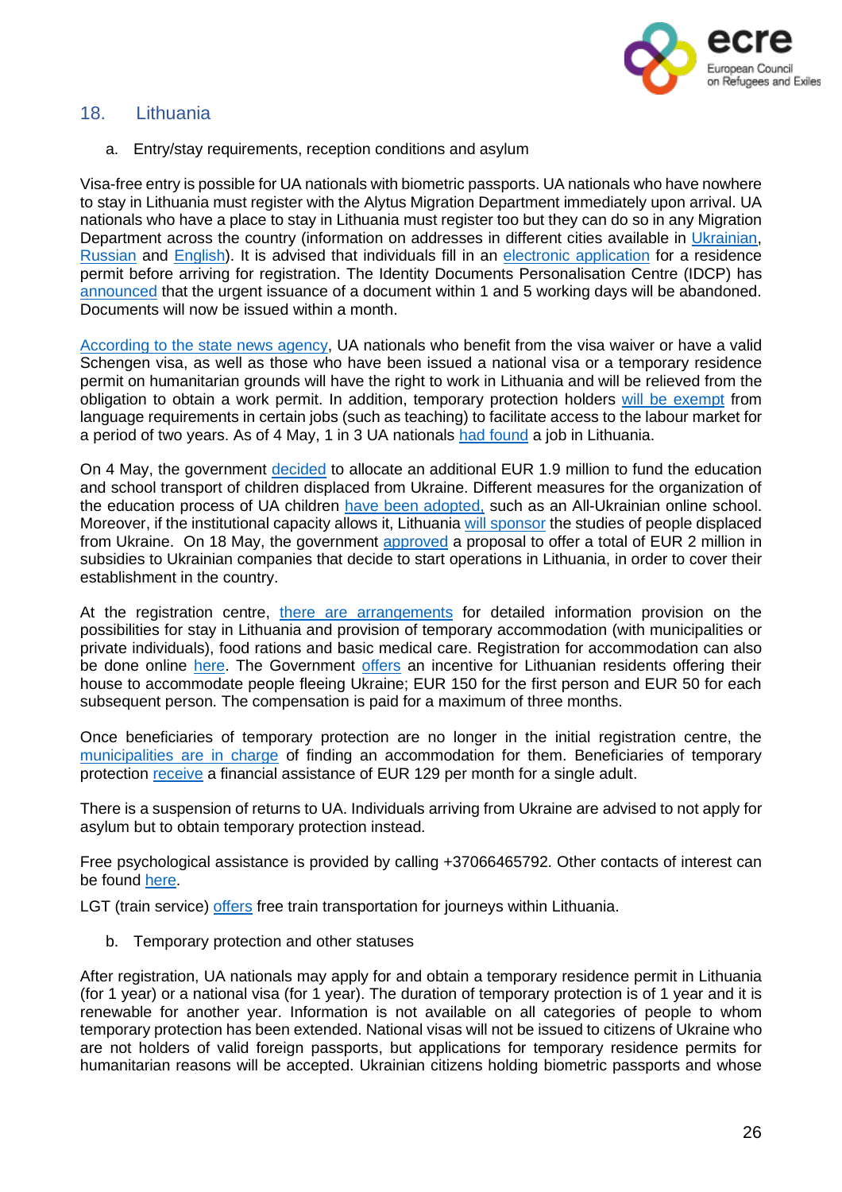## 18. Lithuania

### a. Entry/stay requirements, reception conditions and asylum

Visa-free entry is possible for UA nationals with biometric passports. UA nationals who have nowhere to stay in Lithuania must register with the Alytus Migration Department immediately upon arrival. UA nationals who have a place to stay in Lithuania must register too but they can do so in any Migration Department across the country (information on addresses in different cities available in Ukrainian, Russian and English). It is advised that individuals fill in an electronic application for a residence permit before arriving for registration. The Identity Documents Personalisation Centre (IDCP) has announced that the urgent issuance of a document within 1 and 5 working days will be abandoned. Documents will now be issued within a month.

According to the state news agency, UA nationals who benefit from the visa waiver or have a valid Schengen visa, as well as those who have been issued a national visa or a temporary residence permit on humanitarian grounds will have the right to work in Lithuania and will be relieved from the obligation to obtain a work permit. In addition, temporary protection holders will be exempt from language requirements in certain jobs (such as teaching) to facilitate access to the labour market for a period of two years. As of 4 May, 1 in 3 UA nationals had found a job in Lithuania.

On 4 May, the government decided to allocate an additional EUR 1.9 million to fund the education and school transport of children displaced from Ukraine. Different measures for the organization of the education process of UA children have been adopted, such as an All-Ukrainian online school. Moreover, if the institutional capacity allows it, Lithuania will sponsor the studies of people displaced from Ukraine. On 18 May, the government approved a proposal to offer a total of EUR 2 million in subsidies to Ukrainian companies that decide to start operations in Lithuania, in order to cover their establishment in the country.

At the registration centre, there are arrangements for detailed information provision on the possibilities for stay in Lithuania and provision of temporary accommodation (with municipalities or private individuals), food rations and basic medical care. Registration for accommodation can also be done online here. The Government offers an incentive for Lithuanian residents offering their house to accommodate people fleeing Ukraine; EUR 150 for the first person and EUR 50 for each subsequent person. The compensation is paid for a maximum of three months.

Once beneficiaries of temporary protection are no longer in the initial registration centre, the municipalities are in charge of finding an accommodation for them. Beneficiaries of temporary protection receive a financial assistance of EUR 129 per month for a single adult.

There is a suspension of returns to UA. Individuals arriving from Ukraine are advised to not apply for asylum but to obtain temporary protection instead.

Free psychological assistance is provided by calling +37066465792. Other contacts of interest can be found here.

LGT (train service) offers free train transportation for journeys within Lithuania.

### b. Temporary protection and other statuses

After registration, UA nationals may apply for and obtain a temporary residence permit in Lithuania (for 1 year) or a national visa (for 1 year). The duration of temporary protection is of 1 year and it is renewable for another year. Information is not available on all categories of people to whom temporary protection has been extended. National visas will not be issued to citizens of Ukraine who are not holders of valid foreign passports, but applications for temporary residence permits for humanitarian reasons will be accepted. Ukrainian citizens holding biometric passports and whose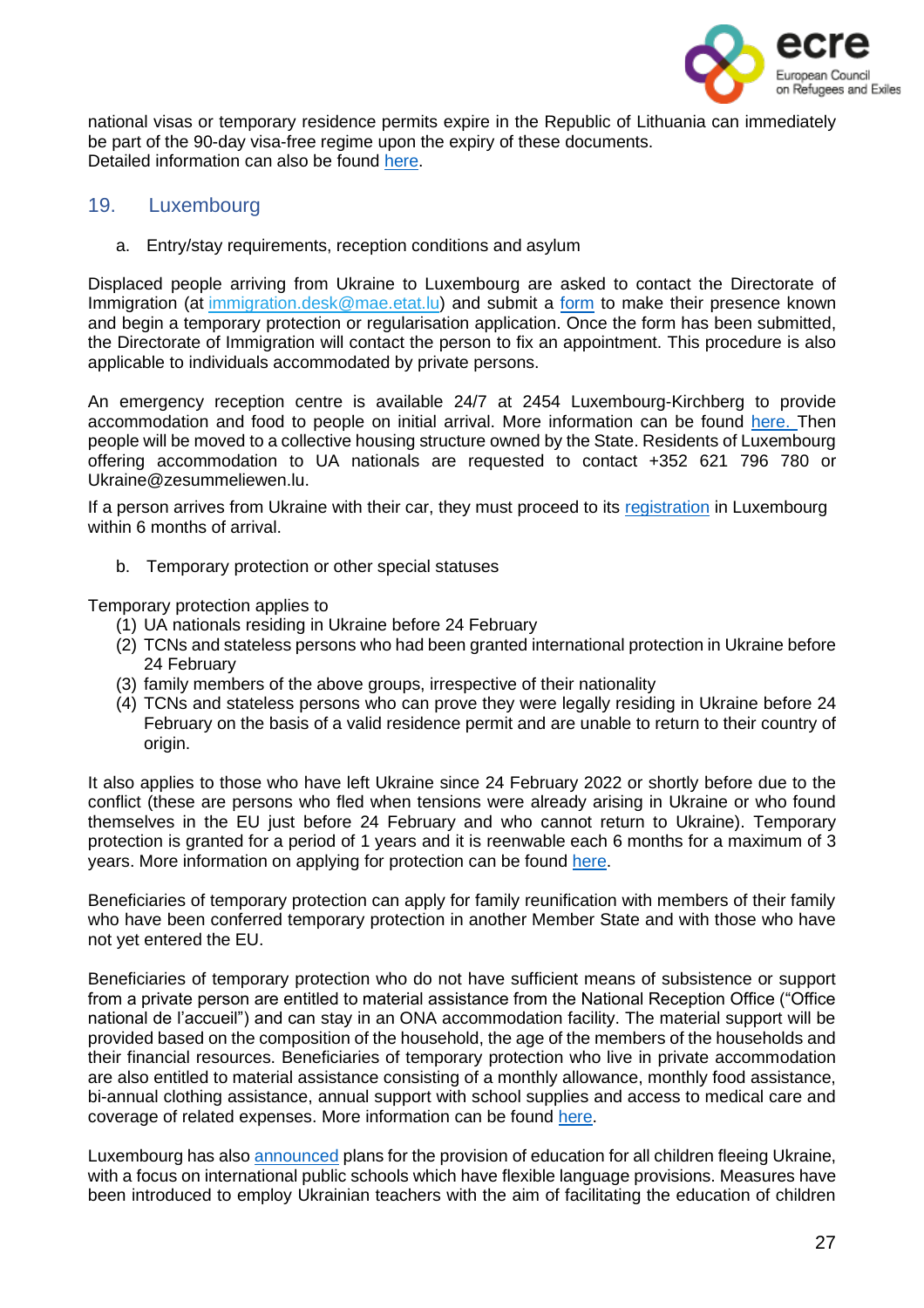national visas or temporary residence permits expire in the Republic of Lithuania can immediately be part of the 90-day visa-free regime upon the expiry of these documents.
Detailed information can also be found here.

## 19. Luxembourg

### a. Entry/stay requirements, reception conditions and asylum

Displaced people arriving from Ukraine to Luxembourg are asked to contact the Directorate of Immigration (at immigration.desk@mae.etat.lu) and submit a form to make their presence known and begin a temporary protection or regularisation application. Once the form has been submitted, the Directorate of Immigration will contact the person to fix an appointment. This procedure is also applicable to individuals accommodated by private persons.

An emergency reception centre is available 24/7 at 2454 Luxembourg-Kirchberg to provide accommodation and food to people on initial arrival. More information can be found here. Then people will be moved to a collective housing structure owned by the State. Residents of Luxembourg offering accommodation to UA nationals are requested to contact +352 621 796 780 or Ukraine@zesummeliewen.lu.

If a person arrives from Ukraine with their car, they must proceed to its registration in Luxembourg within 6 months of arrival.

### b. Temporary protection or other special statuses

Temporary protection applies to

(1) UA nationals residing in Ukraine before 24 February
(2) TCNs and stateless persons who had been granted international protection in Ukraine before 24 February
(3) family members of the above groups, irrespective of their nationality
(4) TCNs and stateless persons who can prove they were legally residing in Ukraine before 24 February on the basis of a valid residence permit and are unable to return to their country of origin.

It also applies to those who have left Ukraine since 24 February 2022 or shortly before due to the conflict (these are persons who fled when tensions were already arising in Ukraine or who found themselves in the EU just before 24 February and who cannot return to Ukraine). Temporary protection is granted for a period of 1 years and it is reenwable each 6 months for a maximum of 3 years. More information on applying for protection can be found here.

Beneficiaries of temporary protection can apply for family reunification with members of their family who have been conferred temporary protection in another Member State and with those who have not yet entered the EU.

Beneficiaries of temporary protection who do not have sufficient means of subsistence or support from a private person are entitled to material assistance from the National Reception Office ("Office national de l'accueil") and can stay in an ONA accommodation facility. The material support will be provided based on the composition of the household, the age of the members of the households and their financial resources. Beneficiaries of temporary protection who live in private accommodation are also entitled to material assistance consisting of a monthly allowance, monthly food assistance, bi-annual clothing assistance, annual support with school supplies and access to medical care and coverage of related expenses. More information can be found here.

Luxembourg has also announced plans for the provision of education for all children fleeing Ukraine, with a focus on international public schools which have flexible language provisions. Measures have been introduced to employ Ukrainian teachers with the aim of facilitating the education of children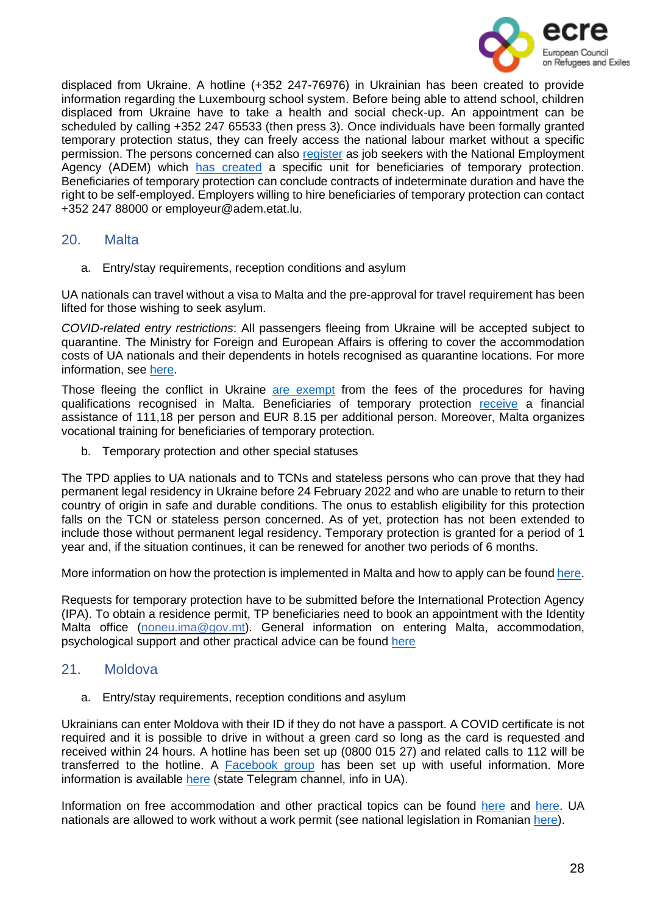displaced from Ukraine. A hotline (+352 247-76976) in Ukrainian has been created to provide information regarding the Luxembourg school system. Before being able to attend school, children displaced from Ukraine have to take a health and social check-up. An appointment can be scheduled by calling +352 247 65533 (then press 3). Once individuals have been formally granted temporary protection status, they can freely access the national labour market without a specific permission. The persons concerned can also register as job seekers with the National Employment Agency (ADEM) which has created a specific unit for beneficiaries of temporary protection. Beneficiaries of temporary protection can conclude contracts of indeterminate duration and have the right to be self-employed. Employers willing to hire beneficiaries of temporary protection can contact +352 247 88000 or employeur@adem.etat.lu.

## 20. Malta

a. Entry/stay requirements, reception conditions and asylum

UA nationals can travel without a visa to Malta and the pre-approval for travel requirement has been lifted for those wishing to seek asylum.

*COVID-related entry restrictions*: All passengers fleeing from Ukraine will be accepted subject to quarantine. The Ministry for Foreign and European Affairs is offering to cover the accommodation costs of UA nationals and their dependents in hotels recognised as quarantine locations. For more information, see here.

Those fleeing the conflict in Ukraine are exempt from the fees of the procedures for having qualifications recognised in Malta. Beneficiaries of temporary protection receive a financial assistance of 111,18 per person and EUR 8.15 per additional person. Moreover, Malta organizes vocational training for beneficiaries of temporary protection.

b. Temporary protection and other special statuses

The TPD applies to UA nationals and to TCNs and stateless persons who can prove that they had permanent legal residency in Ukraine before 24 February 2022 and who are unable to return to their country of origin in safe and durable conditions. The onus to establish eligibility for this protection falls on the TCN or stateless person concerned. As of yet, protection has not been extended to include those without permanent legal residency. Temporary protection is granted for a period of 1 year and, if the situation continues, it can be renewed for another two periods of 6 months.

More information on how the protection is implemented in Malta and how to apply can be found here.

Requests for temporary protection have to be submitted before the International Protection Agency (IPA). To obtain a residence permit, TP beneficiaries need to book an appointment with the Identity Malta office (noneu.ima@gov.mt). General information on entering Malta, accommodation, psychological support and other practical advice can be found here

## 21. Moldova

a. Entry/stay requirements, reception conditions and asylum

Ukrainians can enter Moldova with their ID if they do not have a passport. A COVID certificate is not required and it is possible to drive in without a green card so long as the card is requested and received within 24 hours. A hotline has been set up (0800 015 27) and related calls to 112 will be transferred to the hotline. A Facebook group has been set up with useful information. More information is available here (state Telegram channel, info in UA).

Information on free accommodation and other practical topics can be found here and here. UA nationals are allowed to work without a work permit (see national legislation in Romanian here).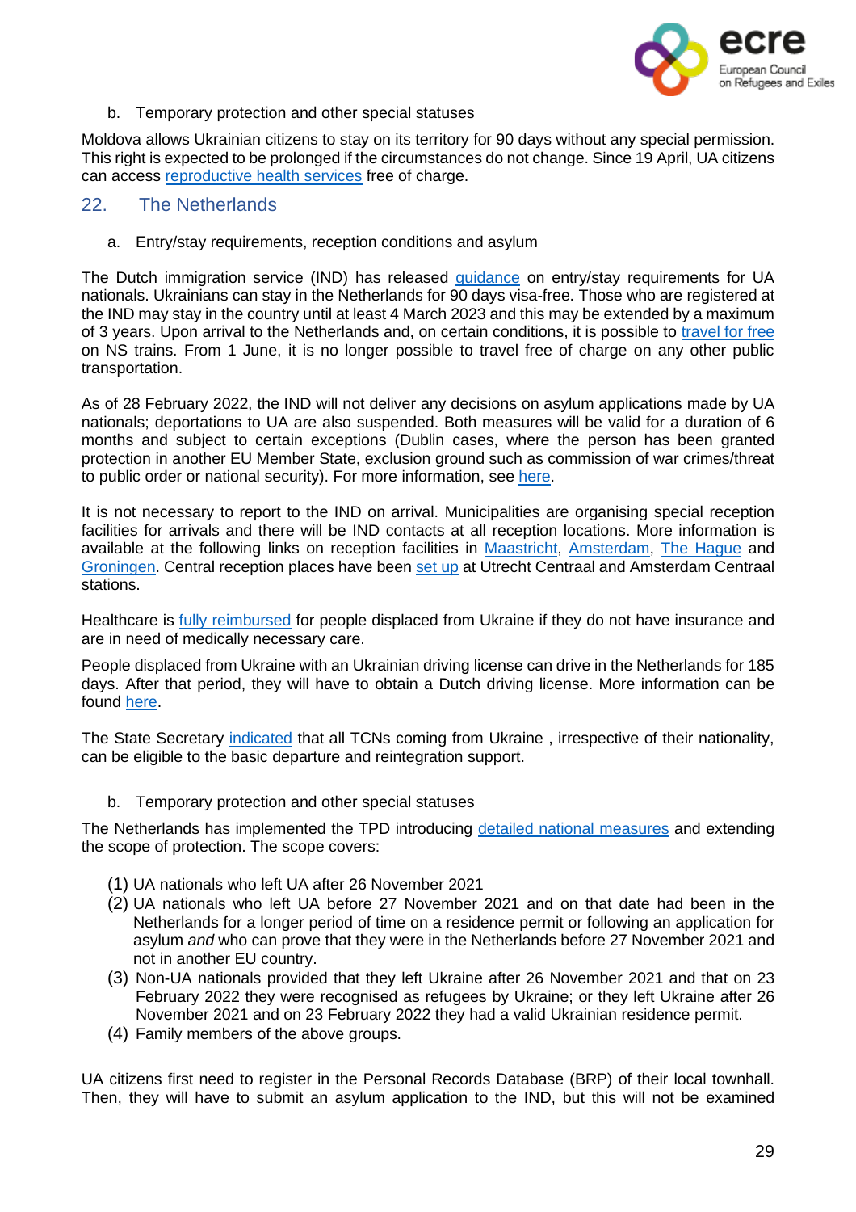b. Temporary protection and other special statuses

Moldova allows Ukrainian citizens to stay on its territory for 90 days without any special permission. This right is expected to be prolonged if the circumstances do not change. Since 19 April, UA citizens can access reproductive health services free of charge.

## 22. The Netherlands

a. Entry/stay requirements, reception conditions and asylum

The Dutch immigration service (IND) has released guidance on entry/stay requirements for UA nationals. Ukrainians can stay in the Netherlands for 90 days visa-free. Those who are registered at the IND may stay in the country until at least 4 March 2023 and this may be extended by a maximum of 3 years. Upon arrival to the Netherlands and, on certain conditions, it is possible to travel for free on NS trains. From 1 June, it is no longer possible to travel free of charge on any other public transportation.

As of 28 February 2022, the IND will not deliver any decisions on asylum applications made by UA nationals; deportations to UA are also suspended. Both measures will be valid for a duration of 6 months and subject to certain exceptions (Dublin cases, where the person has been granted protection in another EU Member State, exclusion ground such as commission of war crimes/threat to public order or national security). For more information, see here.

It is not necessary to report to the IND on arrival. Municipalities are organising special reception facilities for arrivals and there will be IND contacts at all reception locations. More information is available at the following links on reception facilities in Maastricht, Amsterdam, The Hague and Groningen. Central reception places have been set up at Utrecht Centraal and Amsterdam Centraal stations.

Healthcare is fully reimbursed for people displaced from Ukraine if they do not have insurance and are in need of medically necessary care.

People displaced from Ukraine with an Ukrainian driving license can drive in the Netherlands for 185 days. After that period, they will have to obtain a Dutch driving license. More information can be found here.

The State Secretary indicated that all TCNs coming from Ukraine , irrespective of their nationality, can be eligible to the basic departure and reintegration support.

b. Temporary protection and other special statuses

The Netherlands has implemented the TPD introducing detailed national measures and extending the scope of protection. The scope covers:

(1) UA nationals who left UA after 26 November 2021
(2) UA nationals who left UA before 27 November 2021 and on that date had been in the Netherlands for a longer period of time on a residence permit or following an application for asylum *and* who can prove that they were in the Netherlands before 27 November 2021 and not in another EU country.
(3) Non-UA nationals provided that they left Ukraine after 26 November 2021 and that on 23 February 2022 they were recognised as refugees by Ukraine; or they left Ukraine after 26 November 2021 and on 23 February 2022 they had a valid Ukrainian residence permit.
(4) Family members of the above groups.

UA citizens first need to register in the Personal Records Database (BRP) of their local townhall. Then, they will have to submit an asylum application to the IND, but this will not be examined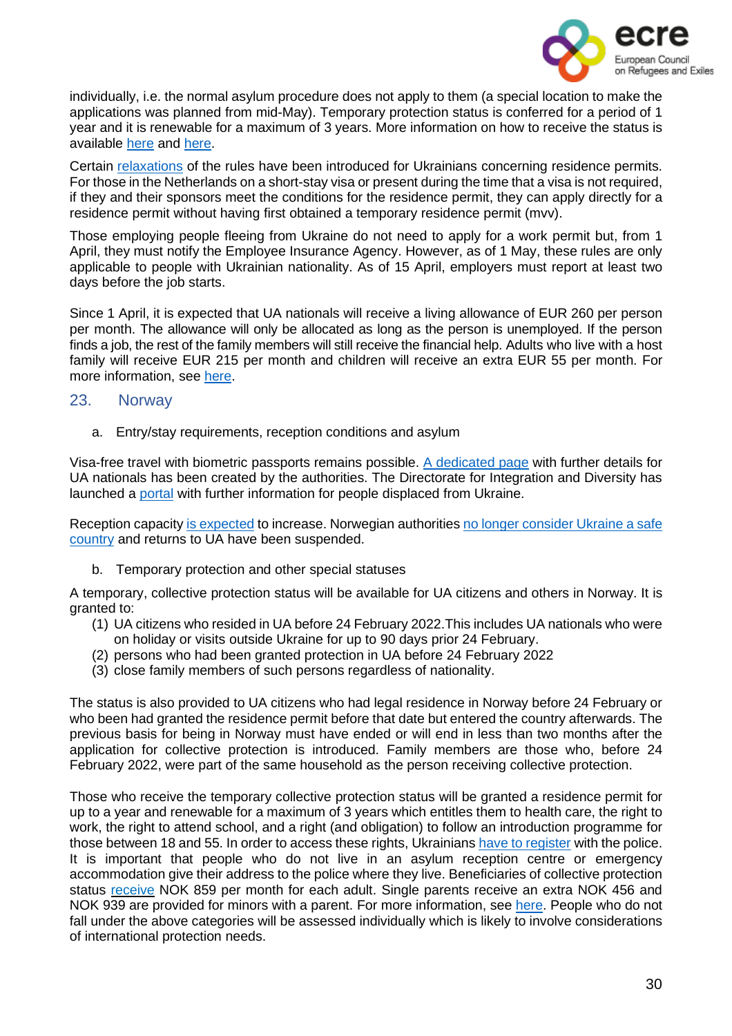individually, i.e. the normal asylum procedure does not apply to them (a special location to make the applications was planned from mid-May). Temporary protection status is conferred for a period of 1 year and it is renewable for a maximum of 3 years. More information on how to receive the status is available here and here.

Certain relaxations of the rules have been introduced for Ukrainians concerning residence permits. For those in the Netherlands on a short-stay visa or present during the time that a visa is not required, if they and their sponsors meet the conditions for the residence permit, they can apply directly for a residence permit without having first obtained a temporary residence permit (mvv).

Those employing people fleeing from Ukraine do not need to apply for a work permit but, from 1 April, they must notify the Employee Insurance Agency. However, as of 1 May, these rules are only applicable to people with Ukrainian nationality. As of 15 April, employers must report at least two days before the job starts.

Since 1 April, it is expected that UA nationals will receive a living allowance of EUR 260 per person per month. The allowance will only be allocated as long as the person is unemployed. If the person finds a job, the rest of the family members will still receive the financial help. Adults who live with a host family will receive EUR 215 per month and children will receive an extra EUR 55 per month. For more information, see here.

## 23. Norway

a. Entry/stay requirements, reception conditions and asylum

Visa-free travel with biometric passports remains possible. A dedicated page with further details for UA nationals has been created by the authorities. The Directorate for Integration and Diversity has launched a portal with further information for people displaced from Ukraine.

Reception capacity is expected to increase. Norwegian authorities no longer consider Ukraine a safe country and returns to UA have been suspended.

b. Temporary protection and other special statuses

A temporary, collective protection status will be available for UA citizens and others in Norway. It is granted to:

(1) UA citizens who resided in UA before 24 February 2022.This includes UA nationals who were on holiday or visits outside Ukraine for up to 90 days prior 24 February.
(2) persons who had been granted protection in UA before 24 February 2022
(3) close family members of such persons regardless of nationality.

The status is also provided to UA citizens who had legal residence in Norway before 24 February or who been had granted the residence permit before that date but entered the country afterwards. The previous basis for being in Norway must have ended or will end in less than two months after the application for collective protection is introduced. Family members are those who, before 24 February 2022, were part of the same household as the person receiving collective protection.

Those who receive the temporary collective protection status will be granted a residence permit for up to a year and renewable for a maximum of 3 years which entitles them to health care, the right to work, the right to attend school, and a right (and obligation) to follow an introduction programme for those between 18 and 55. In order to access these rights, Ukrainians have to register with the police. It is important that people who do not live in an asylum reception centre or emergency accommodation give their address to the police where they live. Beneficiaries of collective protection status receive NOK 859 per month for each adult. Single parents receive an extra NOK 456 and NOK 939 are provided for minors with a parent. For more information, see here. People who do not fall under the above categories will be assessed individually which is likely to involve considerations of international protection needs.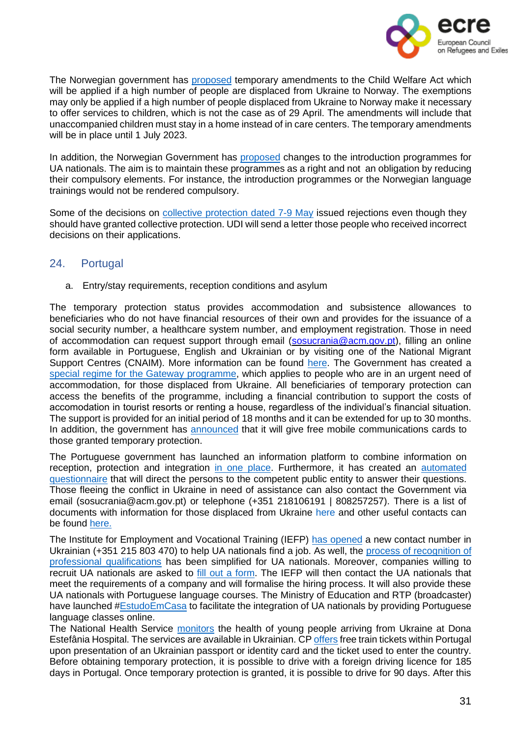The Norwegian government has proposed temporary amendments to the Child Welfare Act which will be applied if a high number of people are displaced from Ukraine to Norway. The exemptions may only be applied if a high number of people displaced from Ukraine to Norway make it necessary to offer services to children, which is not the case as of 29 April. The amendments will include that unaccompanied children must stay in a home instead of in care centers. The temporary amendments will be in place until 1 July 2023.

In addition, the Norwegian Government has proposed changes to the introduction programmes for UA nationals. The aim is to maintain these programmes as a right and not an obligation by reducing their compulsory elements. For instance, the introduction programmes or the Norwegian language trainings would not be rendered compulsory.

Some of the decisions on collective protection dated 7-9 May issued rejections even though they should have granted collective protection. UDI will send a letter those people who received incorrect decisions on their applications.

## 24. Portugal

a. Entry/stay requirements, reception conditions and asylum

The temporary protection status provides accommodation and subsistence allowances to beneficiaries who do not have financial resources of their own and provides for the issuance of a social security number, a healthcare system number, and employment registration. Those in need of accommodation can request support through email (sosucrania@acm.gov.pt), filling an online form available in Portuguese, English and Ukrainian or by visiting one of the National Migrant Support Centres (CNAIM). More information can be found here. The Government has created a special regime for the Gateway programme, which applies to people who are in an urgent need of accommodation, for those displaced from Ukraine. All beneficiaries of temporary protection can access the benefits of the programme, including a financial contribution to support the costs of accomodation in tourist resorts or renting a house, regardless of the individual's financial situation. The support is provided for an initial period of 18 months and it can be extended for up to 30 months. In addition, the government has announced that it will give free mobile communications cards to those granted temporary protection.

The Portuguese government has launched an information platform to combine information on reception, protection and integration in one place. Furthermore, it has created an automated questionnaire that will direct the persons to the competent public entity to answer their questions. Those fleeing the conflict in Ukraine in need of assistance can also contact the Government via email (sosucrania@acm.gov.pt) or telephone (+351 218106191 | 808257257). There is a list of documents with information for those displaced from Ukraine here and other useful contacts can be found here.

The Institute for Employment and Vocational Training (IEFP) has opened a new contact number in Ukrainian (+351 215 803 470) to help UA nationals find a job. As well, the process of recognition of professional qualifications has been simplified for UA nationals. Moreover, companies willing to recruit UA nationals are asked to fill out a form. The IEFP will then contact the UA nationals that meet the requirements of a company and will formalise the hiring process. It will also provide these UA nationals with Portuguese language courses. The Ministry of Education and RTP (broadcaster) have launched #EstudoEmCasa to facilitate the integration of UA nationals by providing Portuguese language classes online.

The National Health Service monitors the health of young people arriving from Ukraine at Dona Estefânia Hospital. The services are available in Ukrainian. CP offers free train tickets within Portugal upon presentation of an Ukrainian passport or identity card and the ticket used to enter the country. Before obtaining temporary protection, it is possible to drive with a foreign driving licence for 185 days in Portugal. Once temporary protection is granted, it is possible to drive for 90 days. After this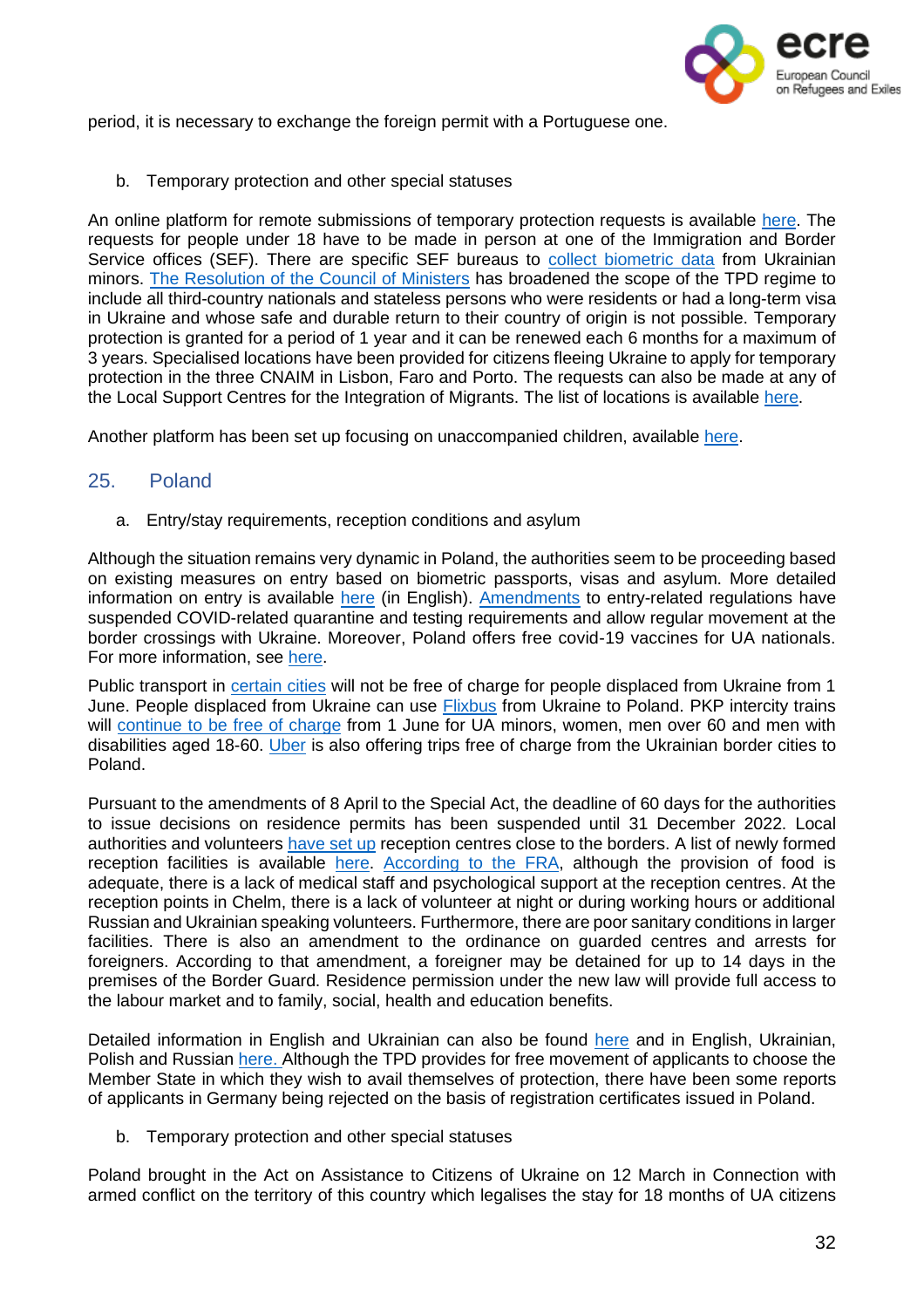period, it is necessary to exchange the foreign permit with a Portuguese one.

b. Temporary protection and other special statuses

An online platform for remote submissions of temporary protection requests is available here. The requests for people under 18 have to be made in person at one of the Immigration and Border Service offices (SEF). There are specific SEF bureaus to collect biometric data from Ukrainian minors. The Resolution of the Council of Ministers has broadened the scope of the TPD regime to include all third-country nationals and stateless persons who were residents or had a long-term visa in Ukraine and whose safe and durable return to their country of origin is not possible. Temporary protection is granted for a period of 1 year and it can be renewed each 6 months for a maximum of 3 years. Specialised locations have been provided for citizens fleeing Ukraine to apply for temporary protection in the three CNAIM in Lisbon, Faro and Porto. The requests can also be made at any of the Local Support Centres for the Integration of Migrants. The list of locations is available here.

Another platform has been set up focusing on unaccompanied children, available here.

## 25. Poland

a. Entry/stay requirements, reception conditions and asylum

Although the situation remains very dynamic in Poland, the authorities seem to be proceeding based on existing measures on entry based on biometric passports, visas and asylum. More detailed information on entry is available here (in English). Amendments to entry-related regulations have suspended COVID-related quarantine and testing requirements and allow regular movement at the border crossings with Ukraine. Moreover, Poland offers free covid-19 vaccines for UA nationals. For more information, see here.

Public transport in certain cities will not be free of charge for people displaced from Ukraine from 1 June. People displaced from Ukraine can use Flixbus from Ukraine to Poland. PKP intercity trains will continue to be free of charge from 1 June for UA minors, women, men over 60 and men with disabilities aged 18-60. Uber is also offering trips free of charge from the Ukrainian border cities to Poland.

Pursuant to the amendments of 8 April to the Special Act, the deadline of 60 days for the authorities to issue decisions on residence permits has been suspended until 31 December 2022. Local authorities and volunteers have set up reception centres close to the borders. A list of newly formed reception facilities is available here. According to the FRA, although the provision of food is adequate, there is a lack of medical staff and psychological support at the reception centres. At the reception points in Chelm, there is a lack of volunteer at night or during working hours or additional Russian and Ukrainian speaking volunteers. Furthermore, there are poor sanitary conditions in larger facilities. There is also an amendment to the ordinance on guarded centres and arrests for foreigners. According to that amendment, a foreigner may be detained for up to 14 days in the premises of the Border Guard. Residence permission under the new law will provide full access to the labour market and to family, social, health and education benefits.

Detailed information in English and Ukrainian can also be found here and in English, Ukrainian, Polish and Russian here. Although the TPD provides for free movement of applicants to choose the Member State in which they wish to avail themselves of protection, there have been some reports of applicants in Germany being rejected on the basis of registration certificates issued in Poland.

b. Temporary protection and other special statuses

Poland brought in the Act on Assistance to Citizens of Ukraine on 12 March in Connection with armed conflict on the territory of this country which legalises the stay for 18 months of UA citizens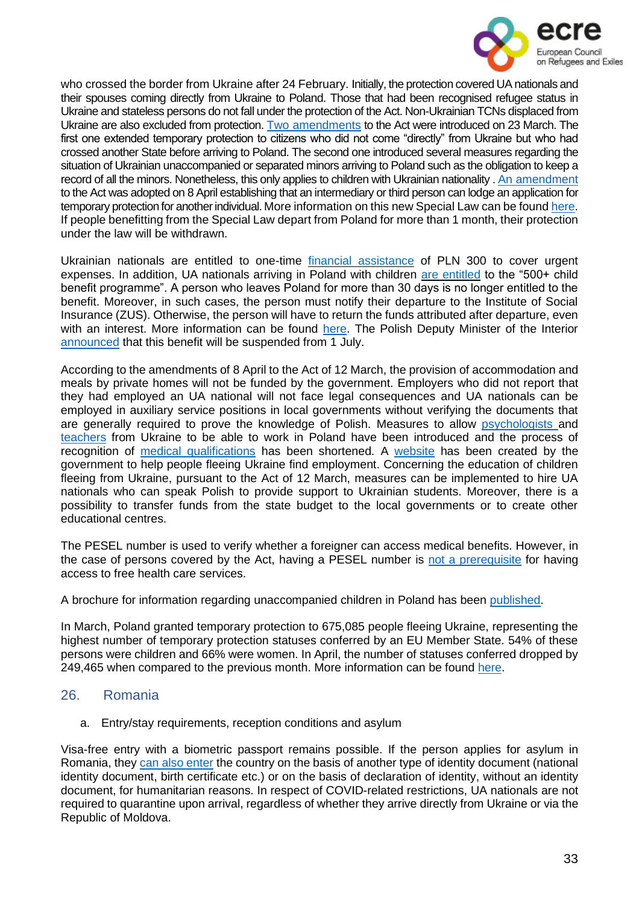who crossed the border from Ukraine after 24 February. Initially, the protection covered UA nationals and their spouses coming directly from Ukraine to Poland. Those that had been recognised refugee status in Ukraine and stateless persons do not fall under the protection of the Act. Non-Ukrainian TCNs displaced from Ukraine are also excluded from protection. Two amendments to the Act were introduced on 23 March. The first one extended temporary protection to citizens who did not come "directly" from Ukraine but who had crossed another State before arriving to Poland. The second one introduced several measures regarding the situation of Ukrainian unaccompanied or separated minors arriving to Poland such as the obligation to keep a record of all the minors. Nonetheless, this only applies to children with Ukrainian nationality . An amendment to the Act was adopted on 8 April establishing that an intermediary or third person can lodge an application for temporary protection for another individual. More information on this new Special Law can be found here. If people benefitting from the Special Law depart from Poland for more than 1 month, their protection under the law will be withdrawn.

Ukrainian nationals are entitled to one-time financial assistance of PLN 300 to cover urgent expenses. In addition, UA nationals arriving in Poland with children are entitled to the "500+ child benefit programme". A person who leaves Poland for more than 30 days is no longer entitled to the benefit. Moreover, in such cases, the person must notify their departure to the Institute of Social Insurance (ZUS). Otherwise, the person will have to return the funds attributed after departure, even with an interest. More information can be found here. The Polish Deputy Minister of the Interior announced that this benefit will be suspended from 1 July.

According to the amendments of 8 April to the Act of 12 March, the provision of accommodation and meals by private homes will not be funded by the government. Employers who did not report that they had employed an UA national will not face legal consequences and UA nationals can be employed in auxiliary service positions in local governments without verifying the documents that are generally required to prove the knowledge of Polish. Measures to allow psychologists and teachers from Ukraine to be able to work in Poland have been introduced and the process of recognition of medical qualifications has been shortened. A website has been created by the government to help people fleeing Ukraine find employment. Concerning the education of children fleeing from Ukraine, pursuant to the Act of 12 March, measures can be implemented to hire UA nationals who can speak Polish to provide support to Ukrainian students. Moreover, there is a possibility to transfer funds from the state budget to the local governments or to create other educational centres.

The PESEL number is used to verify whether a foreigner can access medical benefits. However, in the case of persons covered by the Act, having a PESEL number is not a prerequisite for having access to free health care services.

A brochure for information regarding unaccompanied children in Poland has been published.

In March, Poland granted temporary protection to 675,085 people fleeing Ukraine, representing the highest number of temporary protection statuses conferred by an EU Member State. 54% of these persons were children and 66% were women. In April, the number of statuses conferred dropped by 249,465 when compared to the previous month. More information can be found here.

## 26. Romania

a. Entry/stay requirements, reception conditions and asylum

Visa-free entry with a biometric passport remains possible. If the person applies for asylum in Romania, they can also enter the country on the basis of another type of identity document (national identity document, birth certificate etc.) or on the basis of declaration of identity, without an identity document, for humanitarian reasons. In respect of COVID-related restrictions, UA nationals are not required to quarantine upon arrival, regardless of whether they arrive directly from Ukraine or via the Republic of Moldova.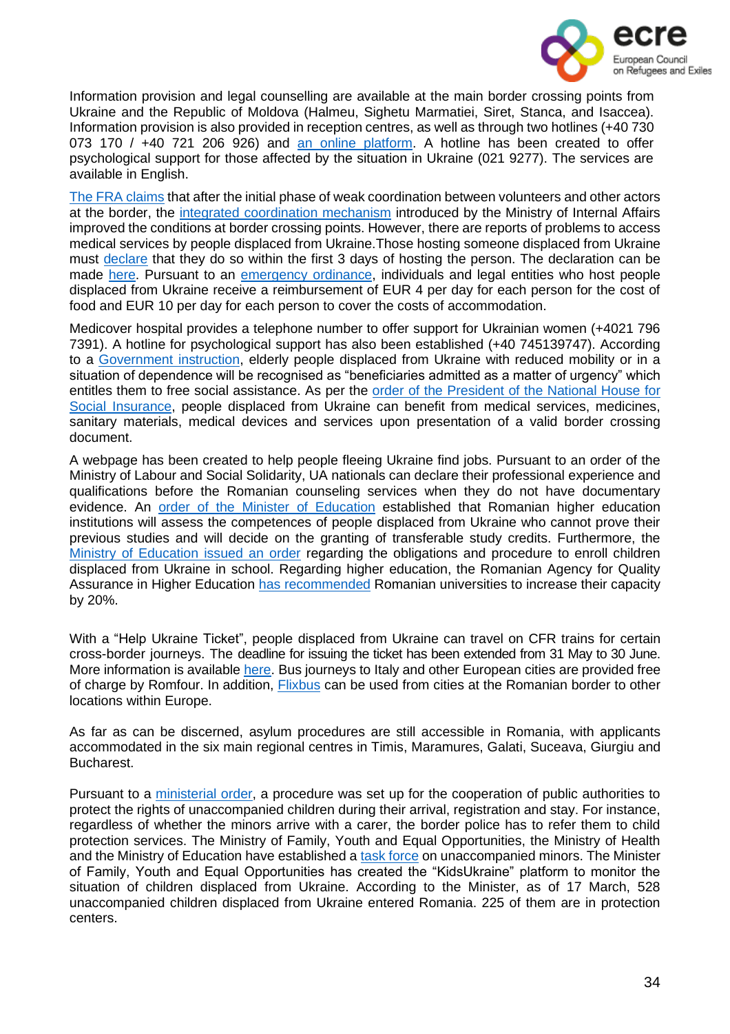Information provision and legal counselling are available at the main border crossing points from Ukraine and the Republic of Moldova (Halmeu, Sighetu Marmatiei, Siret, Stanca, and Isaccea). Information provision is also provided in reception centres, as well as through two hotlines (+40 730 073 170 / +40 721 206 926) and an online platform. A hotline has been created to offer psychological support for those affected by the situation in Ukraine (021 9277). The services are available in English.

The FRA claims that after the initial phase of weak coordination between volunteers and other actors at the border, the integrated coordination mechanism introduced by the Ministry of Internal Affairs improved the conditions at border crossing points. However, there are reports of problems to access medical services by people displaced from Ukraine.Those hosting someone displaced from Ukraine must declare that they do so within the first 3 days of hosting the person. The declaration can be made here. Pursuant to an emergency ordinance, individuals and legal entities who host people displaced from Ukraine receive a reimbursement of EUR 4 per day for each person for the cost of food and EUR 10 per day for each person to cover the costs of accommodation.

Medicover hospital provides a telephone number to offer support for Ukrainian women (+4021 796 7391). A hotline for psychological support has also been established (+40 745139747). According to a Government instruction, elderly people displaced from Ukraine with reduced mobility or in a situation of dependence will be recognised as "beneficiaries admitted as a matter of urgency" which entitles them to free social assistance. As per the order of the President of the National House for Social Insurance, people displaced from Ukraine can benefit from medical services, medicines, sanitary materials, medical devices and services upon presentation of a valid border crossing document.

A webpage has been created to help people fleeing Ukraine find jobs. Pursuant to an order of the Ministry of Labour and Social Solidarity, UA nationals can declare their professional experience and qualifications before the Romanian counseling services when they do not have documentary evidence. An order of the Minister of Education established that Romanian higher education institutions will assess the competences of people displaced from Ukraine who cannot prove their previous studies and will decide on the granting of transferable study credits. Furthermore, the Ministry of Education issued an order regarding the obligations and procedure to enroll children displaced from Ukraine in school. Regarding higher education, the Romanian Agency for Quality Assurance in Higher Education has recommended Romanian universities to increase their capacity by 20%.

With a "Help Ukraine Ticket", people displaced from Ukraine can travel on CFR trains for certain cross-border journeys. The deadline for issuing the ticket has been extended from 31 May to 30 June. More information is available here. Bus journeys to Italy and other European cities are provided free of charge by Romfour. In addition, Flixbus can be used from cities at the Romanian border to other locations within Europe.

As far as can be discerned, asylum procedures are still accessible in Romania, with applicants accommodated in the six main regional centres in Timis, Maramures, Galati, Suceava, Giurgiu and Bucharest.

Pursuant to a ministerial order, a procedure was set up for the cooperation of public authorities to protect the rights of unaccompanied children during their arrival, registration and stay. For instance, regardless of whether the minors arrive with a carer, the border police has to refer them to child protection services. The Ministry of Family, Youth and Equal Opportunities, the Ministry of Health and the Ministry of Education have established a task force on unaccompanied minors. The Minister of Family, Youth and Equal Opportunities has created the "KidsUkraine" platform to monitor the situation of children displaced from Ukraine. According to the Minister, as of 17 March, 528 unaccompanied children displaced from Ukraine entered Romania. 225 of them are in protection centers.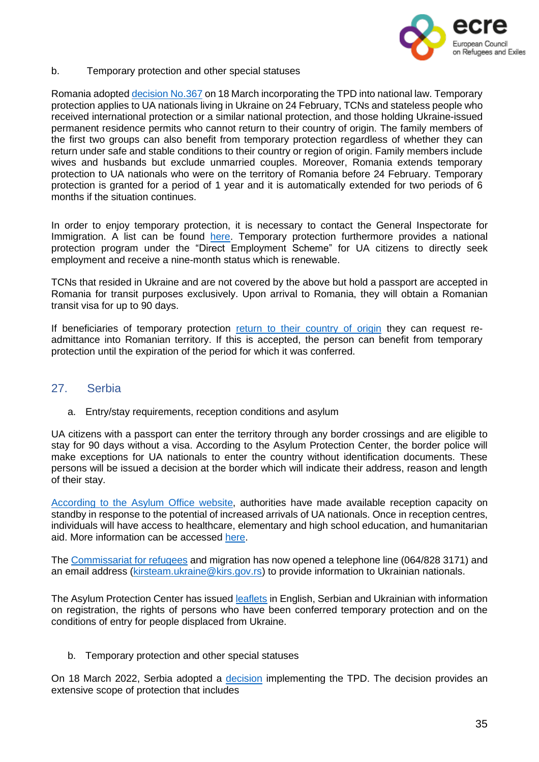b. Temporary protection and other special statuses

Romania adopted decision No.367 on 18 March incorporating the TPD into national law. Temporary protection applies to UA nationals living in Ukraine on 24 February, TCNs and stateless people who received international protection or a similar national protection, and those holding Ukraine-issued permanent residence permits who cannot return to their country of origin. The family members of the first two groups can also benefit from temporary protection regardless of whether they can return under safe and stable conditions to their country or region of origin. Family members include wives and husbands but exclude unmarried couples. Moreover, Romania extends temporary protection to UA nationals who were on the territory of Romania before 24 February. Temporary protection is granted for a period of 1 year and it is automatically extended for two periods of 6 months if the situation continues.

In order to enjoy temporary protection, it is necessary to contact the General Inspectorate for Immigration. A list can be found here. Temporary protection furthermore provides a national protection program under the "Direct Employment Scheme" for UA citizens to directly seek employment and receive a nine-month status which is renewable.

TCNs that resided in Ukraine and are not covered by the above but hold a passport are accepted in Romania for transit purposes exclusively. Upon arrival to Romania, they will obtain a Romanian transit visa for up to 90 days.

If beneficiaries of temporary protection return to their country of origin they can request re-admittance into Romanian territory. If this is accepted, the person can benefit from temporary protection until the expiration of the period for which it was conferred.

## 27. Serbia

a. Entry/stay requirements, reception conditions and asylum

UA citizens with a passport can enter the territory through any border crossings and are eligible to stay for 90 days without a visa. According to the Asylum Protection Center, the border police will make exceptions for UA nationals to enter the country without identification documents. These persons will be issued a decision at the border which will indicate their address, reason and length of their stay.

According to the Asylum Office website, authorities have made available reception capacity on standby in response to the potential of increased arrivals of UA nationals. Once in reception centres, individuals will have access to healthcare, elementary and high school education, and humanitarian aid. More information can be accessed here.

The Commissariat for refugees and migration has now opened a telephone line (064/828 3171) and an email address (kirsteam.ukraine@kirs.gov.rs) to provide information to Ukrainian nationals.

The Asylum Protection Center has issued leaflets in English, Serbian and Ukrainian with information on registration, the rights of persons who have been conferred temporary protection and on the conditions of entry for people displaced from Ukraine.

b. Temporary protection and other special statuses

On 18 March 2022, Serbia adopted a decision implementing the TPD. The decision provides an extensive scope of protection that includes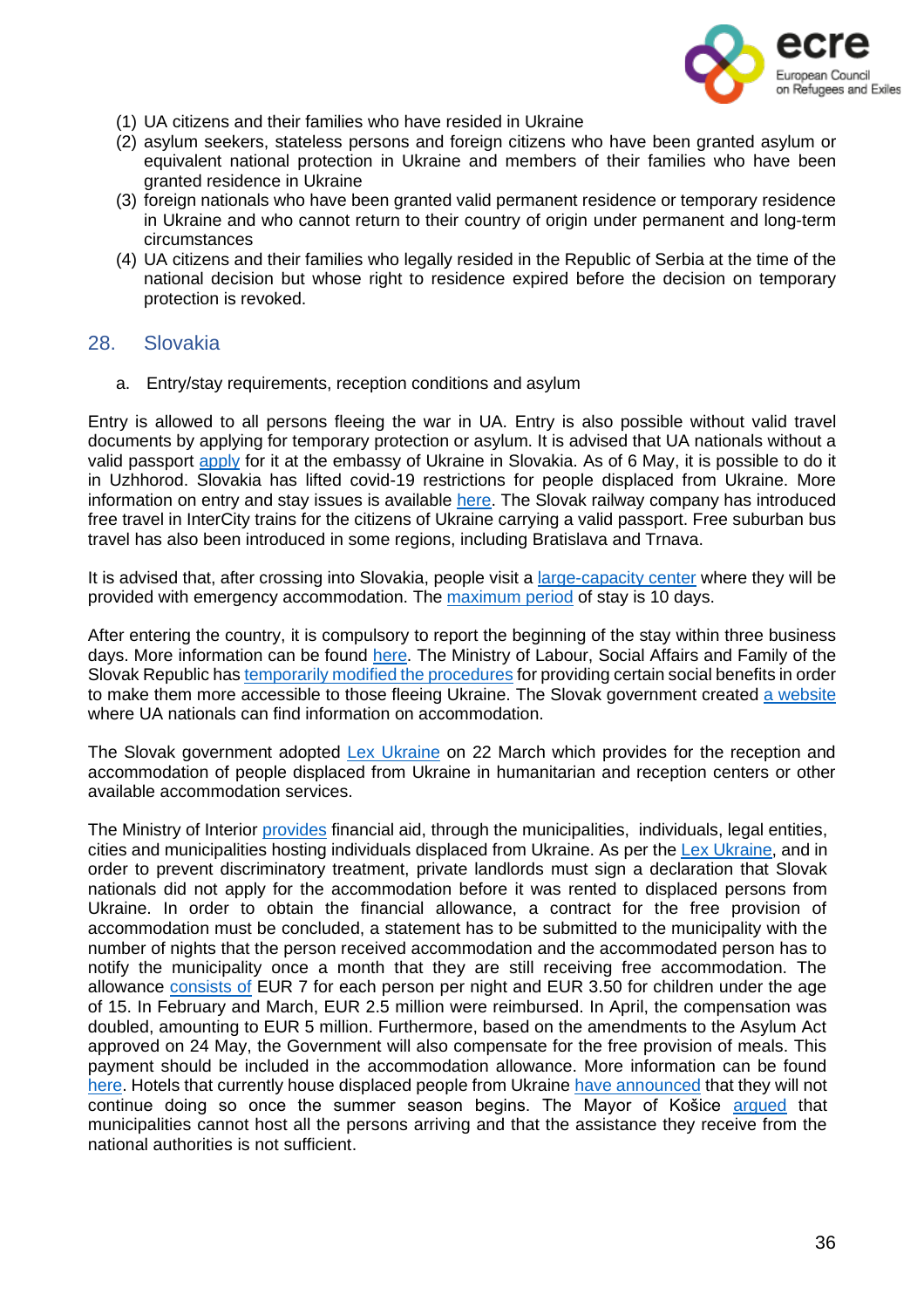(1) UA citizens and their families who have resided in Ukraine
(2) asylum seekers, stateless persons and foreign citizens who have been granted asylum or equivalent national protection in Ukraine and members of their families who have been granted residence in Ukraine
(3) foreign nationals who have been granted valid permanent residence or temporary residence in Ukraine and who cannot return to their country of origin under permanent and long-term circumstances
(4) UA citizens and their families who legally resided in the Republic of Serbia at the time of the national decision but whose right to residence expired before the decision on temporary protection is revoked.

## 28. Slovakia

a. Entry/stay requirements, reception conditions and asylum

Entry is allowed to all persons fleeing the war in UA. Entry is also possible without valid travel documents by applying for temporary protection or asylum. It is advised that UA nationals without a valid passport apply for it at the embassy of Ukraine in Slovakia. As of 6 May, it is possible to do it in Uzhhorod. Slovakia has lifted covid-19 restrictions for people displaced from Ukraine. More information on entry and stay issues is available here. The Slovak railway company has introduced free travel in InterCity trains for the citizens of Ukraine carrying a valid passport. Free suburban bus travel has also been introduced in some regions, including Bratislava and Trnava.

It is advised that, after crossing into Slovakia, people visit a large-capacity center where they will be provided with emergency accommodation. The maximum period of stay is 10 days.

After entering the country, it is compulsory to report the beginning of the stay within three business days. More information can be found here. The Ministry of Labour, Social Affairs and Family of the Slovak Republic has temporarily modified the procedures for providing certain social benefits in order to make them more accessible to those fleeing Ukraine. The Slovak government created a website where UA nationals can find information on accommodation.

The Slovak government adopted Lex Ukraine on 22 March which provides for the reception and accommodation of people displaced from Ukraine in humanitarian and reception centers or other available accommodation services.

The Ministry of Interior provides financial aid, through the municipalities, individuals, legal entities, cities and municipalities hosting individuals displaced from Ukraine. As per the Lex Ukraine, and in order to prevent discriminatory treatment, private landlords must sign a declaration that Slovak nationals did not apply for the accommodation before it was rented to displaced persons from Ukraine. In order to obtain the financial allowance, a contract for the free provision of accommodation must be concluded, a statement has to be submitted to the municipality with the number of nights that the person received accommodation and the accommodated person has to notify the municipality once a month that they are still receiving free accommodation. The allowance consists of EUR 7 for each person per night and EUR 3.50 for children under the age of 15. In February and March, EUR 2.5 million were reimbursed. In April, the compensation was doubled, amounting to EUR 5 million. Furthermore, based on the amendments to the Asylum Act approved on 24 May, the Government will also compensate for the free provision of meals. This payment should be included in the accommodation allowance. More information can be found here. Hotels that currently house displaced people from Ukraine have announced that they will not continue doing so once the summer season begins. The Mayor of Košice argued that municipalities cannot host all the persons arriving and that the assistance they receive from the national authorities is not sufficient.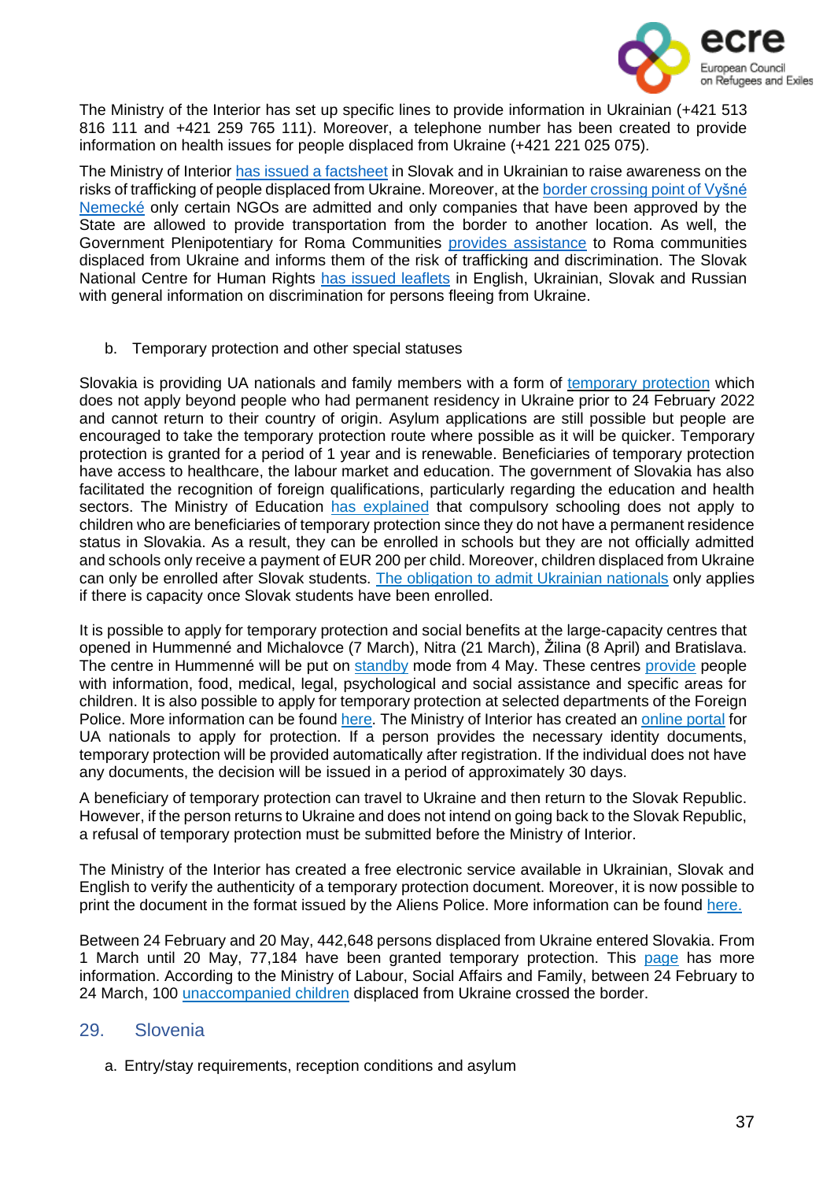The Ministry of the Interior has set up specific lines to provide information in Ukrainian (+421 513 816 111 and +421 259 765 111). Moreover, a telephone number has been created to provide information on health issues for people displaced from Ukraine (+421 221 025 075).

The Ministry of Interior has issued a factsheet in Slovak and in Ukrainian to raise awareness on the risks of trafficking of people displaced from Ukraine. Moreover, at the border crossing point of Vyšné Nemecké only certain NGOs are admitted and only companies that have been approved by the State are allowed to provide transportation from the border to another location. As well, the Government Plenipotentiary for Roma Communities provides assistance to Roma communities displaced from Ukraine and informs them of the risk of trafficking and discrimination. The Slovak National Centre for Human Rights has issued leaflets in English, Ukrainian, Slovak and Russian with general information on discrimination for persons fleeing from Ukraine.

b. Temporary protection and other special statuses

Slovakia is providing UA nationals and family members with a form of temporary protection which does not apply beyond people who had permanent residency in Ukraine prior to 24 February 2022 and cannot return to their country of origin. Asylum applications are still possible but people are encouraged to take the temporary protection route where possible as it will be quicker. Temporary protection is granted for a period of 1 year and is renewable. Beneficiaries of temporary protection have access to healthcare, the labour market and education. The government of Slovakia has also facilitated the recognition of foreign qualifications, particularly regarding the education and health sectors. The Ministry of Education has explained that compulsory schooling does not apply to children who are beneficiaries of temporary protection since they do not have a permanent residence status in Slovakia. As a result, they can be enrolled in schools but they are not officially admitted and schools only receive a payment of EUR 200 per child. Moreover, children displaced from Ukraine can only be enrolled after Slovak students. The obligation to admit Ukrainian nationals only applies if there is capacity once Slovak students have been enrolled.

It is possible to apply for temporary protection and social benefits at the large-capacity centres that opened in Hummenné and Michalovce (7 March), Nitra (21 March), Žilina (8 April) and Bratislava. The centre in Hummenné will be put on standby mode from 4 May. These centres provide people with information, food, medical, legal, psychological and social assistance and specific areas for children. It is also possible to apply for temporary protection at selected departments of the Foreign Police. More information can be found here. The Ministry of Interior has created an online portal for UA nationals to apply for protection. If a person provides the necessary identity documents, temporary protection will be provided automatically after registration. If the individual does not have any documents, the decision will be issued in a period of approximately 30 days.

A beneficiary of temporary protection can travel to Ukraine and then return to the Slovak Republic. However, if the person returns to Ukraine and does not intend on going back to the Slovak Republic, a refusal of temporary protection must be submitted before the Ministry of Interior.

The Ministry of the Interior has created a free electronic service available in Ukrainian, Slovak and English to verify the authenticity of a temporary protection document. Moreover, it is now possible to print the document in the format issued by the Aliens Police. More information can be found here.

Between 24 February and 20 May, 442,648 persons displaced from Ukraine entered Slovakia. From 1 March until 20 May, 77,184 have been granted temporary protection. This page has more information. According to the Ministry of Labour, Social Affairs and Family, between 24 February to 24 March, 100 unaccompanied children displaced from Ukraine crossed the border.

## 29. Slovenia

a. Entry/stay requirements, reception conditions and asylum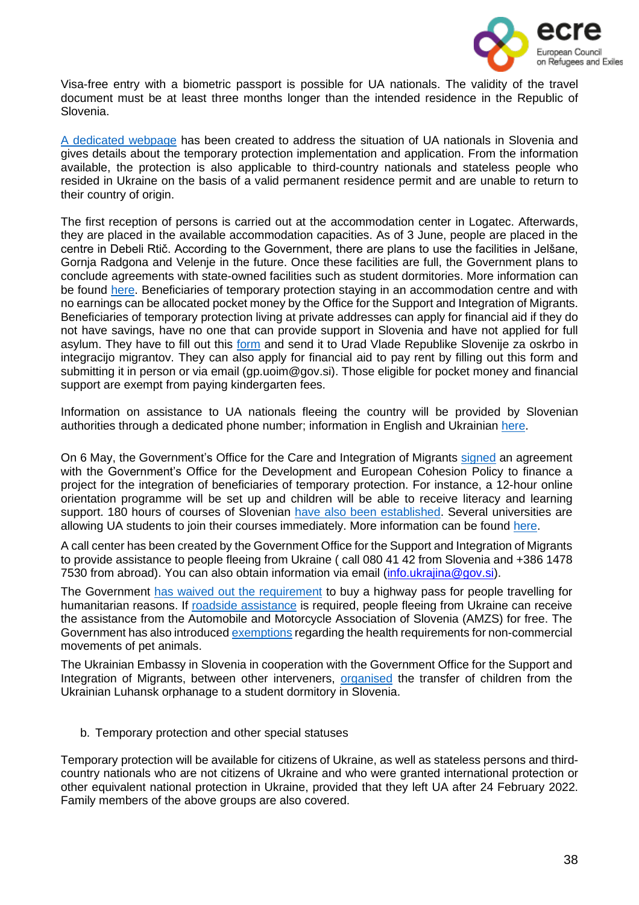Visa-free entry with a biometric passport is possible for UA nationals. The validity of the travel document must be at least three months longer than the intended residence in the Republic of Slovenia.

A dedicated webpage has been created to address the situation of UA nationals in Slovenia and gives details about the temporary protection implementation and application. From the information available, the protection is also applicable to third-country nationals and stateless people who resided in Ukraine on the basis of a valid permanent residence permit and are unable to return to their country of origin.

The first reception of persons is carried out at the accommodation center in Logatec. Afterwards, they are placed in the available accommodation capacities. As of 3 June, people are placed in the centre in Debeli Rtič. According to the Government, there are plans to use the facilities in Jelšane, Gornja Radgona and Velenje in the future. Once these facilities are full, the Government plans to conclude agreements with state-owned facilities such as student dormitories. More information can be found here. Beneficiaries of temporary protection staying in an accommodation centre and with no earnings can be allocated pocket money by the Office for the Support and Integration of Migrants. Beneficiaries of temporary protection living at private addresses can apply for financial aid if they do not have savings, have no one that can provide support in Slovenia and have not applied for full asylum. They have to fill out this form and send it to Urad Vlade Republike Slovenije za oskrbo in integracijo migrantov. They can also apply for financial aid to pay rent by filling out this form and submitting it in person or via email (gp.uoim@gov.si). Those eligible for pocket money and financial support are exempt from paying kindergarten fees.

Information on assistance to UA nationals fleeing the country will be provided by Slovenian authorities through a dedicated phone number; information in English and Ukrainian here.

On 6 May, the Government's Office for the Care and Integration of Migrants signed an agreement with the Government's Office for the Development and European Cohesion Policy to finance a project for the integration of beneficiaries of temporary protection. For instance, a 12-hour online orientation programme will be set up and children will be able to receive literacy and learning support. 180 hours of courses of Slovenian have also been established. Several universities are allowing UA students to join their courses immediately. More information can be found here.

A call center has been created by the Government Office for the Support and Integration of Migrants to provide assistance to people fleeing from Ukraine ( call 080 41 42 from Slovenia and +386 1478 7530 from abroad). You can also obtain information via email (info.ukrajina@gov.si).

The Government has waived out the requirement to buy a highway pass for people travelling for humanitarian reasons. If roadside assistance is required, people fleeing from Ukraine can receive the assistance from the Automobile and Motorcycle Association of Slovenia (AMZS) for free. The Government has also introduced exemptions regarding the health requirements for non-commercial movements of pet animals.

The Ukrainian Embassy in Slovenia in cooperation with the Government Office for the Support and Integration of Migrants, between other interveners, organised the transfer of children from the Ukrainian Luhansk orphanage to a student dormitory in Slovenia.

b. Temporary protection and other special statuses

Temporary protection will be available for citizens of Ukraine, as well as stateless persons and third-country nationals who are not citizens of Ukraine and who were granted international protection or other equivalent national protection in Ukraine, provided that they left UA after 24 February 2022. Family members of the above groups are also covered.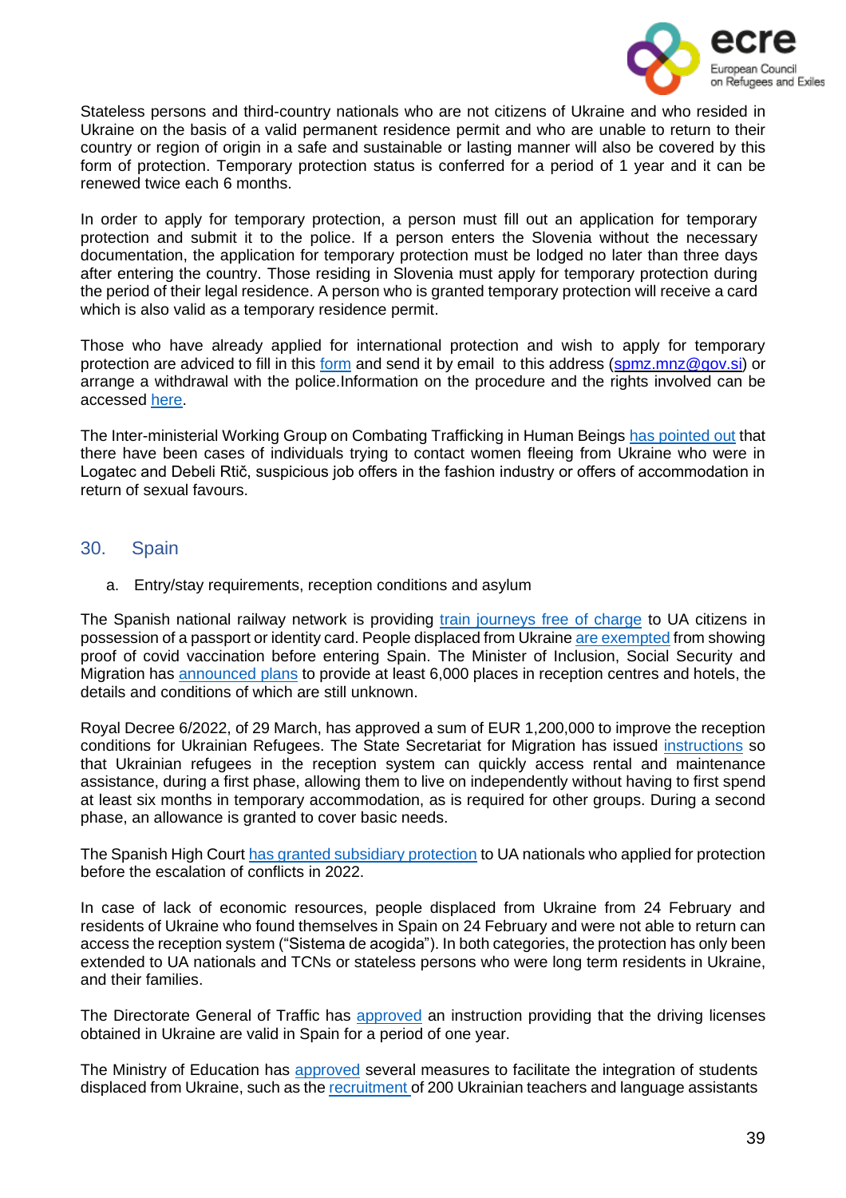Stateless persons and third-country nationals who are not citizens of Ukraine and who resided in Ukraine on the basis of a valid permanent residence permit and who are unable to return to their country or region of origin in a safe and sustainable or lasting manner will also be covered by this form of protection. Temporary protection status is conferred for a period of 1 year and it can be renewed twice each 6 months.

In order to apply for temporary protection, a person must fill out an application for temporary protection and submit it to the police. If a person enters the Slovenia without the necessary documentation, the application for temporary protection must be lodged no later than three days after entering the country. Those residing in Slovenia must apply for temporary protection during the period of their legal residence. A person who is granted temporary protection will receive a card which is also valid as a temporary residence permit.

Those who have already applied for international protection and wish to apply for temporary protection are adviced to fill in this form and send it by email to this address (spmz.mnz@gov.si) or arrange a withdrawal with the police.Information on the procedure and the rights involved can be accessed here.

The Inter-ministerial Working Group on Combating Trafficking in Human Beings has pointed out that there have been cases of individuals trying to contact women fleeing from Ukraine who were in Logatec and Debeli Rtič, suspicious job offers in the fashion industry or offers of accommodation in return of sexual favours.

## 30. Spain

a. Entry/stay requirements, reception conditions and asylum

The Spanish national railway network is providing train journeys free of charge to UA citizens in possession of a passport or identity card. People displaced from Ukraine are exempted from showing proof of covid vaccination before entering Spain. The Minister of Inclusion, Social Security and Migration has announced plans to provide at least 6,000 places in reception centres and hotels, the details and conditions of which are still unknown.

Royal Decree 6/2022, of 29 March, has approved a sum of EUR 1,200,000 to improve the reception conditions for Ukrainian Refugees. The State Secretariat for Migration has issued instructions so that Ukrainian refugees in the reception system can quickly access rental and maintenance assistance, during a first phase, allowing them to live on independently without having to first spend at least six months in temporary accommodation, as is required for other groups. During a second phase, an allowance is granted to cover basic needs.

The Spanish High Court has granted subsidiary protection to UA nationals who applied for protection before the escalation of conflicts in 2022.

In case of lack of economic resources, people displaced from Ukraine from 24 February and residents of Ukraine who found themselves in Spain on 24 February and were not able to return can access the reception system ("Sistema de acogida"). In both categories, the protection has only been extended to UA nationals and TCNs or stateless persons who were long term residents in Ukraine, and their families.

The Directorate General of Traffic has approved an instruction providing that the driving licenses obtained in Ukraine are valid in Spain for a period of one year.

The Ministry of Education has approved several measures to facilitate the integration of students displaced from Ukraine, such as the recruitment of 200 Ukrainian teachers and language assistants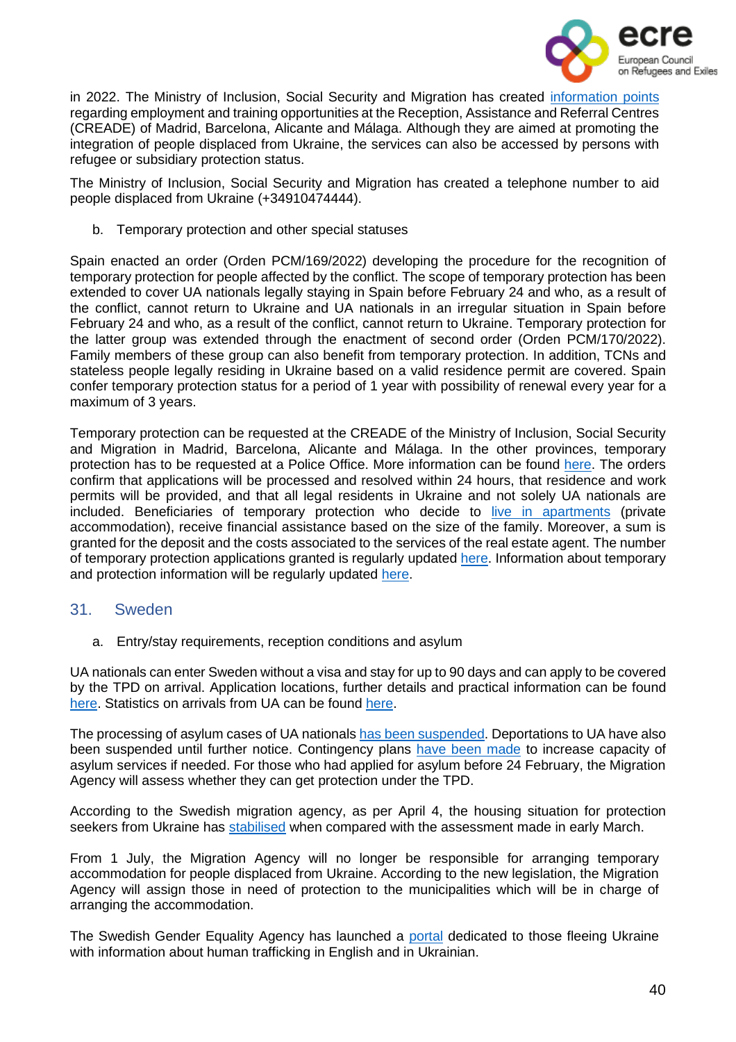in 2022. The Ministry of Inclusion, Social Security and Migration has created information points regarding employment and training opportunities at the Reception, Assistance and Referral Centres (CREADE) of Madrid, Barcelona, Alicante and Málaga. Although they are aimed at promoting the integration of people displaced from Ukraine, the services can also be accessed by persons with refugee or subsidiary protection status.

The Ministry of Inclusion, Social Security and Migration has created a telephone number to aid people displaced from Ukraine (+34910474444).

b. Temporary protection and other special statuses

Spain enacted an order (Orden PCM/169/2022) developing the procedure for the recognition of temporary protection for people affected by the conflict. The scope of temporary protection has been extended to cover UA nationals legally staying in Spain before February 24 and who, as a result of the conflict, cannot return to Ukraine and UA nationals in an irregular situation in Spain before February 24 and who, as a result of the conflict, cannot return to Ukraine. Temporary protection for the latter group was extended through the enactment of second order (Orden PCM/170/2022). Family members of these group can also benefit from temporary protection. In addition, TCNs and stateless people legally residing in Ukraine based on a valid residence permit are covered. Spain confer temporary protection status for a period of 1 year with possibility of renewal every year for a maximum of 3 years.

Temporary protection can be requested at the CREADE of the Ministry of Inclusion, Social Security and Migration in Madrid, Barcelona, Alicante and Málaga. In the other provinces, temporary protection has to be requested at a Police Office. More information can be found here. The orders confirm that applications will be processed and resolved within 24 hours, that residence and work permits will be provided, and that all legal residents in Ukraine and not solely UA nationals are included. Beneficiaries of temporary protection who decide to live in apartments (private accommodation), receive financial assistance based on the size of the family. Moreover, a sum is granted for the deposit and the costs associated to the services of the real estate agent. The number of temporary protection applications granted is regularly updated here. Information about temporary and protection information will be regularly updated here.

## 31. Sweden

a. Entry/stay requirements, reception conditions and asylum

UA nationals can enter Sweden without a visa and stay for up to 90 days and can apply to be covered by the TPD on arrival. Application locations, further details and practical information can be found here. Statistics on arrivals from UA can be found here.

The processing of asylum cases of UA nationals has been suspended. Deportations to UA have also been suspended until further notice. Contingency plans have been made to increase capacity of asylum services if needed. For those who had applied for asylum before 24 February, the Migration Agency will assess whether they can get protection under the TPD.

According to the Swedish migration agency, as per April 4, the housing situation for protection seekers from Ukraine has stabilised when compared with the assessment made in early March.

From 1 July, the Migration Agency will no longer be responsible for arranging temporary accommodation for people displaced from Ukraine. According to the new legislation, the Migration Agency will assign those in need of protection to the municipalities which will be in charge of arranging the accommodation.

The Swedish Gender Equality Agency has launched a portal dedicated to those fleeing Ukraine with information about human trafficking in English and in Ukrainian.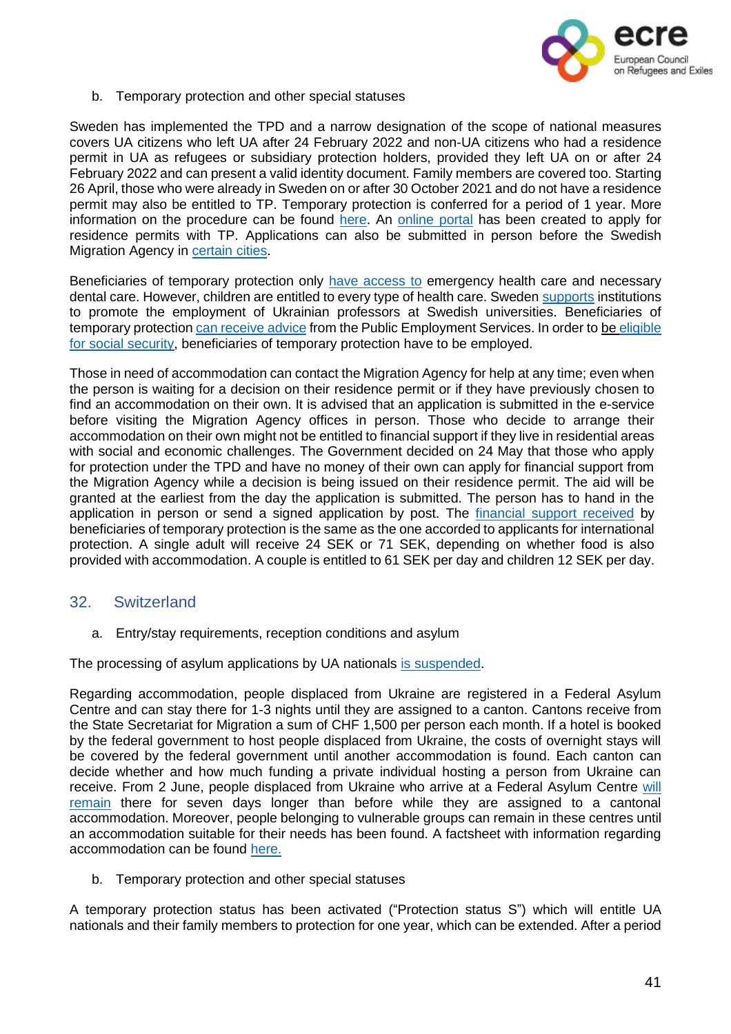b. Temporary protection and other special statuses

Sweden has implemented the TPD and a narrow designation of the scope of national measures covers UA citizens who left UA after 24 February 2022 and non-UA citizens who had a residence permit in UA as refugees or subsidiary protection holders, provided they left UA on or after 24 February 2022 and can present a valid identity document. Family members are covered too. Starting 26 April, those who were already in Sweden on or after 30 October 2021 and do not have a residence permit may also be entitled to TP. Temporary protection is conferred for a period of 1 year. More information on the procedure can be found here. An online portal has been created to apply for residence permits with TP. Applications can also be submitted in person before the Swedish Migration Agency in certain cities.

Beneficiaries of temporary protection only have access to emergency health care and necessary dental care. However, children are entitled to every type of health care. Sweden supports institutions to promote the employment of Ukrainian professors at Swedish universities. Beneficiaries of temporary protection can receive advice from the Public Employment Services. In order to be eligible for social security, beneficiaries of temporary protection have to be employed.

Those in need of accommodation can contact the Migration Agency for help at any time; even when the person is waiting for a decision on their residence permit or if they have previously chosen to find an accommodation on their own. It is advised that an application is submitted in the e-service before visiting the Migration Agency offices in person. Those who decide to arrange their accommodation on their own might not be entitled to financial support if they live in residential areas with social and economic challenges. The Government decided on 24 May that those who apply for protection under the TPD and have no money of their own can apply for financial support from the Migration Agency while a decision is being issued on their residence permit. The aid will be granted at the earliest from the day the application is submitted. The person has to hand in the application in person or send a signed application by post. The financial support received by beneficiaries of temporary protection is the same as the one accorded to applicants for international protection. A single adult will receive 24 SEK or 71 SEK, depending on whether food is also provided with accommodation. A couple is entitled to 61 SEK per day and children 12 SEK per day.

## 32. Switzerland

a. Entry/stay requirements, reception conditions and asylum

The processing of asylum applications by UA nationals is suspended.

Regarding accommodation, people displaced from Ukraine are registered in a Federal Asylum Centre and can stay there for 1-3 nights until they are assigned to a canton. Cantons receive from the State Secretariat for Migration a sum of CHF 1,500 per person each month. If a hotel is booked by the federal government to host people displaced from Ukraine, the costs of overnight stays will be covered by the federal government until another accommodation is found. Each canton can decide whether and how much funding a private individual hosting a person from Ukraine can receive. From 2 June, people displaced from Ukraine who arrive at a Federal Asylum Centre will remain there for seven days longer than before while they are assigned to a cantonal accommodation. Moreover, people belonging to vulnerable groups can remain in these centres until an accommodation suitable for their needs has been found. A factsheet with information regarding accommodation can be found here.

b. Temporary protection and other special statuses

A temporary protection status has been activated ("Protection status S") which will entitle UA nationals and their family members to protection for one year, which can be extended. After a period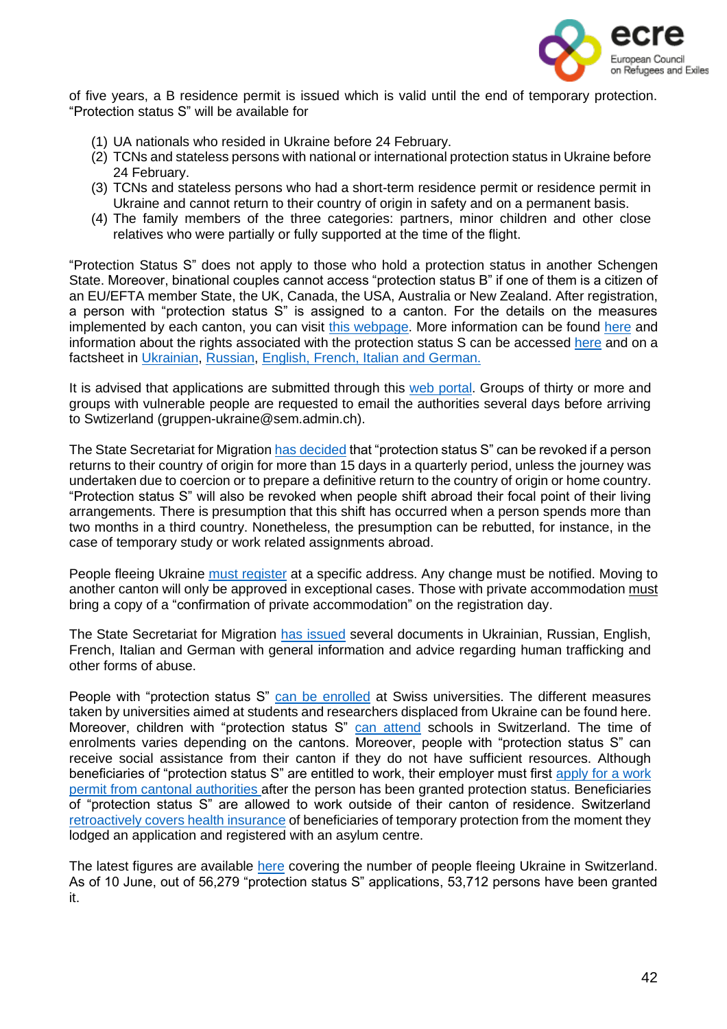of five years, a B residence permit is issued which is valid until the end of temporary protection. “Protection status S” will be available for

(1) UA nationals who resided in Ukraine before 24 February.
(2) TCNs and stateless persons with national or international protection status in Ukraine before 24 February.
(3) TCNs and stateless persons who had a short-term residence permit or residence permit in Ukraine and cannot return to their country of origin in safety and on a permanent basis.
(4) The family members of the three categories: partners, minor children and other close relatives who were partially or fully supported at the time of the flight.

“Protection Status S” does not apply to those who hold a protection status in another Schengen State. Moreover, binational couples cannot access “protection status B” if one of them is a citizen of an EU/EFTA member State, the UK, Canada, the USA, Australia or New Zealand. After registration, a person with “protection status S” is assigned to a canton. For the details on the measures implemented by each canton, you can visit this webpage. More information can be found here and information about the rights associated with the protection status S can be accessed here and on a factsheet in Ukrainian, Russian, English, French, Italian and German.

It is advised that applications are submitted through this web portal. Groups of thirty or more and groups with vulnerable people are requested to email the authorities several days before arriving to Swtizerland (gruppen-ukraine@sem.admin.ch).

The State Secretariat for Migration has decided that “protection status S” can be revoked if a person returns to their country of origin for more than 15 days in a quarterly period, unless the journey was undertaken due to coercion or to prepare a definitive return to the country of origin or home country. “Protection status S” will also be revoked when people shift abroad their focal point of their living arrangements. There is presumption that this shift has occurred when a person spends more than two months in a third country. Nonetheless, the presumption can be rebutted, for instance, in the case of temporary study or work related assignments abroad.

People fleeing Ukraine must register at a specific address. Any change must be notified. Moving to another canton will only be approved in exceptional cases. Those with private accommodation must bring a copy of a “confirmation of private accommodation” on the registration day.

The State Secretariat for Migration has issued several documents in Ukrainian, Russian, English, French, Italian and German with general information and advice regarding human trafficking and other forms of abuse.

People with “protection status S” can be enrolled at Swiss universities. The different measures taken by universities aimed at students and researchers displaced from Ukraine can be found here. Moreover, children with “protection status S” can attend schools in Switzerland. The time of enrolments varies depending on the cantons. Moreover, people with “protection status S” can receive social assistance from their canton if they do not have sufficient resources. Although beneficiaries of “protection status S” are entitled to work, their employer must first apply for a work permit from cantonal authorities after the person has been granted protection status. Beneficiaries of “protection status S” are allowed to work outside of their canton of residence. Switzerland retroactively covers health insurance of beneficiaries of temporary protection from the moment they lodged an application and registered with an asylum centre.

The latest figures are available here covering the number of people fleeing Ukraine in Switzerland. As of 10 June, out of 56,279 “protection status S” applications, 53,712 persons have been granted it.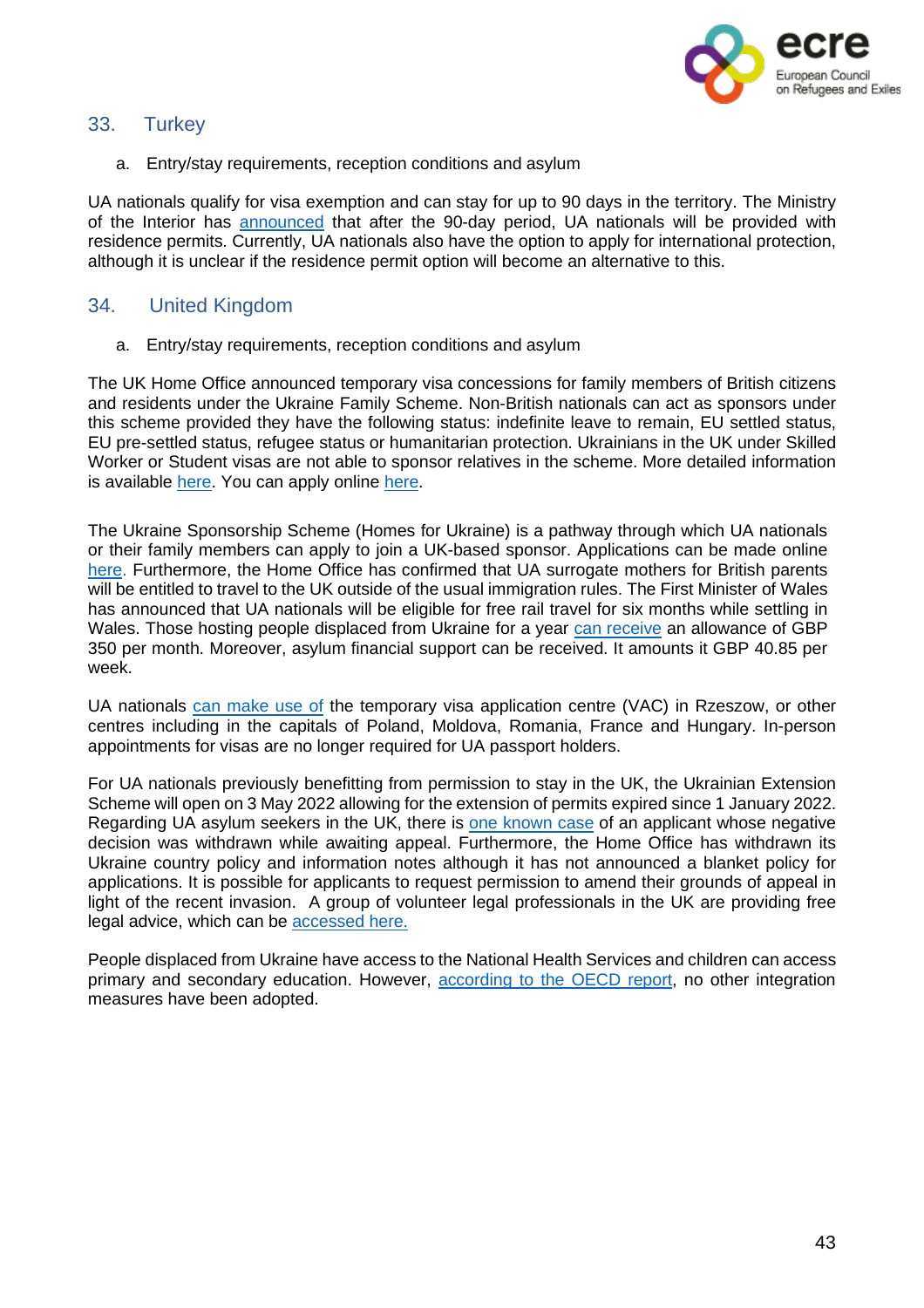## 33. Turkey

a. Entry/stay requirements, reception conditions and asylum

UA nationals qualify for visa exemption and can stay for up to 90 days in the territory. The Ministry of the Interior has announced that after the 90-day period, UA nationals will be provided with residence permits. Currently, UA nationals also have the option to apply for international protection, although it is unclear if the residence permit option will become an alternative to this.

## 34. United Kingdom

a. Entry/stay requirements, reception conditions and asylum

The UK Home Office announced temporary visa concessions for family members of British citizens and residents under the Ukraine Family Scheme. Non-British nationals can act as sponsors under this scheme provided they have the following status: indefinite leave to remain, EU settled status, EU pre-settled status, refugee status or humanitarian protection. Ukrainians in the UK under Skilled Worker or Student visas are not able to sponsor relatives in the scheme. More detailed information is available here. You can apply online here.

The Ukraine Sponsorship Scheme (Homes for Ukraine) is a pathway through which UA nationals or their family members can apply to join a UK-based sponsor. Applications can be made online here. Furthermore, the Home Office has confirmed that UA surrogate mothers for British parents will be entitled to travel to the UK outside of the usual immigration rules. The First Minister of Wales has announced that UA nationals will be eligible for free rail travel for six months while settling in Wales. Those hosting people displaced from Ukraine for a year can receive an allowance of GBP 350 per month. Moreover, asylum financial support can be received. It amounts it GBP 40.85 per week.

UA nationals can make use of the temporary visa application centre (VAC) in Rzeszow, or other centres including in the capitals of Poland, Moldova, Romania, France and Hungary. In-person appointments for visas are no longer required for UA passport holders.

For UA nationals previously benefitting from permission to stay in the UK, the Ukrainian Extension Scheme will open on 3 May 2022 allowing for the extension of permits expired since 1 January 2022. Regarding UA asylum seekers in the UK, there is one known case of an applicant whose negative decision was withdrawn while awaiting appeal. Furthermore, the Home Office has withdrawn its Ukraine country policy and information notes although it has not announced a blanket policy for applications. It is possible for applicants to request permission to amend their grounds of appeal in light of the recent invasion. A group of volunteer legal professionals in the UK are providing free legal advice, which can be accessed here.

People displaced from Ukraine have access to the National Health Services and children can access primary and secondary education. However, according to the OECD report, no other integration measures have been adopted.